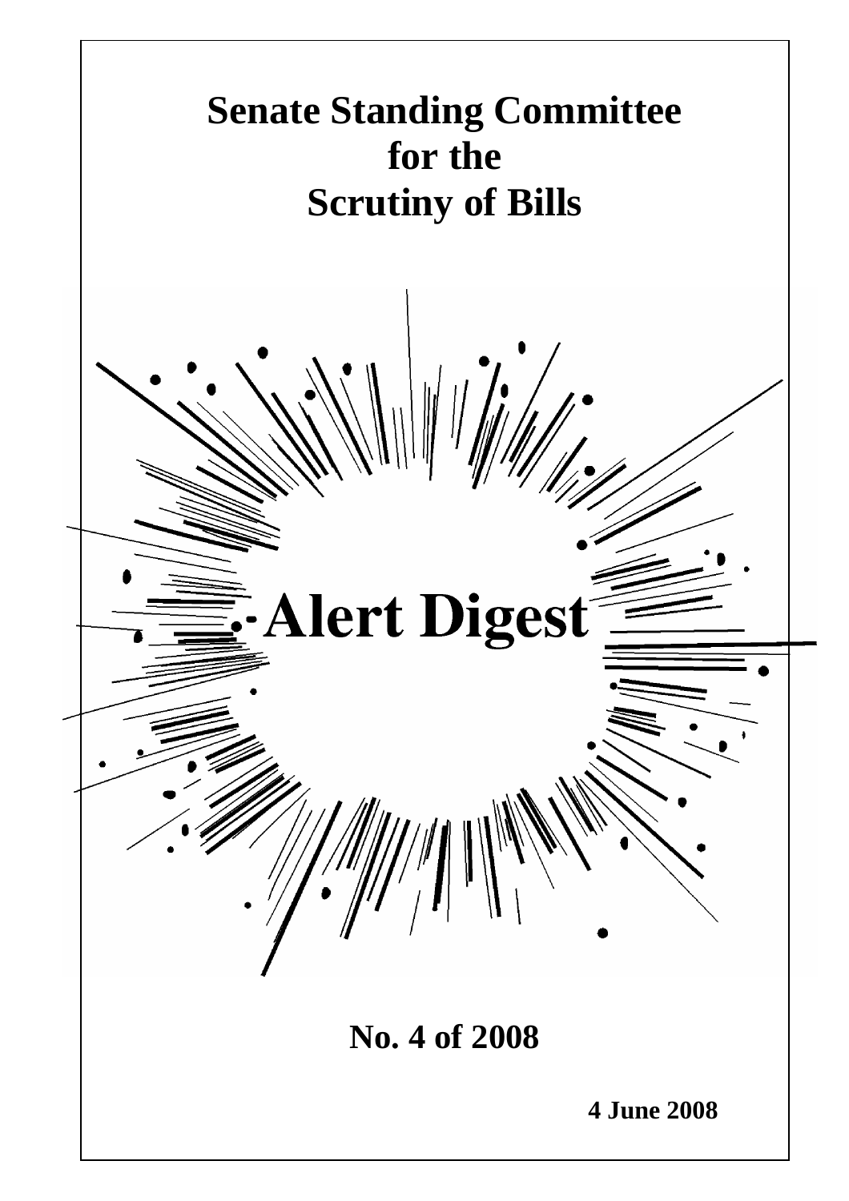# Senate Standing Committee for the Scrutiny of Bills

# Alert Digest

## No. 4 of 2008

**4 June 2008**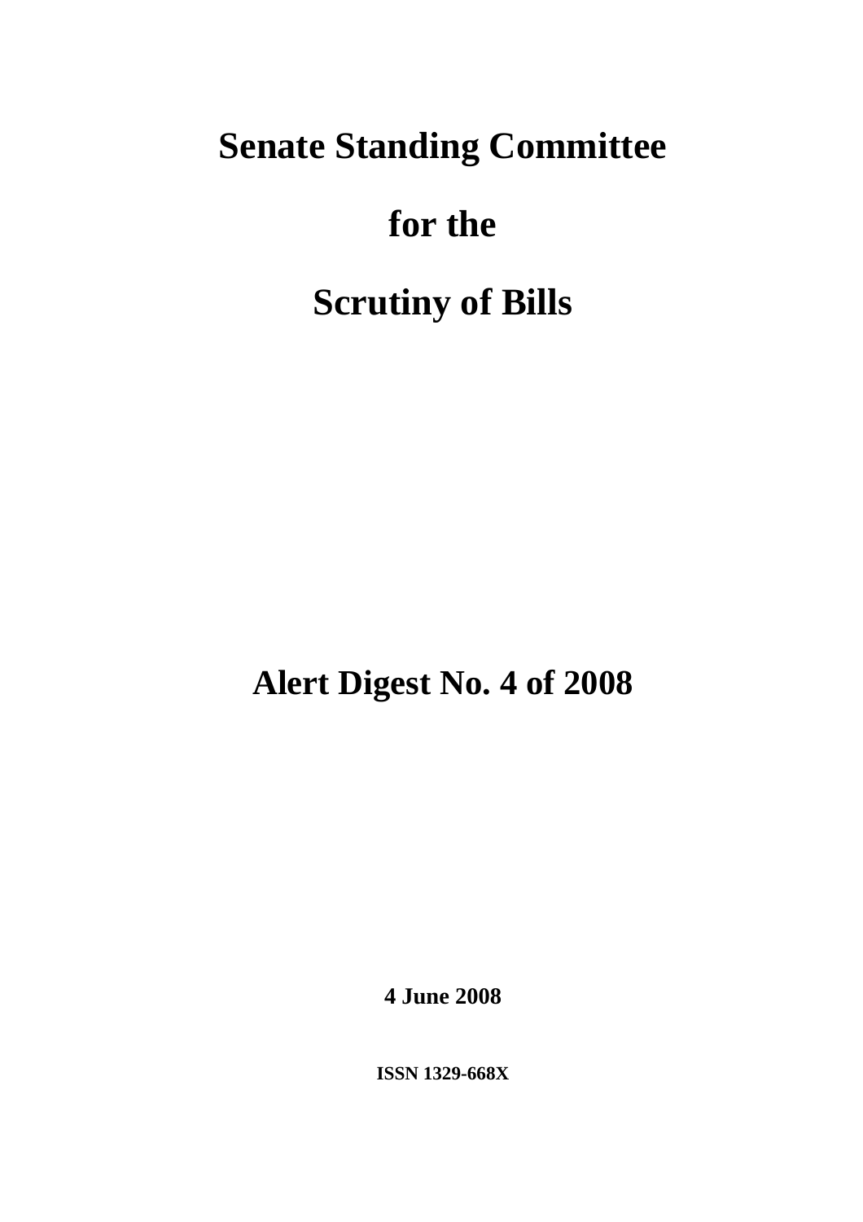# Senate Standing Committee

# for the

# Scrutiny of Bills

# Alert Digest No. 4 of 2008

**4 June 2008**

**ISSN 1329-668X**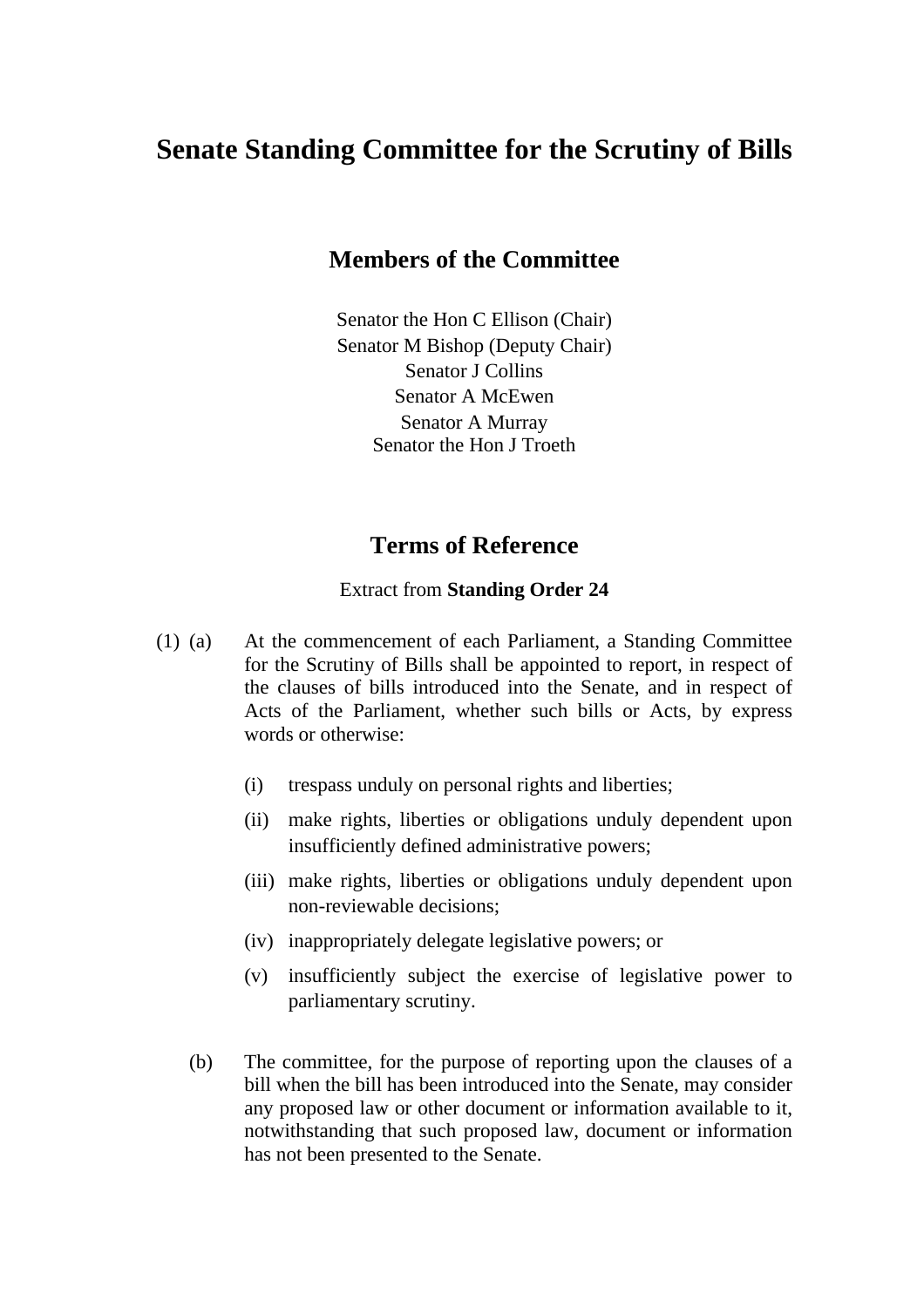# Senate Standing Committee for the Scrutiny of Bills

## Members of the Committee

Senator the Hon C Ellison (Chair)
Senator M Bishop (Deputy Chair)
Senator J Collins
Senator A McEwen
Senator A Murray
Senator the Hon J Troeth

## Terms of Reference

Extract from **Standing Order 24**

(1) (a) At the commencement of each Parliament, a Standing Committee for the Scrutiny of Bills shall be appointed to report, in respect of the clauses of bills introduced into the Senate, and in respect of Acts of the Parliament, whether such bills or Acts, by express words or otherwise:

(i) trespass unduly on personal rights and liberties;

(ii) make rights, liberties or obligations unduly dependent upon insufficiently defined administrative powers;

(iii) make rights, liberties or obligations unduly dependent upon non-reviewable decisions;

(iv) inappropriately delegate legislative powers; or

(v) insufficiently subject the exercise of legislative power to parliamentary scrutiny.

(b) The committee, for the purpose of reporting upon the clauses of a bill when the bill has been introduced into the Senate, may consider any proposed law or other document or information available to it, notwithstanding that such proposed law, document or information has not been presented to the Senate.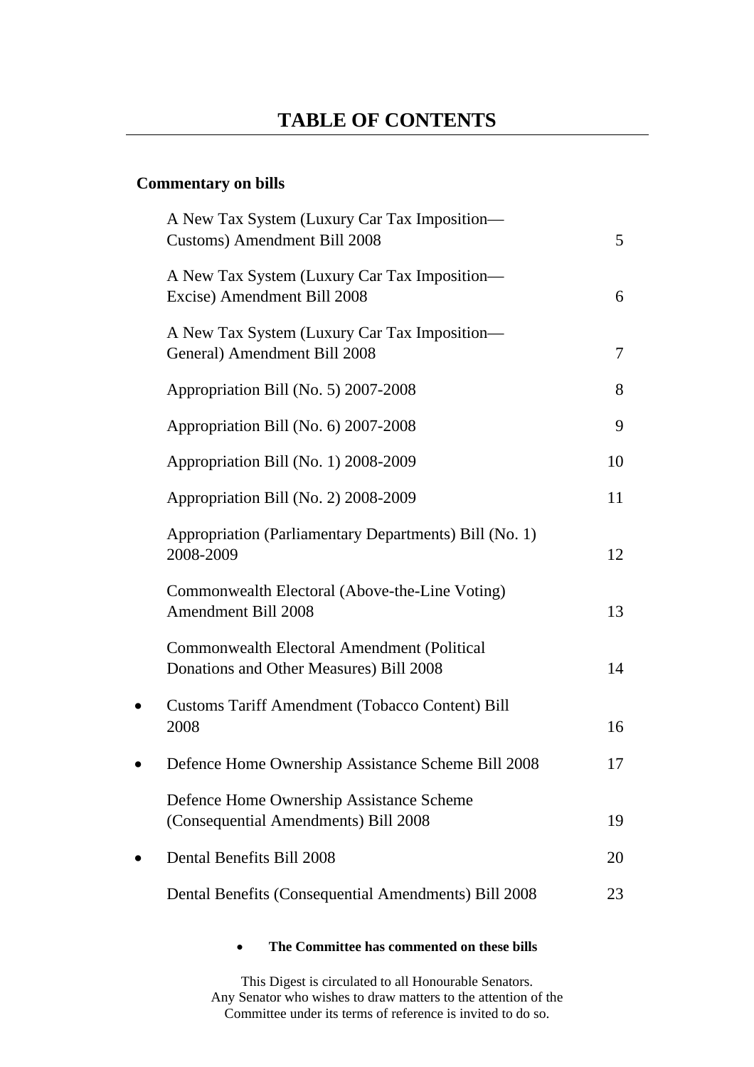# TABLE OF CONTENTS

**Commentary on bills**

| | | |
|---|---|---|
| | A New Tax System (Luxury Car Tax Imposition—Customs) Amendment Bill 2008 | 5 |
| | A New Tax System (Luxury Car Tax Imposition—Excise) Amendment Bill 2008 | 6 |
| | A New Tax System (Luxury Car Tax Imposition—General) Amendment Bill 2008 | 7 |
| | Appropriation Bill (No. 5) 2007-2008 | 8 |
| | Appropriation Bill (No. 6) 2007-2008 | 9 |
| | Appropriation Bill (No. 1) 2008-2009 | 10 |
| | Appropriation Bill (No. 2) 2008-2009 | 11 |
| | Appropriation (Parliamentary Departments) Bill (No. 1) 2008-2009 | 12 |
| | Commonwealth Electoral (Above-the-Line Voting) Amendment Bill 2008 | 13 |
| | Commonwealth Electoral Amendment (Political Donations and Other Measures) Bill 2008 | 14 |
| • | Customs Tariff Amendment (Tobacco Content) Bill 2008 | 16 |
| • | Defence Home Ownership Assistance Scheme Bill 2008 | 17 |
| | Defence Home Ownership Assistance Scheme (Consequential Amendments) Bill 2008 | 19 |
| • | Dental Benefits Bill 2008 | 20 |
| | Dental Benefits (Consequential Amendments) Bill 2008 | 23 |

- **The Committee has commented on these bills**

This Digest is circulated to all Honourable Senators.
Any Senator who wishes to draw matters to the attention of the Committee under its terms of reference is invited to do so.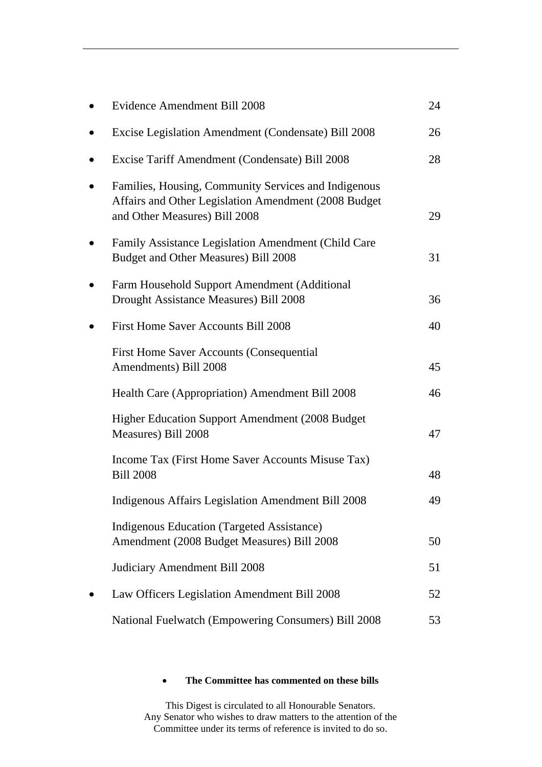| | | |
|---|---|---|
| • | Evidence Amendment Bill 2008 | 24 |
| • | Excise Legislation Amendment (Condensate) Bill 2008 | 26 |
| • | Excise Tariff Amendment (Condensate) Bill 2008 | 28 |
| • | Families, Housing, Community Services and Indigenous Affairs and Other Legislation Amendment (2008 Budget and Other Measures) Bill 2008 | 29 |
| • | Family Assistance Legislation Amendment (Child Care Budget and Other Measures) Bill 2008 | 31 |
| • | Farm Household Support Amendment (Additional Drought Assistance Measures) Bill 2008 | 36 |
| • | First Home Saver Accounts Bill 2008 | 40 |
| | First Home Saver Accounts (Consequential Amendments) Bill 2008 | 45 |
| | Health Care (Appropriation) Amendment Bill 2008 | 46 |
| | Higher Education Support Amendment (2008 Budget Measures) Bill 2008 | 47 |
| | Income Tax (First Home Saver Accounts Misuse Tax) Bill 2008 | 48 |
| | Indigenous Affairs Legislation Amendment Bill 2008 | 49 |
| | Indigenous Education (Targeted Assistance) Amendment (2008 Budget Measures) Bill 2008 | 50 |
| | Judiciary Amendment Bill 2008 | 51 |
| • | Law Officers Legislation Amendment Bill 2008 | 52 |
| | National Fuelwatch (Empowering Consumers) Bill 2008 | 53 |

- **The Committee has commented on these bills**

This Digest is circulated to all Honourable Senators.
Any Senator who wishes to draw matters to the attention of the Committee under its terms of reference is invited to do so.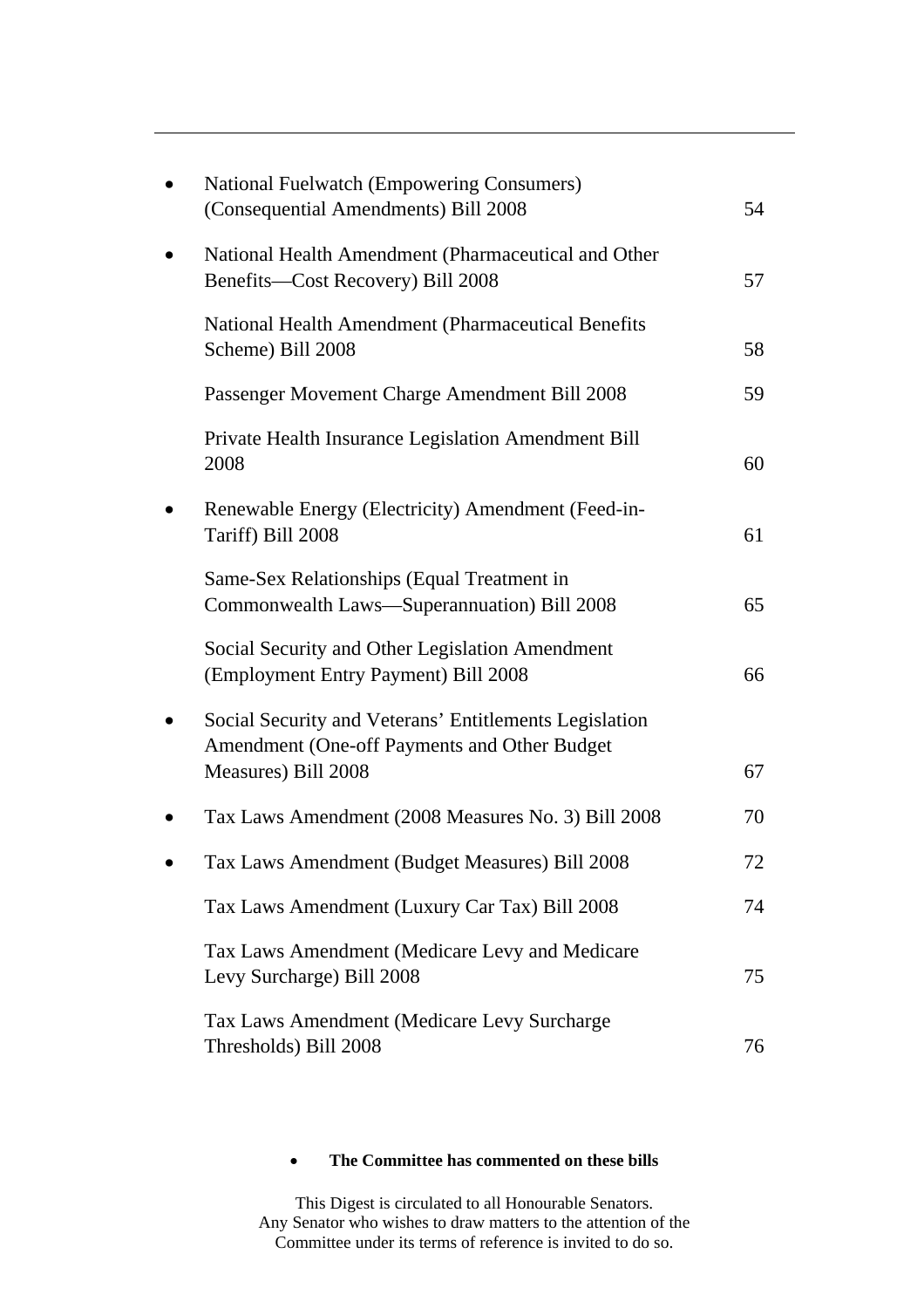---

| | | |
|---|---|---|
| • | National Fuelwatch (Empowering Consumers) (Consequential Amendments) Bill 2008 | 54 |
| • | National Health Amendment (Pharmaceutical and Other Benefits—Cost Recovery) Bill 2008 | 57 |
| | National Health Amendment (Pharmaceutical Benefits Scheme) Bill 2008 | 58 |
| | Passenger Movement Charge Amendment Bill 2008 | 59 |
| | Private Health Insurance Legislation Amendment Bill 2008 | 60 |
| • | Renewable Energy (Electricity) Amendment (Feed-in-Tariff) Bill 2008 | 61 |
| | Same-Sex Relationships (Equal Treatment in Commonwealth Laws—Superannuation) Bill 2008 | 65 |
| | Social Security and Other Legislation Amendment (Employment Entry Payment) Bill 2008 | 66 |
| • | Social Security and Veterans' Entitlements Legislation Amendment (One-off Payments and Other Budget Measures) Bill 2008 | 67 |
| • | Tax Laws Amendment (2008 Measures No. 3) Bill 2008 | 70 |
| • | Tax Laws Amendment (Budget Measures) Bill 2008 | 72 |
| | Tax Laws Amendment (Luxury Car Tax) Bill 2008 | 74 |
| | Tax Laws Amendment (Medicare Levy and Medicare Levy Surcharge) Bill 2008 | 75 |
| | Tax Laws Amendment (Medicare Levy Surcharge Thresholds) Bill 2008 | 76 |

- **The Committee has commented on these bills**

This Digest is circulated to all Honourable Senators.
Any Senator who wishes to draw matters to the attention of the Committee under its terms of reference is invited to do so.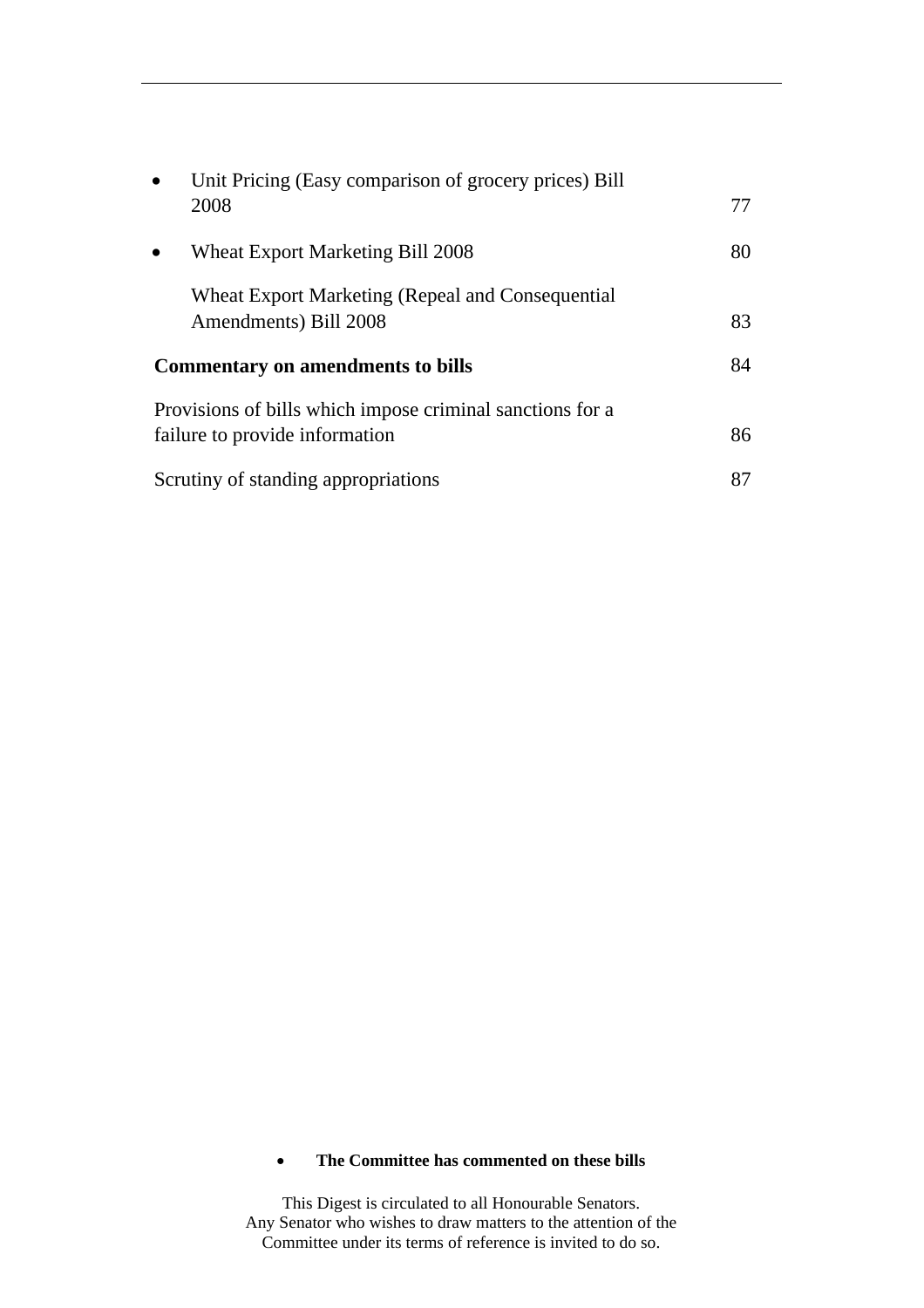- Unit Pricing (Easy comparison of grocery prices) Bill 2008 77
- Wheat Export Marketing Bill 2008 80

  Wheat Export Marketing (Repeal and Consequential Amendments) Bill 2008 83

**Commentary on amendments to bills** 84

Provisions of bills which impose criminal sanctions for a failure to provide information 86

Scrutiny of standing appropriations 87

- **The Committee has commented on these bills**

This Digest is circulated to all Honourable Senators.
Any Senator who wishes to draw matters to the attention of the Committee under its terms of reference is invited to do so.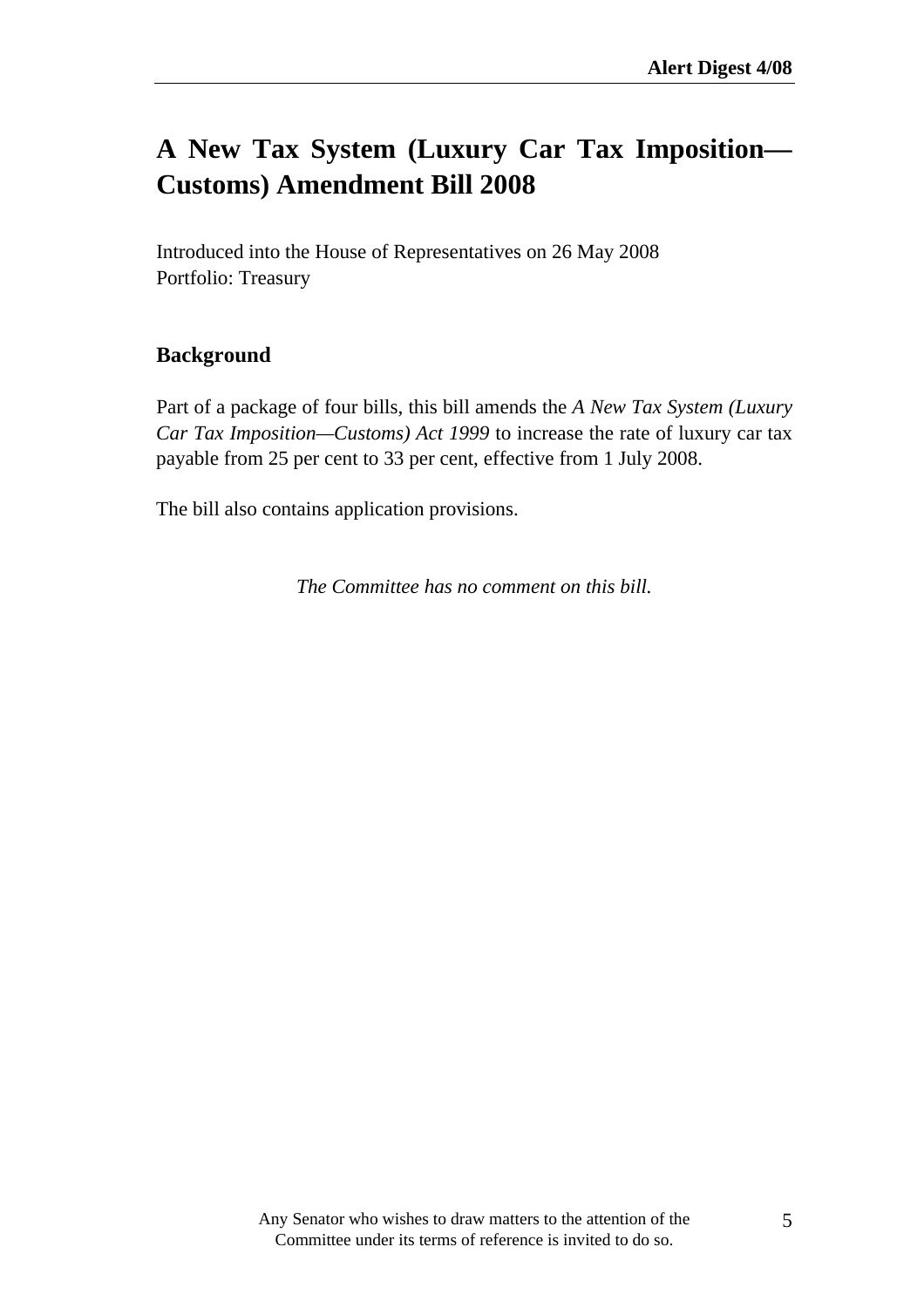# A New Tax System (Luxury Car Tax Imposition—Customs) Amendment Bill 2008

Introduced into the House of Representatives on 26 May 2008
Portfolio: Treasury

## Background

Part of a package of four bills, this bill amends the *A New Tax System (Luxury Car Tax Imposition—Customs) Act 1999* to increase the rate of luxury car tax payable from 25 per cent to 33 per cent, effective from 1 July 2008.

The bill also contains application provisions.

*The Committee has no comment on this bill.*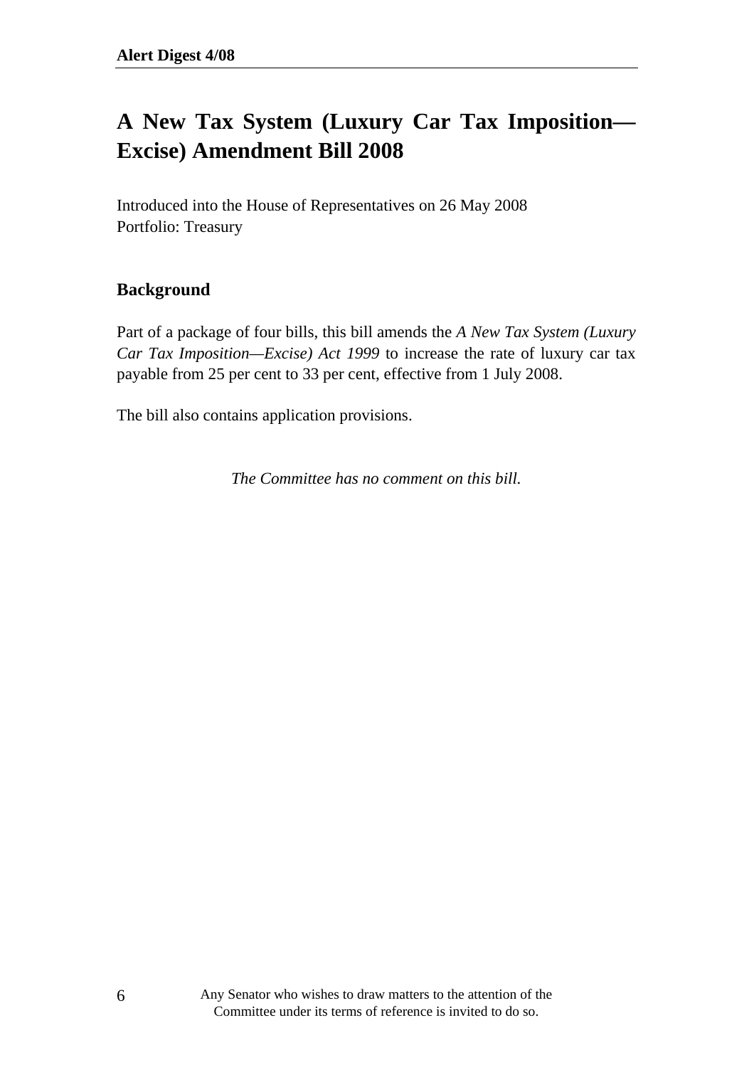# A New Tax System (Luxury Car Tax Imposition—Excise) Amendment Bill 2008

Introduced into the House of Representatives on 26 May 2008
Portfolio: Treasury

## Background

Part of a package of four bills, this bill amends the *A New Tax System (Luxury Car Tax Imposition—Excise) Act 1999* to increase the rate of luxury car tax payable from 25 per cent to 33 per cent, effective from 1 July 2008.

The bill also contains application provisions.

*The Committee has no comment on this bill.*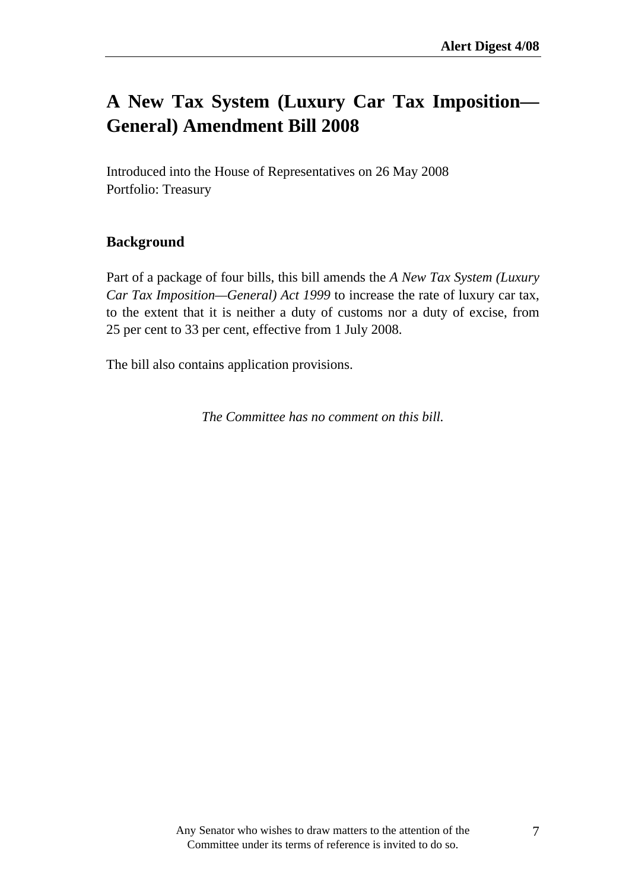# A New Tax System (Luxury Car Tax Imposition—General) Amendment Bill 2008

Introduced into the House of Representatives on 26 May 2008
Portfolio: Treasury

## Background

Part of a package of four bills, this bill amends the *A New Tax System (Luxury Car Tax Imposition—General) Act 1999* to increase the rate of luxury car tax, to the extent that it is neither a duty of customs nor a duty of excise, from 25 per cent to 33 per cent, effective from 1 July 2008.

The bill also contains application provisions.

*The Committee has no comment on this bill.*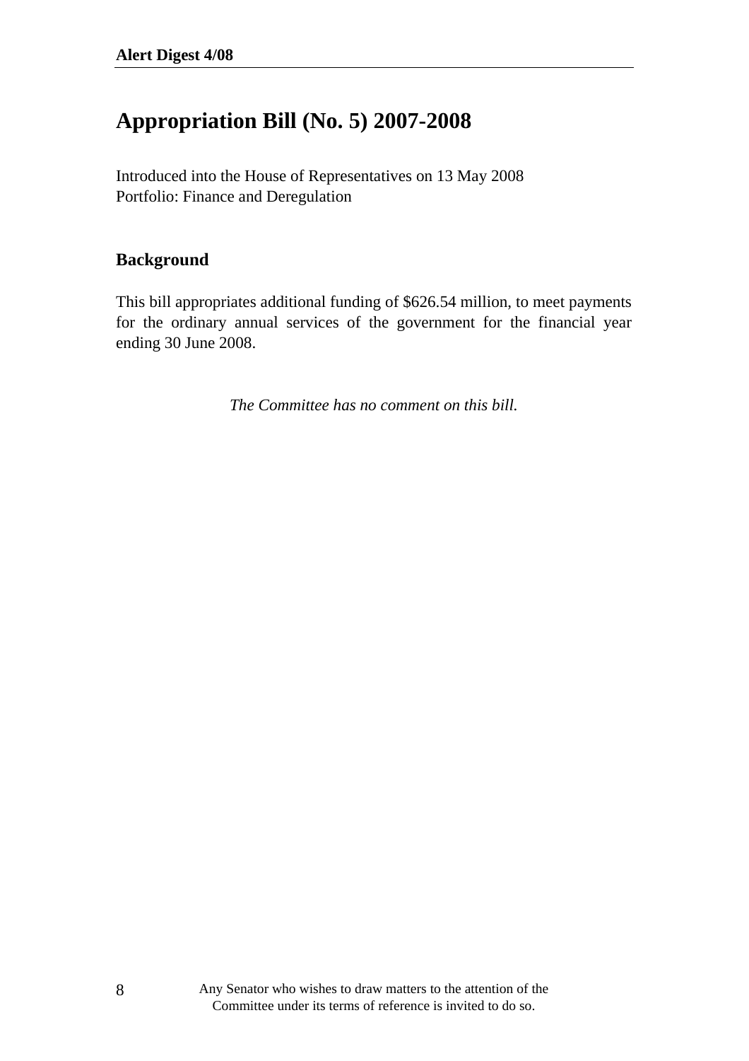# Appropriation Bill (No. 5) 2007-2008

Introduced into the House of Representatives on 13 May 2008
Portfolio: Finance and Deregulation

## Background

This bill appropriates additional funding of $626.54 million, to meet payments for the ordinary annual services of the government for the financial year ending 30 June 2008.

*The Committee has no comment on this bill.*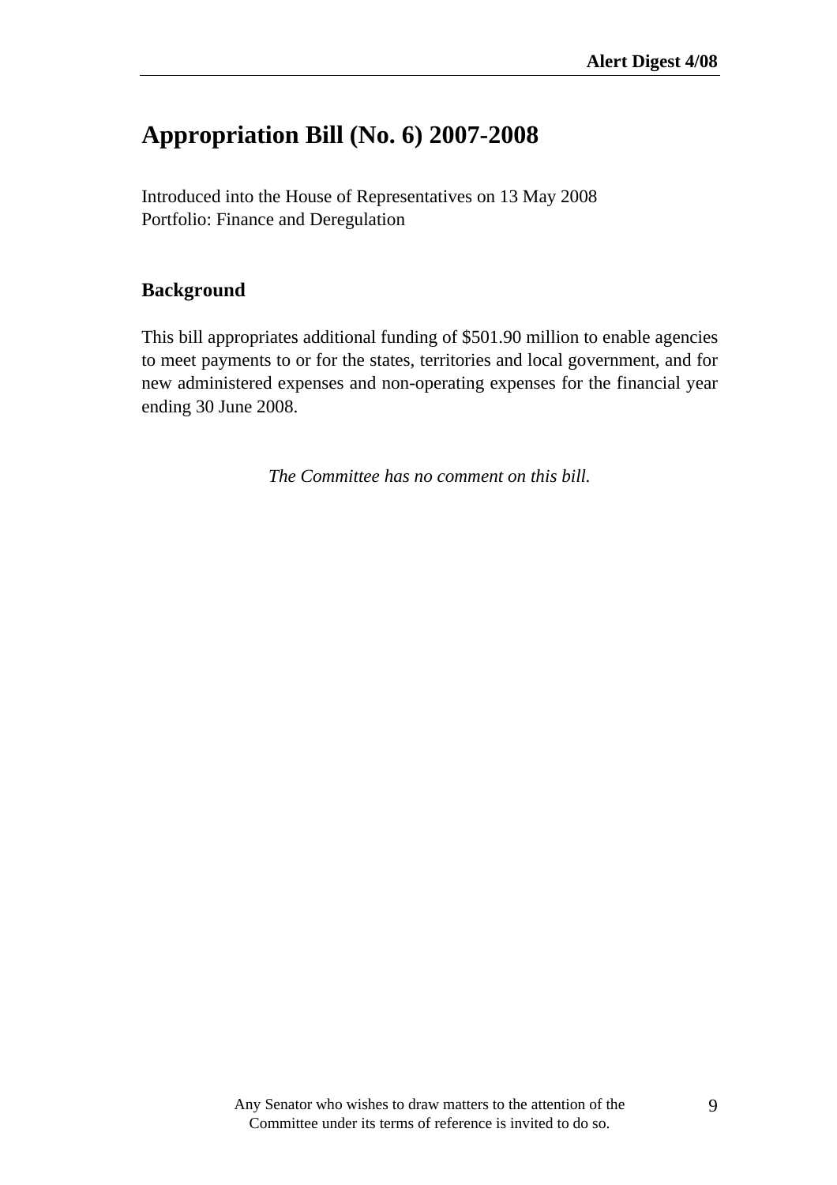# Appropriation Bill (No. 6) 2007-2008

Introduced into the House of Representatives on 13 May 2008
Portfolio: Finance and Deregulation

## Background

This bill appropriates additional funding of $501.90 million to enable agencies to meet payments to or for the states, territories and local government, and for new administered expenses and non-operating expenses for the financial year ending 30 June 2008.

*The Committee has no comment on this bill.*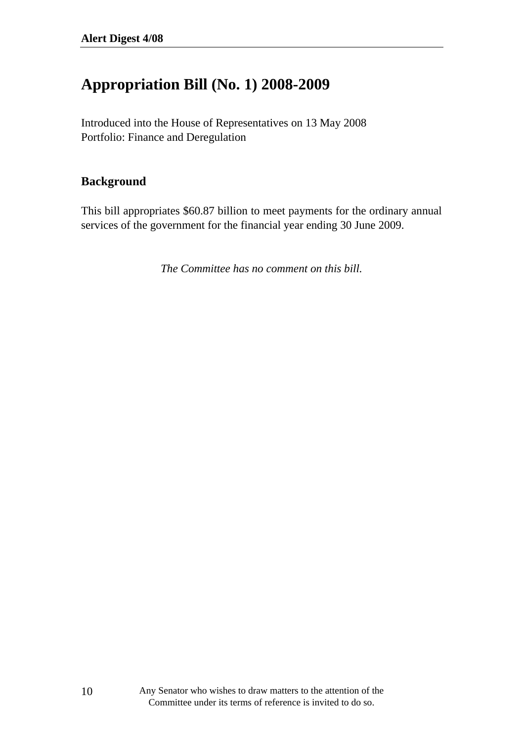# Appropriation Bill (No. 1) 2008-2009

Introduced into the House of Representatives on 13 May 2008
Portfolio: Finance and Deregulation

## Background

This bill appropriates $60.87 billion to meet payments for the ordinary annual services of the government for the financial year ending 30 June 2009.

*The Committee has no comment on this bill.*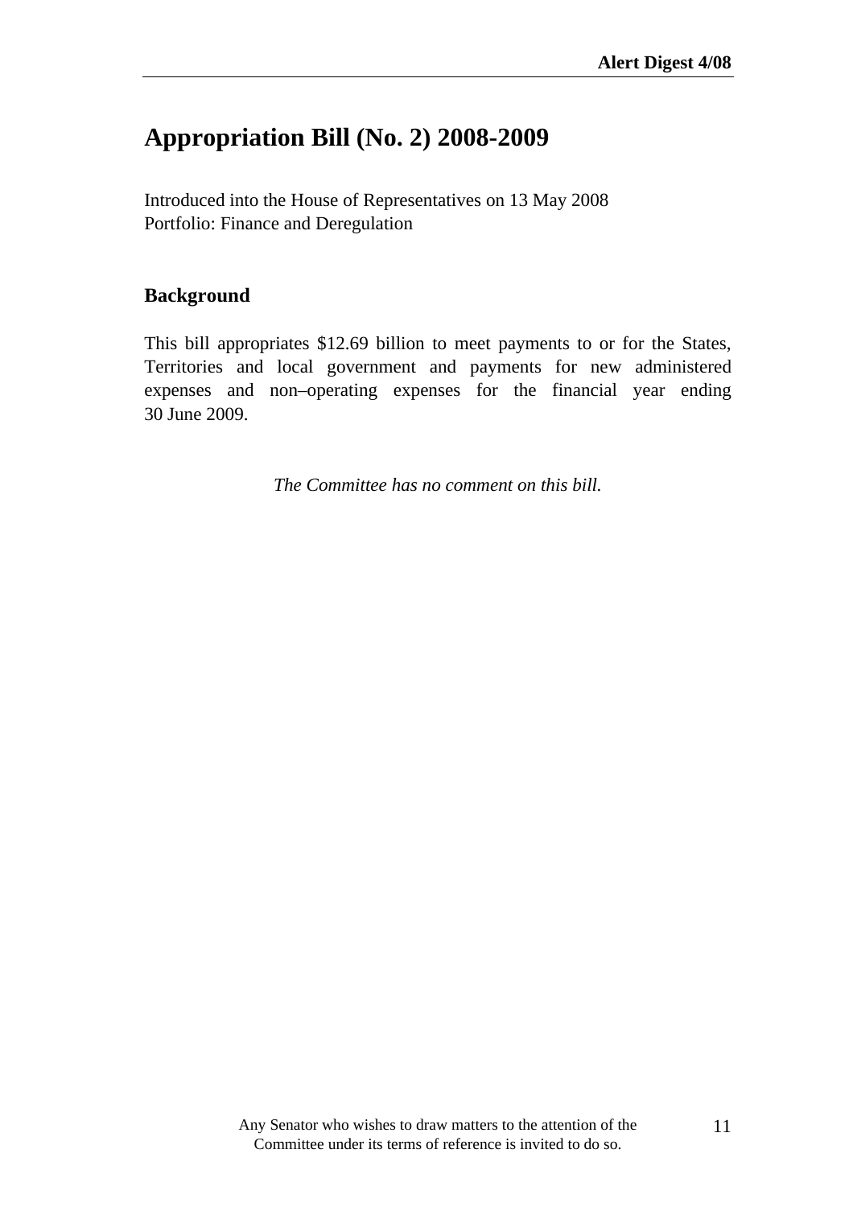# Appropriation Bill (No. 2) 2008-2009

Introduced into the House of Representatives on 13 May 2008
Portfolio: Finance and Deregulation

## Background

This bill appropriates $12.69 billion to meet payments to or for the States, Territories and local government and payments for new administered expenses and non–operating expenses for the financial year ending 30 June 2009.

*The Committee has no comment on this bill.*

Any Senator who wishes to draw matters to the attention of the Committee under its terms of reference is invited to do so.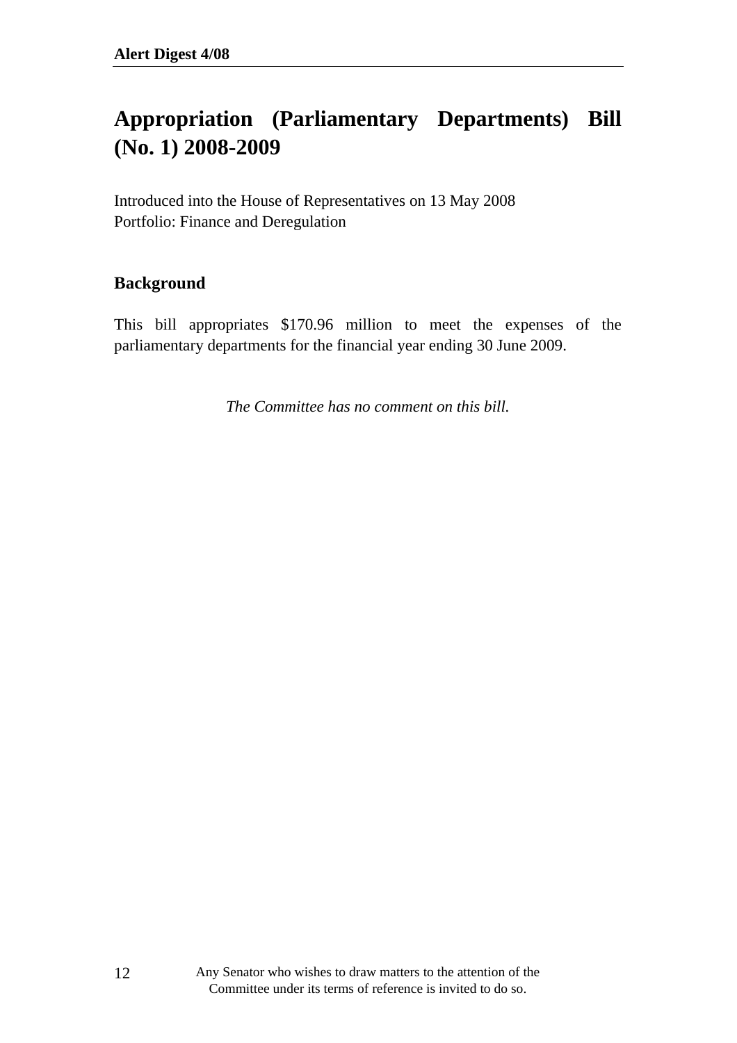# Appropriation (Parliamentary Departments) Bill (No. 1) 2008-2009

Introduced into the House of Representatives on 13 May 2008
Portfolio: Finance and Deregulation

## Background

This bill appropriates $170.96 million to meet the expenses of the parliamentary departments for the financial year ending 30 June 2009.

*The Committee has no comment on this bill.*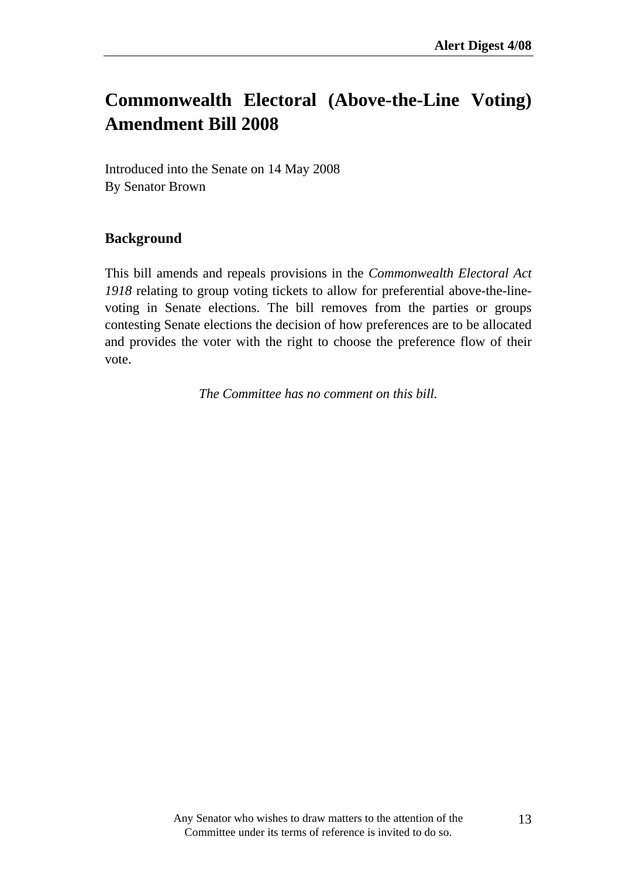# Commonwealth Electoral (Above-the-Line Voting) Amendment Bill 2008

Introduced into the Senate on 14 May 2008
By Senator Brown

## Background

This bill amends and repeals provisions in the *Commonwealth Electoral Act 1918* relating to group voting tickets to allow for preferential above-the-line-voting in Senate elections. The bill removes from the parties or groups contesting Senate elections the decision of how preferences are to be allocated and provides the voter with the right to choose the preference flow of their vote.

*The Committee has no comment on this bill.*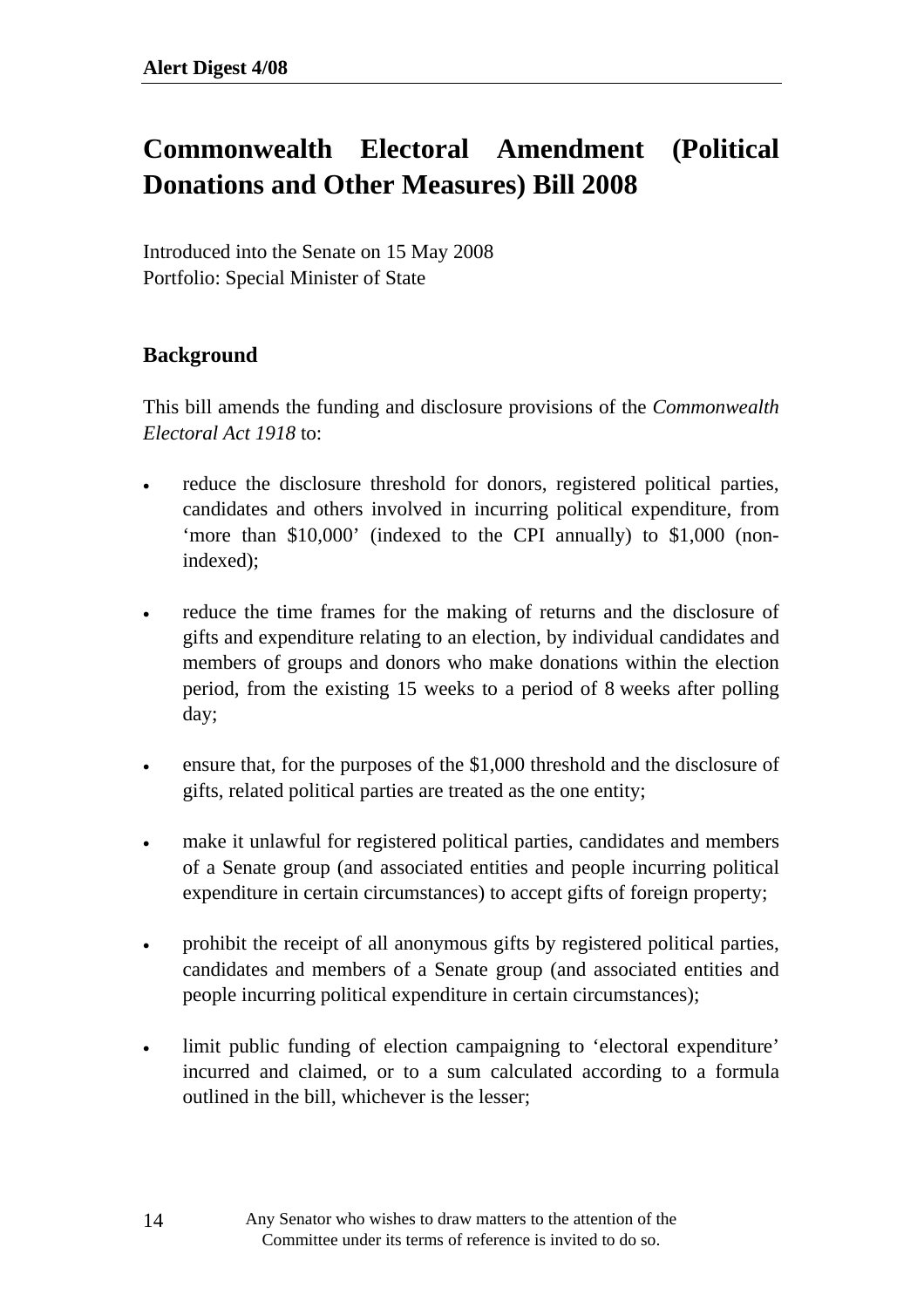# Commonwealth Electoral Amendment (Political Donations and Other Measures) Bill 2008

Introduced into the Senate on 15 May 2008
Portfolio: Special Minister of State

## Background

This bill amends the funding and disclosure provisions of the *Commonwealth Electoral Act 1918* to:

- reduce the disclosure threshold for donors, registered political parties, candidates and others involved in incurring political expenditure, from 'more than $10,000' (indexed to the CPI annually) to $1,000 (non-indexed);

- reduce the time frames for the making of returns and the disclosure of gifts and expenditure relating to an election, by individual candidates and members of groups and donors who make donations within the election period, from the existing 15 weeks to a period of 8 weeks after polling day;

- ensure that, for the purposes of the $1,000 threshold and the disclosure of gifts, related political parties are treated as the one entity;

- make it unlawful for registered political parties, candidates and members of a Senate group (and associated entities and people incurring political expenditure in certain circumstances) to accept gifts of foreign property;

- prohibit the receipt of all anonymous gifts by registered political parties, candidates and members of a Senate group (and associated entities and people incurring political expenditure in certain circumstances);

- limit public funding of election campaigning to 'electoral expenditure' incurred and claimed, or to a sum calculated according to a formula outlined in the bill, whichever is the lesser;

Any Senator who wishes to draw matters to the attention of the Committee under its terms of reference is invited to do so.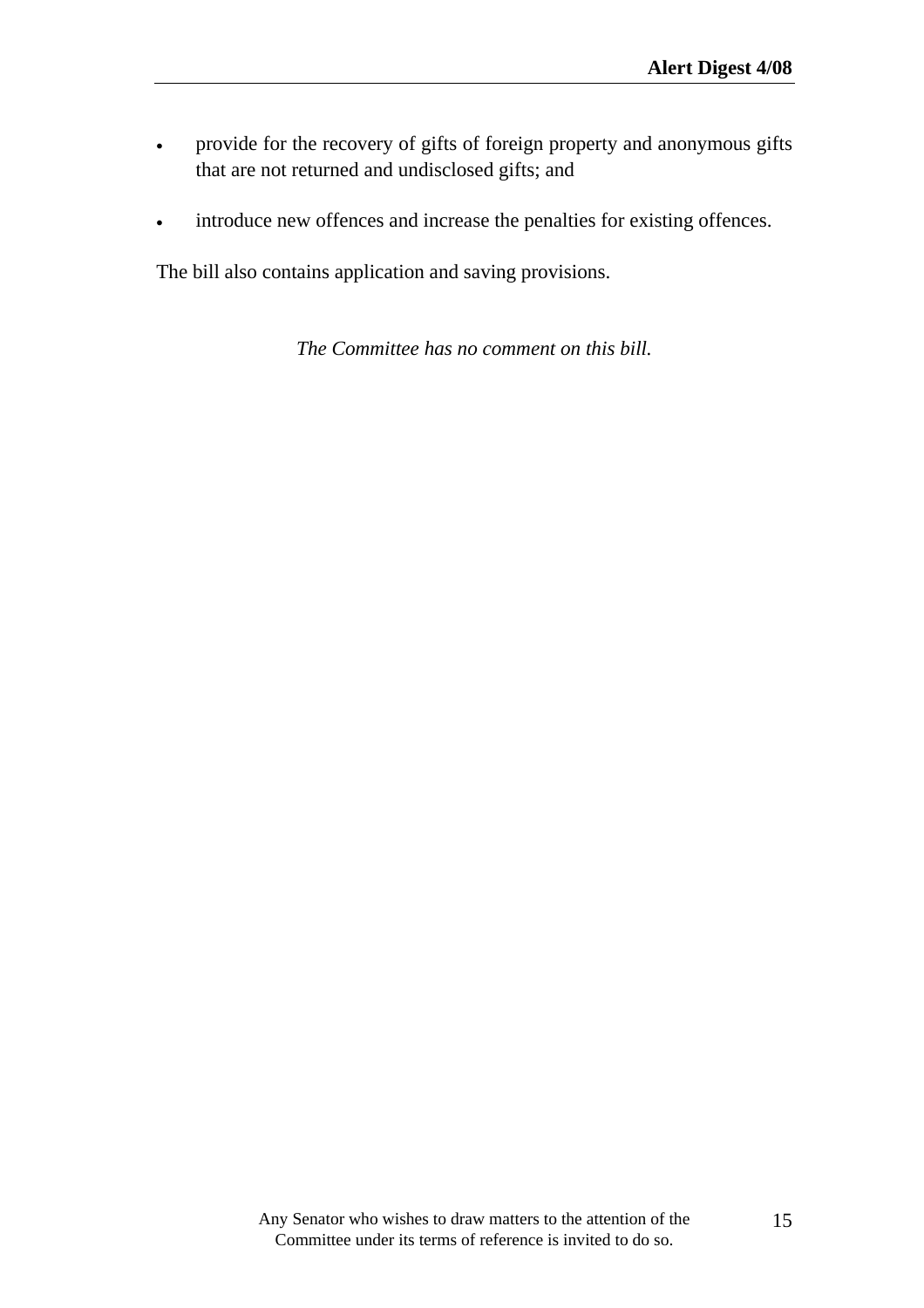- provide for the recovery of gifts of foreign property and anonymous gifts that are not returned and undisclosed gifts; and
- introduce new offences and increase the penalties for existing offences.

The bill also contains application and saving provisions.

*The Committee has no comment on this bill.*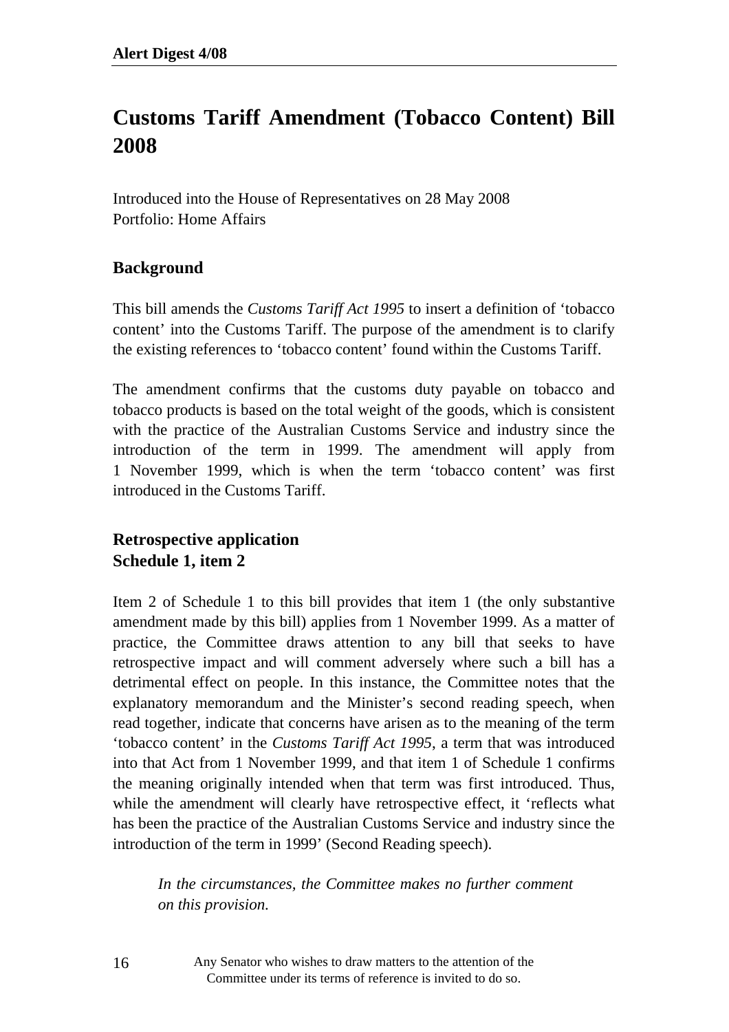# Customs Tariff Amendment (Tobacco Content) Bill 2008

Introduced into the House of Representatives on 28 May 2008
Portfolio: Home Affairs

## Background

This bill amends the *Customs Tariff Act 1995* to insert a definition of 'tobacco content' into the Customs Tariff. The purpose of the amendment is to clarify the existing references to 'tobacco content' found within the Customs Tariff.

The amendment confirms that the customs duty payable on tobacco and tobacco products is based on the total weight of the goods, which is consistent with the practice of the Australian Customs Service and industry since the introduction of the term in 1999. The amendment will apply from 1 November 1999, which is when the term 'tobacco content' was first introduced in the Customs Tariff.

## Retrospective application
## Schedule 1, item 2

Item 2 of Schedule 1 to this bill provides that item 1 (the only substantive amendment made by this bill) applies from 1 November 1999. As a matter of practice, the Committee draws attention to any bill that seeks to have retrospective impact and will comment adversely where such a bill has a detrimental effect on people. In this instance, the Committee notes that the explanatory memorandum and the Minister's second reading speech, when read together, indicate that concerns have arisen as to the meaning of the term 'tobacco content' in the *Customs Tariff Act 1995*, a term that was introduced into that Act from 1 November 1999, and that item 1 of Schedule 1 confirms the meaning originally intended when that term was first introduced. Thus, while the amendment will clearly have retrospective effect, it 'reflects what has been the practice of the Australian Customs Service and industry since the introduction of the term in 1999' (Second Reading speech).

> *In the circumstances, the Committee makes no further comment on this provision.*

Any Senator who wishes to draw matters to the attention of the Committee under its terms of reference is invited to do so.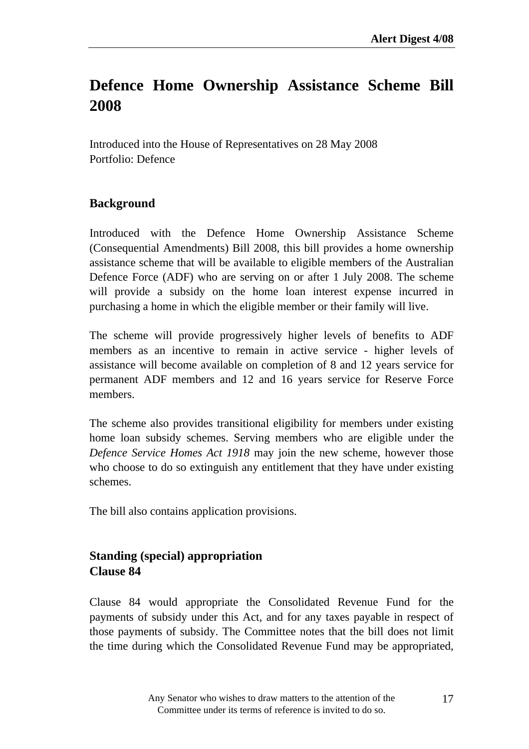# Defence Home Ownership Assistance Scheme Bill 2008

Introduced into the House of Representatives on 28 May 2008
Portfolio: Defence

## Background

Introduced with the Defence Home Ownership Assistance Scheme (Consequential Amendments) Bill 2008, this bill provides a home ownership assistance scheme that will be available to eligible members of the Australian Defence Force (ADF) who are serving on or after 1 July 2008. The scheme will provide a subsidy on the home loan interest expense incurred in purchasing a home in which the eligible member or their family will live.

The scheme will provide progressively higher levels of benefits to ADF members as an incentive to remain in active service - higher levels of assistance will become available on completion of 8 and 12 years service for permanent ADF members and 12 and 16 years service for Reserve Force members.

The scheme also provides transitional eligibility for members under existing home loan subsidy schemes. Serving members who are eligible under the *Defence Service Homes Act 1918* may join the new scheme, however those who choose to do so extinguish any entitlement that they have under existing schemes.

The bill also contains application provisions.

## Standing (special) appropriation
## Clause 84

Clause 84 would appropriate the Consolidated Revenue Fund for the payments of subsidy under this Act, and for any taxes payable in respect of those payments of subsidy. The Committee notes that the bill does not limit the time during which the Consolidated Revenue Fund may be appropriated,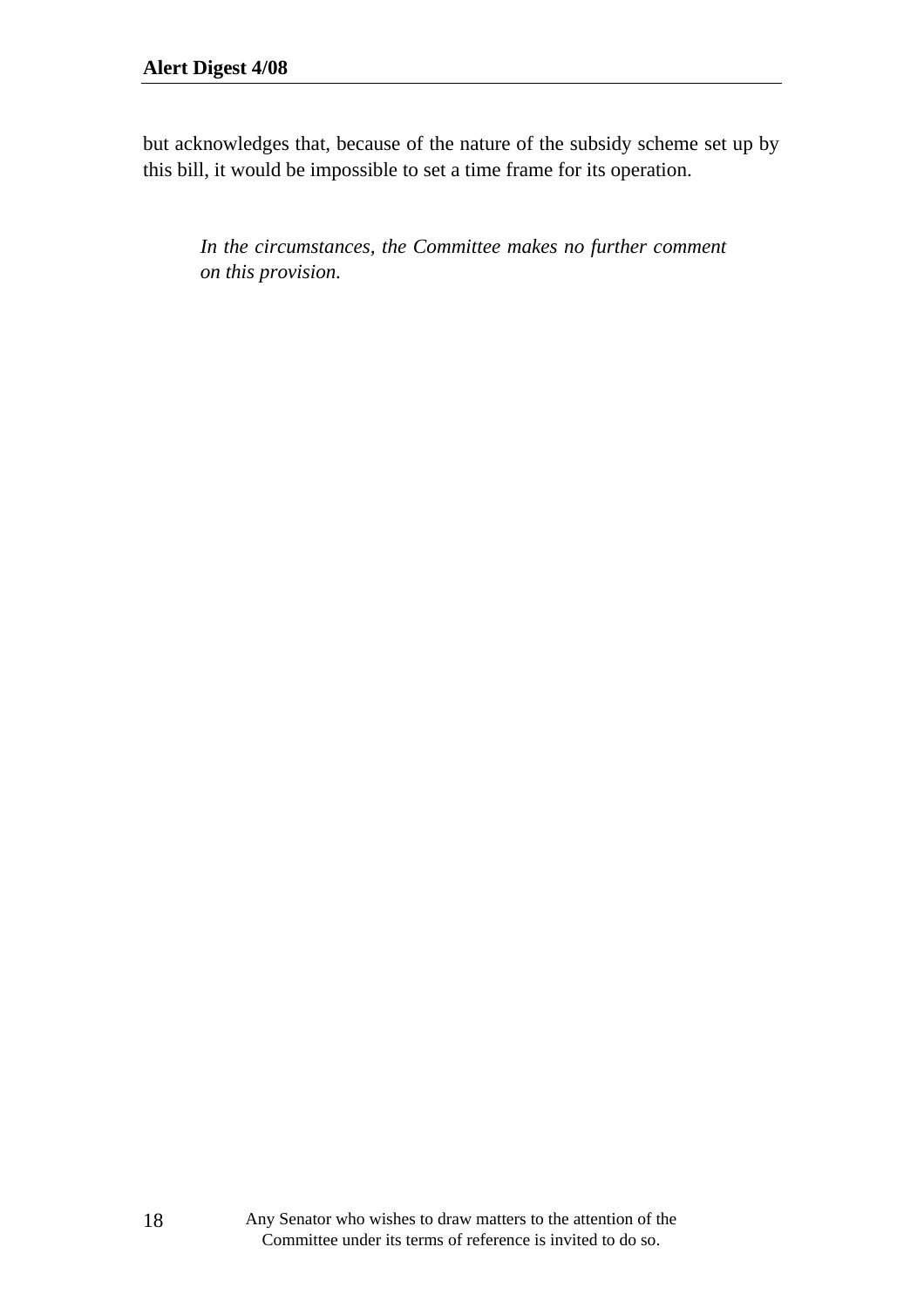but acknowledges that, because of the nature of the subsidy scheme set up by this bill, it would be impossible to set a time frame for its operation.

> *In the circumstances, the Committee makes no further comment on this provision.*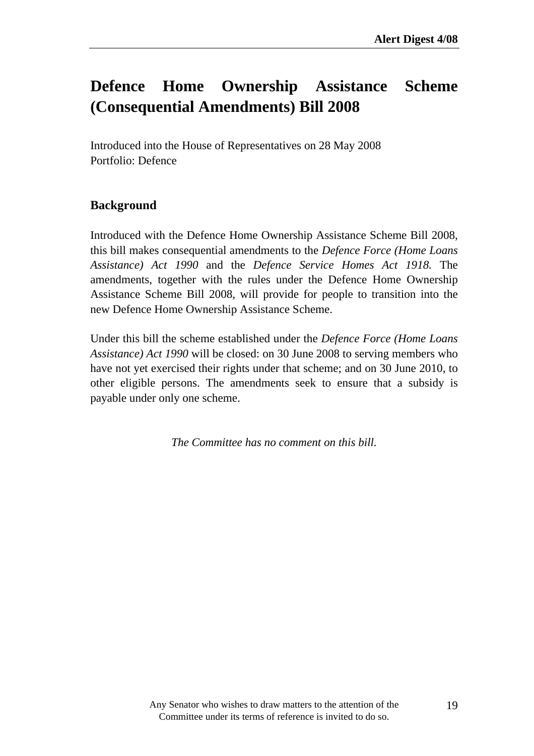# Defence Home Ownership Assistance Scheme (Consequential Amendments) Bill 2008

Introduced into the House of Representatives on 28 May 2008
Portfolio: Defence

## Background

Introduced with the Defence Home Ownership Assistance Scheme Bill 2008, this bill makes consequential amendments to the *Defence Force (Home Loans Assistance) Act 1990* and the *Defence Service Homes Act 1918.* The amendments, together with the rules under the Defence Home Ownership Assistance Scheme Bill 2008, will provide for people to transition into the new Defence Home Ownership Assistance Scheme.

Under this bill the scheme established under the *Defence Force (Home Loans Assistance) Act 1990* will be closed: on 30 June 2008 to serving members who have not yet exercised their rights under that scheme; and on 30 June 2010, to other eligible persons. The amendments seek to ensure that a subsidy is payable under only one scheme.

*The Committee has no comment on this bill.*

Any Senator who wishes to draw matters to the attention of the Committee under its terms of reference is invited to do so.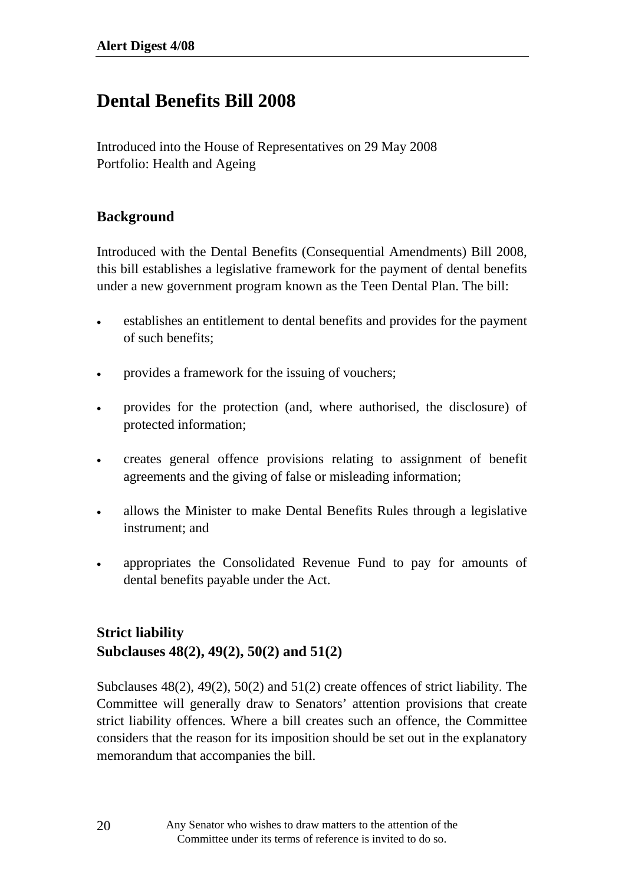# Dental Benefits Bill 2008

Introduced into the House of Representatives on 29 May 2008
Portfolio: Health and Ageing

## Background

Introduced with the Dental Benefits (Consequential Amendments) Bill 2008, this bill establishes a legislative framework for the payment of dental benefits under a new government program known as the Teen Dental Plan. The bill:

- establishes an entitlement to dental benefits and provides for the payment of such benefits;
- provides a framework for the issuing of vouchers;
- provides for the protection (and, where authorised, the disclosure) of protected information;
- creates general offence provisions relating to assignment of benefit agreements and the giving of false or misleading information;
- allows the Minister to make Dental Benefits Rules through a legislative instrument; and
- appropriates the Consolidated Revenue Fund to pay for amounts of dental benefits payable under the Act.

## Strict liability
## Subclauses 48(2), 49(2), 50(2) and 51(2)

Subclauses 48(2), 49(2), 50(2) and 51(2) create offences of strict liability. The Committee will generally draw to Senators' attention provisions that create strict liability offences. Where a bill creates such an offence, the Committee considers that the reason for its imposition should be set out in the explanatory memorandum that accompanies the bill.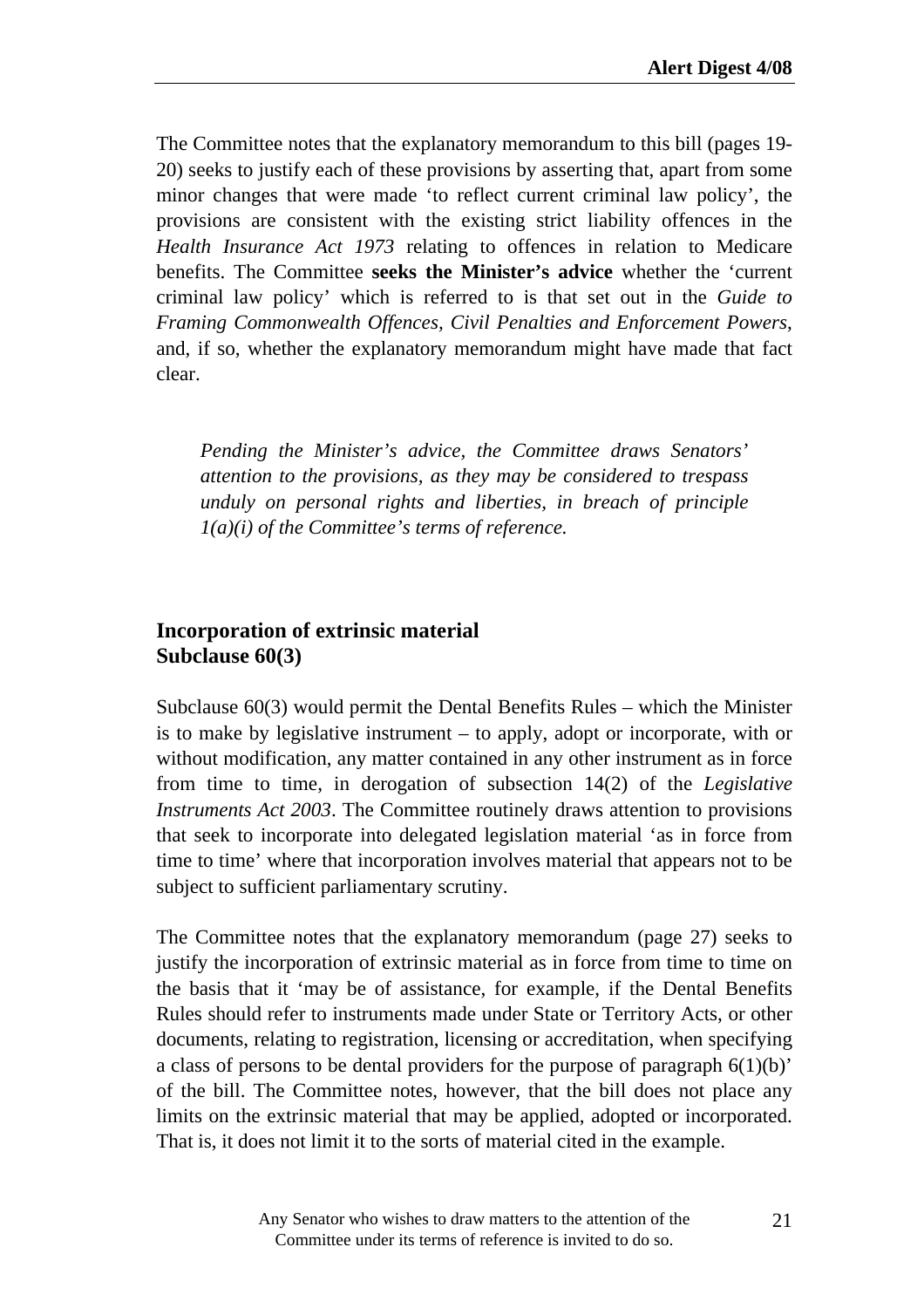The Committee notes that the explanatory memorandum to this bill (pages 19-20) seeks to justify each of these provisions by asserting that, apart from some minor changes that were made 'to reflect current criminal law policy', the provisions are consistent with the existing strict liability offences in the *Health Insurance Act 1973* relating to offences in relation to Medicare benefits. The Committee **seeks the Minister's advice** whether the 'current criminal law policy' which is referred to is that set out in the *Guide to Framing Commonwealth Offences, Civil Penalties and Enforcement Powers*, and, if so, whether the explanatory memorandum might have made that fact clear.

> *Pending the Minister's advice, the Committee draws Senators' attention to the provisions, as they may be considered to trespass unduly on personal rights and liberties, in breach of principle 1(a)(i) of the Committee's terms of reference.*

### Incorporation of extrinsic material
### Subclause 60(3)

Subclause 60(3) would permit the Dental Benefits Rules – which the Minister is to make by legislative instrument – to apply, adopt or incorporate, with or without modification, any matter contained in any other instrument as in force from time to time, in derogation of subsection 14(2) of the *Legislative Instruments Act 2003*. The Committee routinely draws attention to provisions that seek to incorporate into delegated legislation material 'as in force from time to time' where that incorporation involves material that appears not to be subject to sufficient parliamentary scrutiny.

The Committee notes that the explanatory memorandum (page 27) seeks to justify the incorporation of extrinsic material as in force from time to time on the basis that it 'may be of assistance, for example, if the Dental Benefits Rules should refer to instruments made under State or Territory Acts, or other documents, relating to registration, licensing or accreditation, when specifying a class of persons to be dental providers for the purpose of paragraph 6(1)(b)' of the bill. The Committee notes, however, that the bill does not place any limits on the extrinsic material that may be applied, adopted or incorporated. That is, it does not limit it to the sorts of material cited in the example.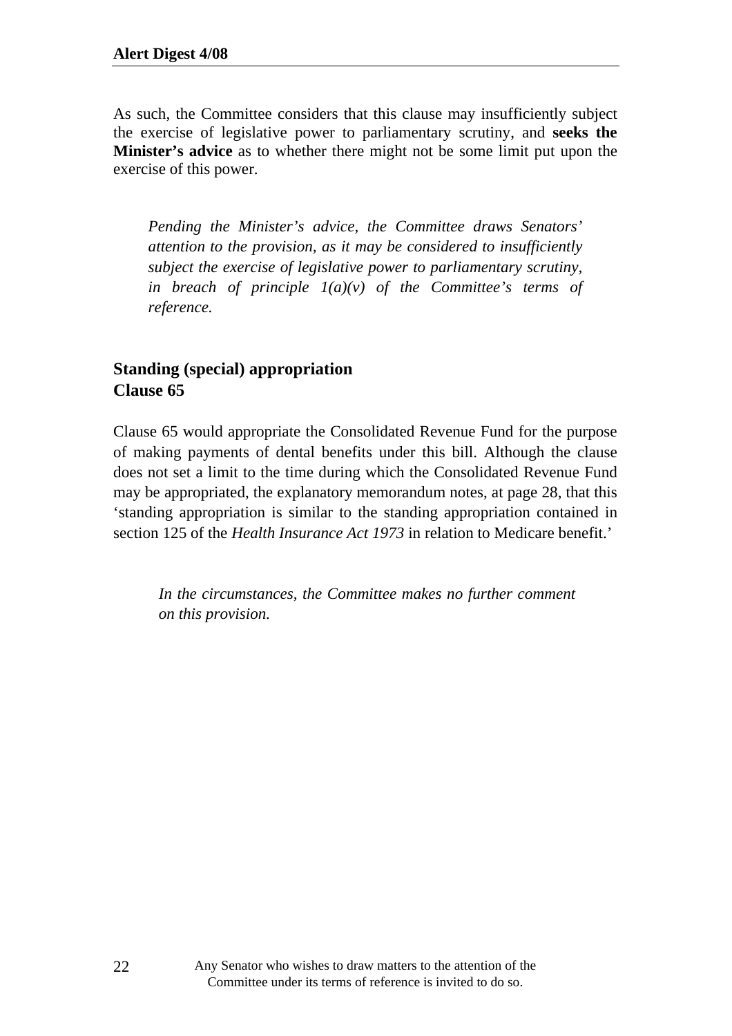As such, the Committee considers that this clause may insufficiently subject the exercise of legislative power to parliamentary scrutiny, and **seeks the Minister's advice** as to whether there might not be some limit put upon the exercise of this power.

> *Pending the Minister's advice, the Committee draws Senators' attention to the provision, as it may be considered to insufficiently subject the exercise of legislative power to parliamentary scrutiny, in breach of principle 1(a)(v) of the Committee's terms of reference.*

## Standing (special) appropriation
## Clause 65

Clause 65 would appropriate the Consolidated Revenue Fund for the purpose of making payments of dental benefits under this bill. Although the clause does not set a limit to the time during which the Consolidated Revenue Fund may be appropriated, the explanatory memorandum notes, at page 28, that this 'standing appropriation is similar to the standing appropriation contained in section 125 of the *Health Insurance Act 1973* in relation to Medicare benefit.'

> *In the circumstances, the Committee makes no further comment on this provision.*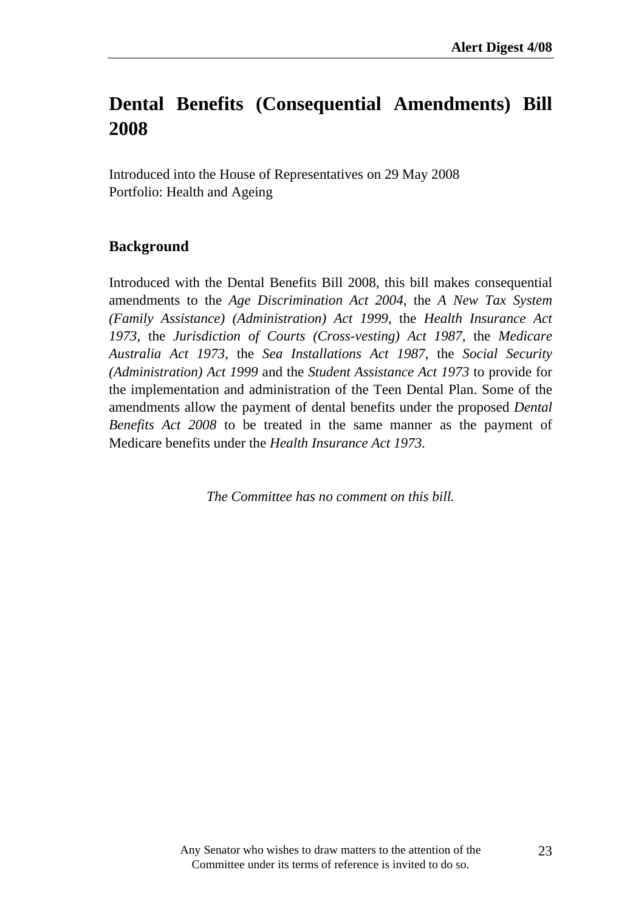# Dental Benefits (Consequential Amendments) Bill 2008

Introduced into the House of Representatives on 29 May 2008
Portfolio: Health and Ageing

## Background

Introduced with the Dental Benefits Bill 2008, this bill makes consequential amendments to the *Age Discrimination Act 2004*, the *A New Tax System (Family Assistance) (Administration) Act 1999*, the *Health Insurance Act 1973*, the *Jurisdiction of Courts (Cross-vesting) Act 1987*, the *Medicare Australia Act 1973*, the *Sea Installations Act 1987*, the *Social Security (Administration) Act 1999* and the *Student Assistance Act 1973* to provide for the implementation and administration of the Teen Dental Plan. Some of the amendments allow the payment of dental benefits under the proposed *Dental Benefits Act 2008* to be treated in the same manner as the payment of Medicare benefits under the *Health Insurance Act 1973.*

*The Committee has no comment on this bill.*

Any Senator who wishes to draw matters to the attention of the Committee under its terms of reference is invited to do so.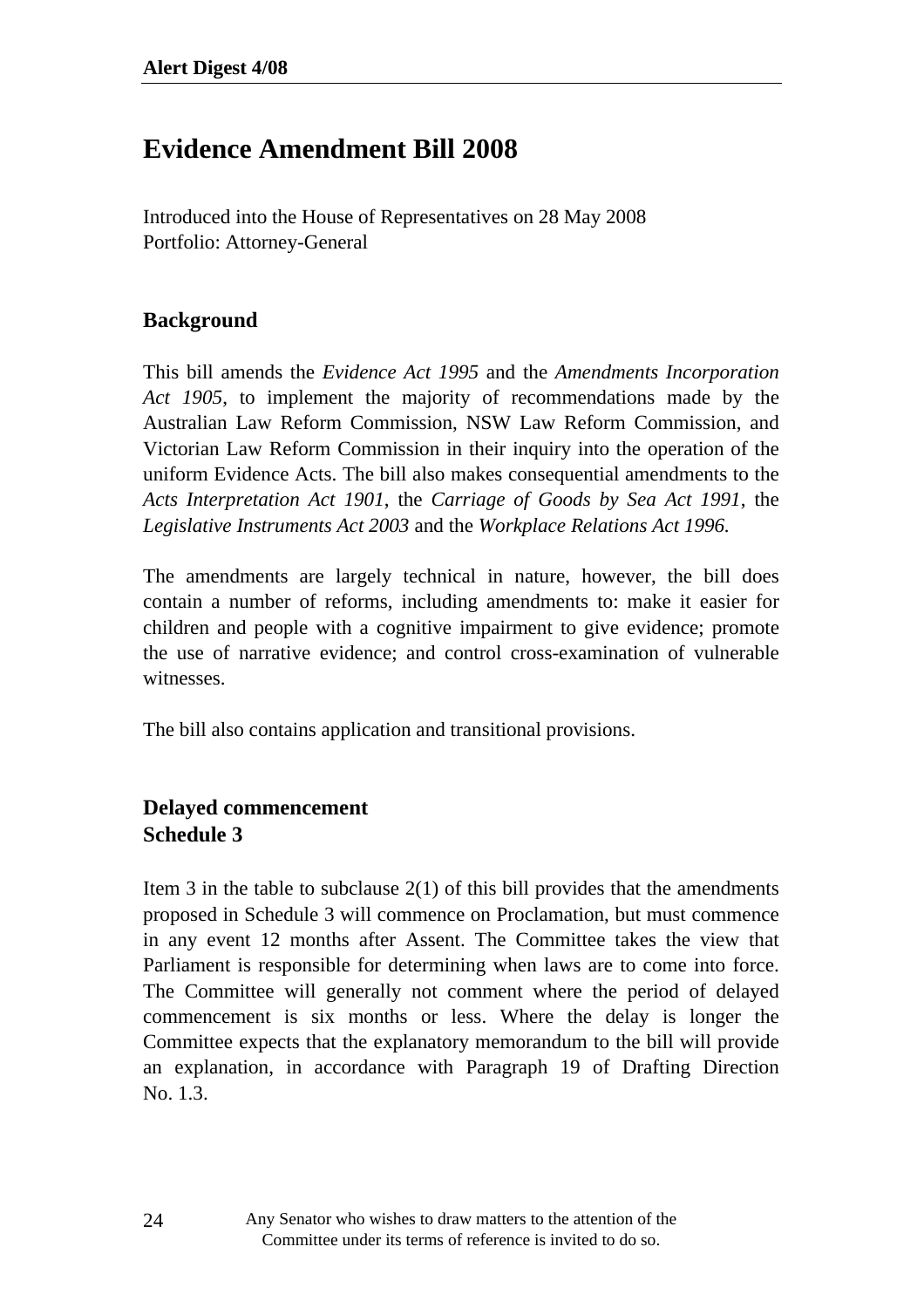# Evidence Amendment Bill 2008

Introduced into the House of Representatives on 28 May 2008
Portfolio: Attorney-General

## Background

This bill amends the *Evidence Act 1995* and the *Amendments Incorporation Act 1905*, to implement the majority of recommendations made by the Australian Law Reform Commission, NSW Law Reform Commission, and Victorian Law Reform Commission in their inquiry into the operation of the uniform Evidence Acts. The bill also makes consequential amendments to the *Acts Interpretation Act 1901*, the *Carriage of Goods by Sea Act 1991*, the *Legislative Instruments Act 2003* and the *Workplace Relations Act 1996.*

The amendments are largely technical in nature, however, the bill does contain a number of reforms, including amendments to: make it easier for children and people with a cognitive impairment to give evidence; promote the use of narrative evidence; and control cross-examination of vulnerable witnesses.

The bill also contains application and transitional provisions.

## Delayed commencement
## Schedule 3

Item 3 in the table to subclause 2(1) of this bill provides that the amendments proposed in Schedule 3 will commence on Proclamation, but must commence in any event 12 months after Assent. The Committee takes the view that Parliament is responsible for determining when laws are to come into force. The Committee will generally not comment where the period of delayed commencement is six months or less. Where the delay is longer the Committee expects that the explanatory memorandum to the bill will provide an explanation, in accordance with Paragraph 19 of Drafting Direction No. 1.3.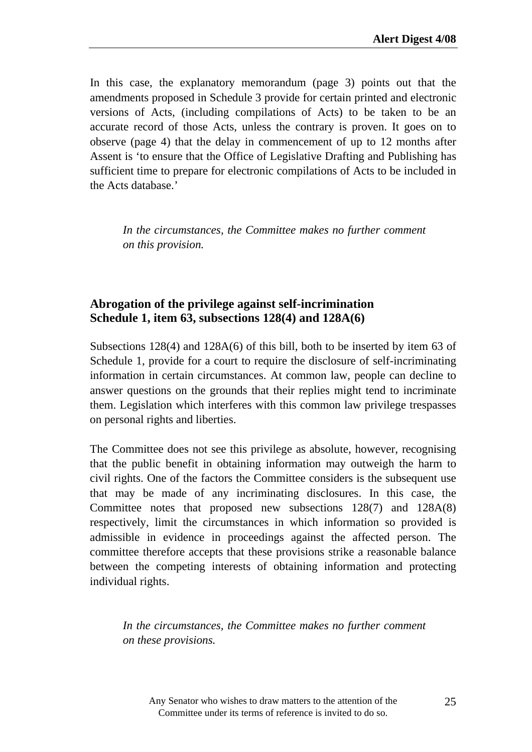In this case, the explanatory memorandum (page 3) points out that the amendments proposed in Schedule 3 provide for certain printed and electronic versions of Acts, (including compilations of Acts) to be taken to be an accurate record of those Acts, unless the contrary is proven. It goes on to observe (page 4) that the delay in commencement of up to 12 months after Assent is 'to ensure that the Office of Legislative Drafting and Publishing has sufficient time to prepare for electronic compilations of Acts to be included in the Acts database.'

*In the circumstances, the Committee makes no further comment on this provision.*

**Abrogation of the privilege against self-incrimination**
**Schedule 1, item 63, subsections 128(4) and 128A(6)**

Subsections 128(4) and 128A(6) of this bill, both to be inserted by item 63 of Schedule 1, provide for a court to require the disclosure of self-incriminating information in certain circumstances. At common law, people can decline to answer questions on the grounds that their replies might tend to incriminate them. Legislation which interferes with this common law privilege trespasses on personal rights and liberties.

The Committee does not see this privilege as absolute, however, recognising that the public benefit in obtaining information may outweigh the harm to civil rights. One of the factors the Committee considers is the subsequent use that may be made of any incriminating disclosures. In this case, the Committee notes that proposed new subsections 128(7) and 128A(8) respectively, limit the circumstances in which information so provided is admissible in evidence in proceedings against the affected person. The committee therefore accepts that these provisions strike a reasonable balance between the competing interests of obtaining information and protecting individual rights.

*In the circumstances, the Committee makes no further comment on these provisions.*

Any Senator who wishes to draw matters to the attention of the Committee under its terms of reference is invited to do so.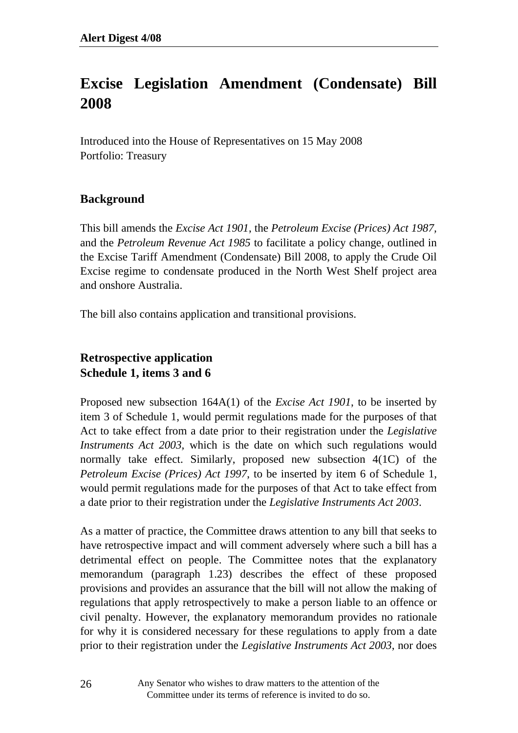# Excise Legislation Amendment (Condensate) Bill 2008

Introduced into the House of Representatives on 15 May 2008
Portfolio: Treasury

## Background

This bill amends the *Excise Act 1901*, the *Petroleum Excise (Prices) Act 1987*, and the *Petroleum Revenue Act 1985* to facilitate a policy change, outlined in the Excise Tariff Amendment (Condensate) Bill 2008, to apply the Crude Oil Excise regime to condensate produced in the North West Shelf project area and onshore Australia.

The bill also contains application and transitional provisions.

## Retrospective application
## Schedule 1, items 3 and 6

Proposed new subsection 164A(1) of the *Excise Act 1901*, to be inserted by item 3 of Schedule 1, would permit regulations made for the purposes of that Act to take effect from a date prior to their registration under the *Legislative Instruments Act 2003*, which is the date on which such regulations would normally take effect. Similarly, proposed new subsection 4(1C) of the *Petroleum Excise (Prices) Act 1997*, to be inserted by item 6 of Schedule 1, would permit regulations made for the purposes of that Act to take effect from a date prior to their registration under the *Legislative Instruments Act 2003*.

As a matter of practice, the Committee draws attention to any bill that seeks to have retrospective impact and will comment adversely where such a bill has a detrimental effect on people. The Committee notes that the explanatory memorandum (paragraph 1.23) describes the effect of these proposed provisions and provides an assurance that the bill will not allow the making of regulations that apply retrospectively to make a person liable to an offence or civil penalty. However, the explanatory memorandum provides no rationale for why it is considered necessary for these regulations to apply from a date prior to their registration under the *Legislative Instruments Act 2003*, nor does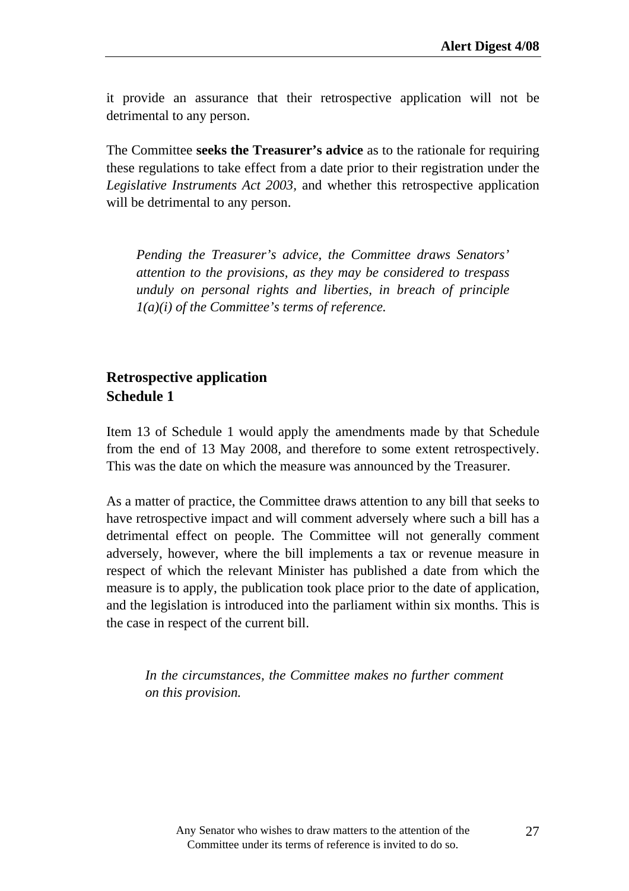it provide an assurance that their retrospective application will not be detrimental to any person.

The Committee **seeks the Treasurer's advice** as to the rationale for requiring these regulations to take effect from a date prior to their registration under the *Legislative Instruments Act 2003*, and whether this retrospective application will be detrimental to any person.

> *Pending the Treasurer's advice, the Committee draws Senators' attention to the provisions, as they may be considered to trespass unduly on personal rights and liberties, in breach of principle 1(a)(i) of the Committee's terms of reference.*

**Retrospective application**
**Schedule 1**

Item 13 of Schedule 1 would apply the amendments made by that Schedule from the end of 13 May 2008, and therefore to some extent retrospectively. This was the date on which the measure was announced by the Treasurer.

As a matter of practice, the Committee draws attention to any bill that seeks to have retrospective impact and will comment adversely where such a bill has a detrimental effect on people. The Committee will not generally comment adversely, however, where the bill implements a tax or revenue measure in respect of which the relevant Minister has published a date from which the measure is to apply, the publication took place prior to the date of application, and the legislation is introduced into the parliament within six months. This is the case in respect of the current bill.

> *In the circumstances, the Committee makes no further comment on this provision.*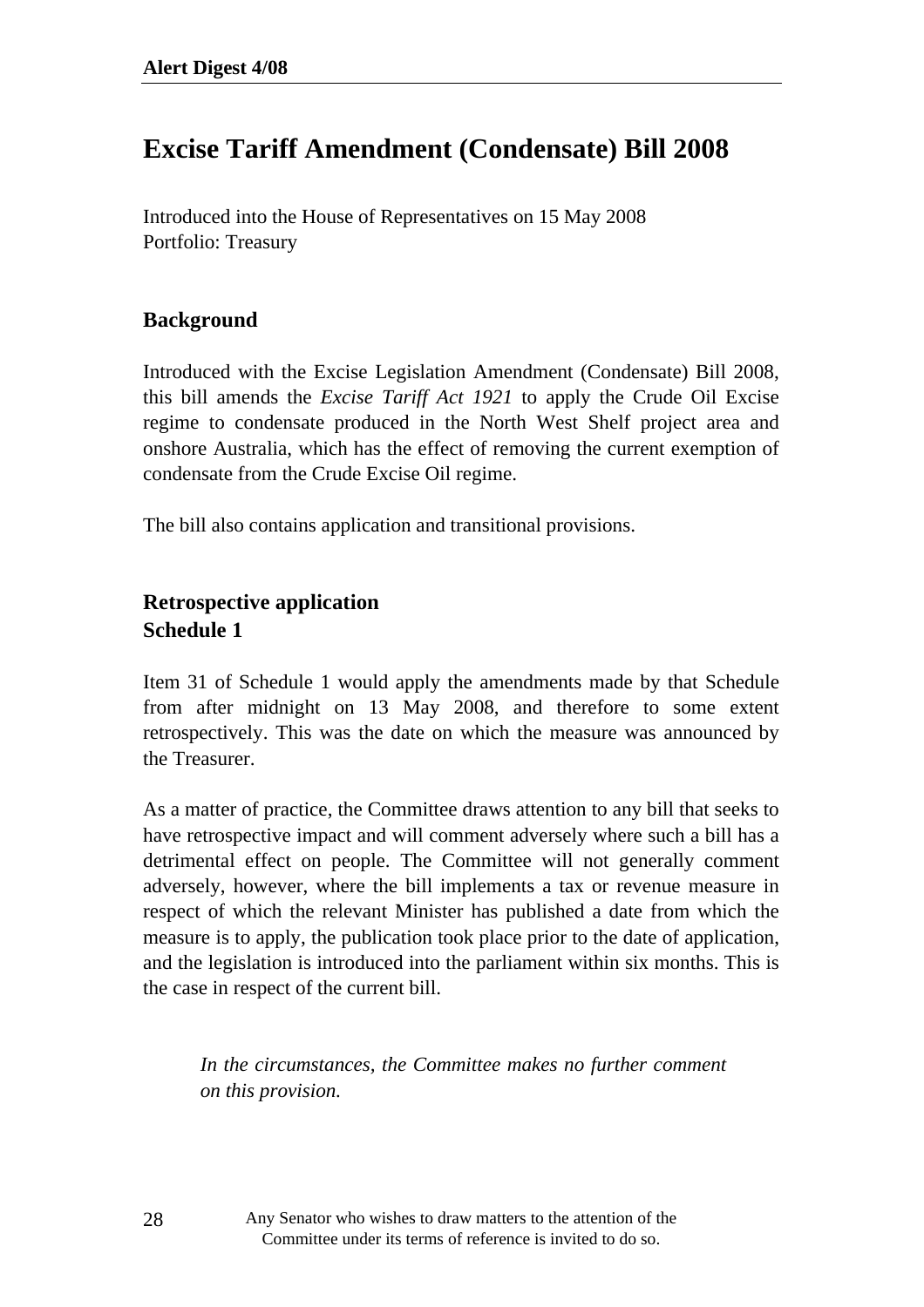# Excise Tariff Amendment (Condensate) Bill 2008

Introduced into the House of Representatives on 15 May 2008
Portfolio: Treasury

## Background

Introduced with the Excise Legislation Amendment (Condensate) Bill 2008, this bill amends the *Excise Tariff Act 1921* to apply the Crude Oil Excise regime to condensate produced in the North West Shelf project area and onshore Australia, which has the effect of removing the current exemption of condensate from the Crude Excise Oil regime.

The bill also contains application and transitional provisions.

## Retrospective application
## Schedule 1

Item 31 of Schedule 1 would apply the amendments made by that Schedule from after midnight on 13 May 2008, and therefore to some extent retrospectively. This was the date on which the measure was announced by the Treasurer.

As a matter of practice, the Committee draws attention to any bill that seeks to have retrospective impact and will comment adversely where such a bill has a detrimental effect on people. The Committee will not generally comment adversely, however, where the bill implements a tax or revenue measure in respect of which the relevant Minister has published a date from which the measure is to apply, the publication took place prior to the date of application, and the legislation is introduced into the parliament within six months. This is the case in respect of the current bill.

> *In the circumstances, the Committee makes no further comment on this provision.*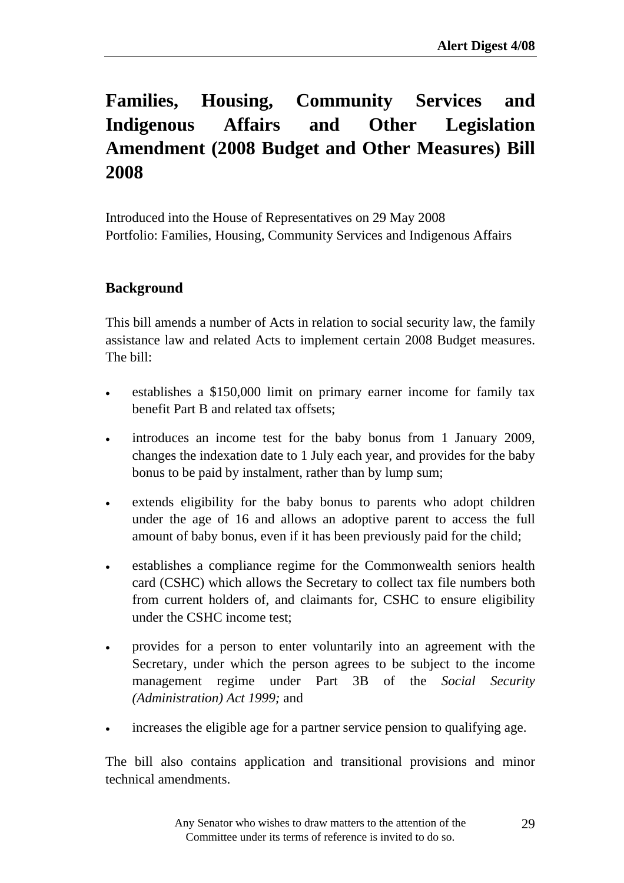# Families, Housing, Community Services and Indigenous Affairs and Other Legislation Amendment (2008 Budget and Other Measures) Bill 2008

Introduced into the House of Representatives on 29 May 2008
Portfolio: Families, Housing, Community Services and Indigenous Affairs

## Background

This bill amends a number of Acts in relation to social security law, the family assistance law and related Acts to implement certain 2008 Budget measures. The bill:

- establishes a $150,000 limit on primary earner income for family tax benefit Part B and related tax offsets;
- introduces an income test for the baby bonus from 1 January 2009, changes the indexation date to 1 July each year, and provides for the baby bonus to be paid by instalment, rather than by lump sum;
- extends eligibility for the baby bonus to parents who adopt children under the age of 16 and allows an adoptive parent to access the full amount of baby bonus, even if it has been previously paid for the child;
- establishes a compliance regime for the Commonwealth seniors health card (CSHC) which allows the Secretary to collect tax file numbers both from current holders of, and claimants for, CSHC to ensure eligibility under the CSHC income test;
- provides for a person to enter voluntarily into an agreement with the Secretary, under which the person agrees to be subject to the income management regime under Part 3B of the *Social Security (Administration) Act 1999;* and
- increases the eligible age for a partner service pension to qualifying age.

The bill also contains application and transitional provisions and minor technical amendments.

Any Senator who wishes to draw matters to the attention of the Committee under its terms of reference is invited to do so.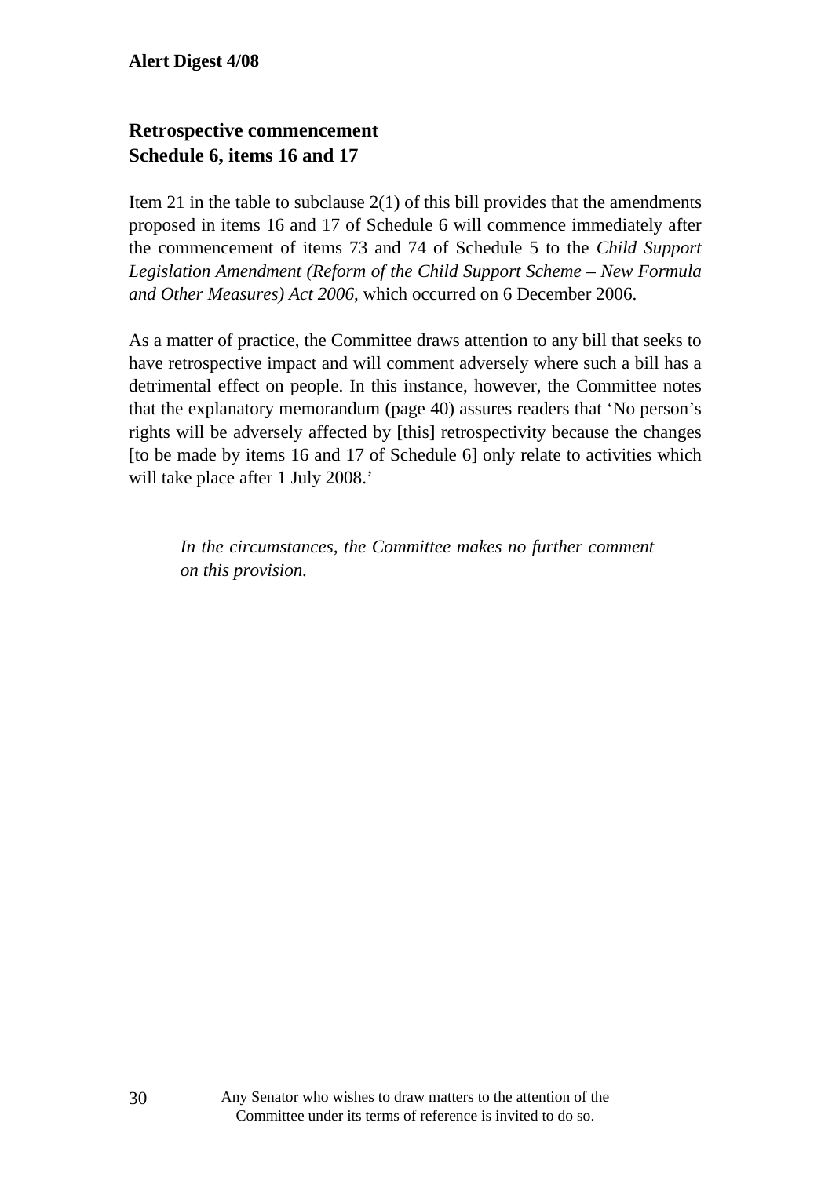**Retrospective commencement**
**Schedule 6, items 16 and 17**

Item 21 in the table to subclause 2(1) of this bill provides that the amendments proposed in items 16 and 17 of Schedule 6 will commence immediately after the commencement of items 73 and 74 of Schedule 5 to the *Child Support Legislation Amendment (Reform of the Child Support Scheme – New Formula and Other Measures) Act 2006*, which occurred on 6 December 2006.

As a matter of practice, the Committee draws attention to any bill that seeks to have retrospective impact and will comment adversely where such a bill has a detrimental effect on people. In this instance, however, the Committee notes that the explanatory memorandum (page 40) assures readers that 'No person's rights will be adversely affected by [this] retrospectivity because the changes [to be made by items 16 and 17 of Schedule 6] only relate to activities which will take place after 1 July 2008.'

> *In the circumstances, the Committee makes no further comment on this provision.*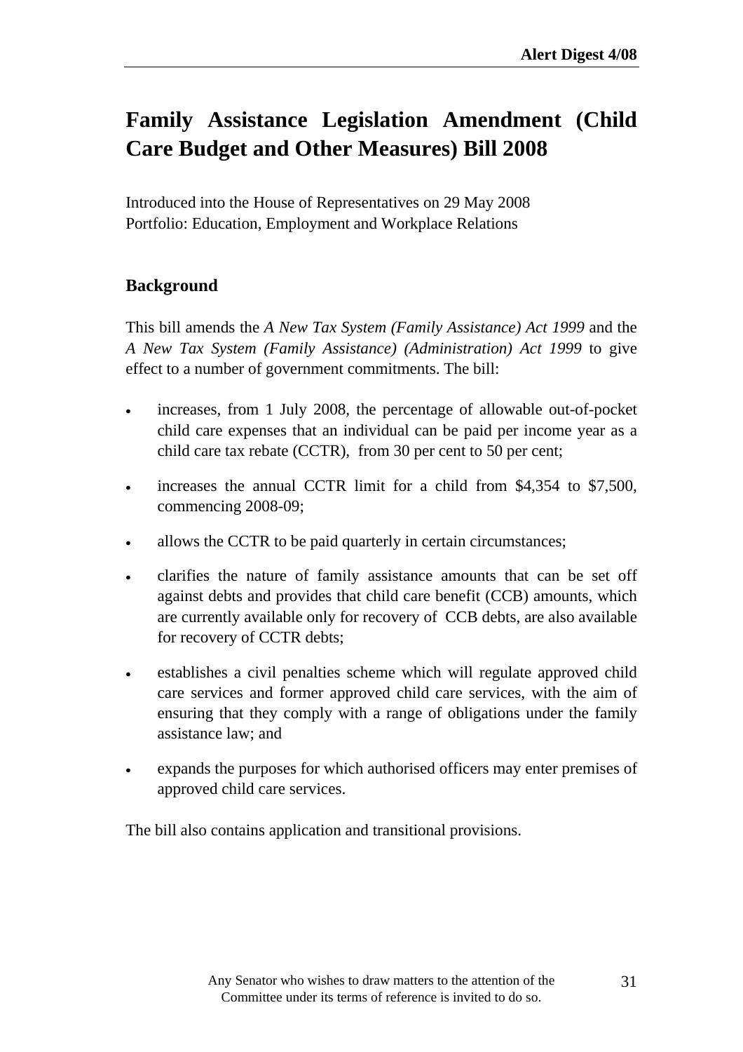# Family Assistance Legislation Amendment (Child Care Budget and Other Measures) Bill 2008

Introduced into the House of Representatives on 29 May 2008
Portfolio: Education, Employment and Workplace Relations

## Background

This bill amends the *A New Tax System (Family Assistance) Act 1999* and the *A New Tax System (Family Assistance) (Administration) Act 1999* to give effect to a number of government commitments. The bill:

- increases, from 1 July 2008, the percentage of allowable out-of-pocket child care expenses that an individual can be paid per income year as a child care tax rebate (CCTR), from 30 per cent to 50 per cent;
- increases the annual CCTR limit for a child from $4,354 to $7,500, commencing 2008-09;
- allows the CCTR to be paid quarterly in certain circumstances;
- clarifies the nature of family assistance amounts that can be set off against debts and provides that child care benefit (CCB) amounts, which are currently available only for recovery of CCB debts, are also available for recovery of CCTR debts;
- establishes a civil penalties scheme which will regulate approved child care services and former approved child care services, with the aim of ensuring that they comply with a range of obligations under the family assistance law; and
- expands the purposes for which authorised officers may enter premises of approved child care services.

The bill also contains application and transitional provisions.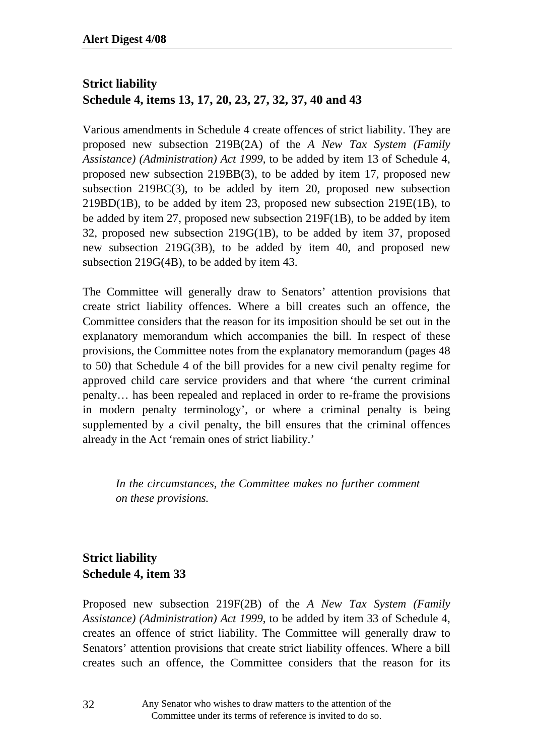### Strict liability
### Schedule 4, items 13, 17, 20, 23, 27, 32, 37, 40 and 43

Various amendments in Schedule 4 create offences of strict liability. They are proposed new subsection 219B(2A) of the *A New Tax System (Family Assistance) (Administration) Act 1999*, to be added by item 13 of Schedule 4, proposed new subsection 219BB(3), to be added by item 17, proposed new subsection 219BC(3), to be added by item 20, proposed new subsection 219BD(1B), to be added by item 23, proposed new subsection 219E(1B), to be added by item 27, proposed new subsection 219F(1B), to be added by item 32, proposed new subsection 219G(1B), to be added by item 37, proposed new subsection 219G(3B), to be added by item 40, and proposed new subsection 219G(4B), to be added by item 43.

The Committee will generally draw to Senators' attention provisions that create strict liability offences. Where a bill creates such an offence, the Committee considers that the reason for its imposition should be set out in the explanatory memorandum which accompanies the bill. In respect of these provisions, the Committee notes from the explanatory memorandum (pages 48 to 50) that Schedule 4 of the bill provides for a new civil penalty regime for approved child care service providers and that where 'the current criminal penalty… has been repealed and replaced in order to re-frame the provisions in modern penalty terminology', or where a criminal penalty is being supplemented by a civil penalty, the bill ensures that the criminal offences already in the Act 'remain ones of strict liability.'

> *In the circumstances, the Committee makes no further comment on these provisions.*

### Strict liability
### Schedule 4, item 33

Proposed new subsection 219F(2B) of the *A New Tax System (Family Assistance) (Administration) Act 1999*, to be added by item 33 of Schedule 4, creates an offence of strict liability. The Committee will generally draw to Senators' attention provisions that create strict liability offences. Where a bill creates such an offence, the Committee considers that the reason for its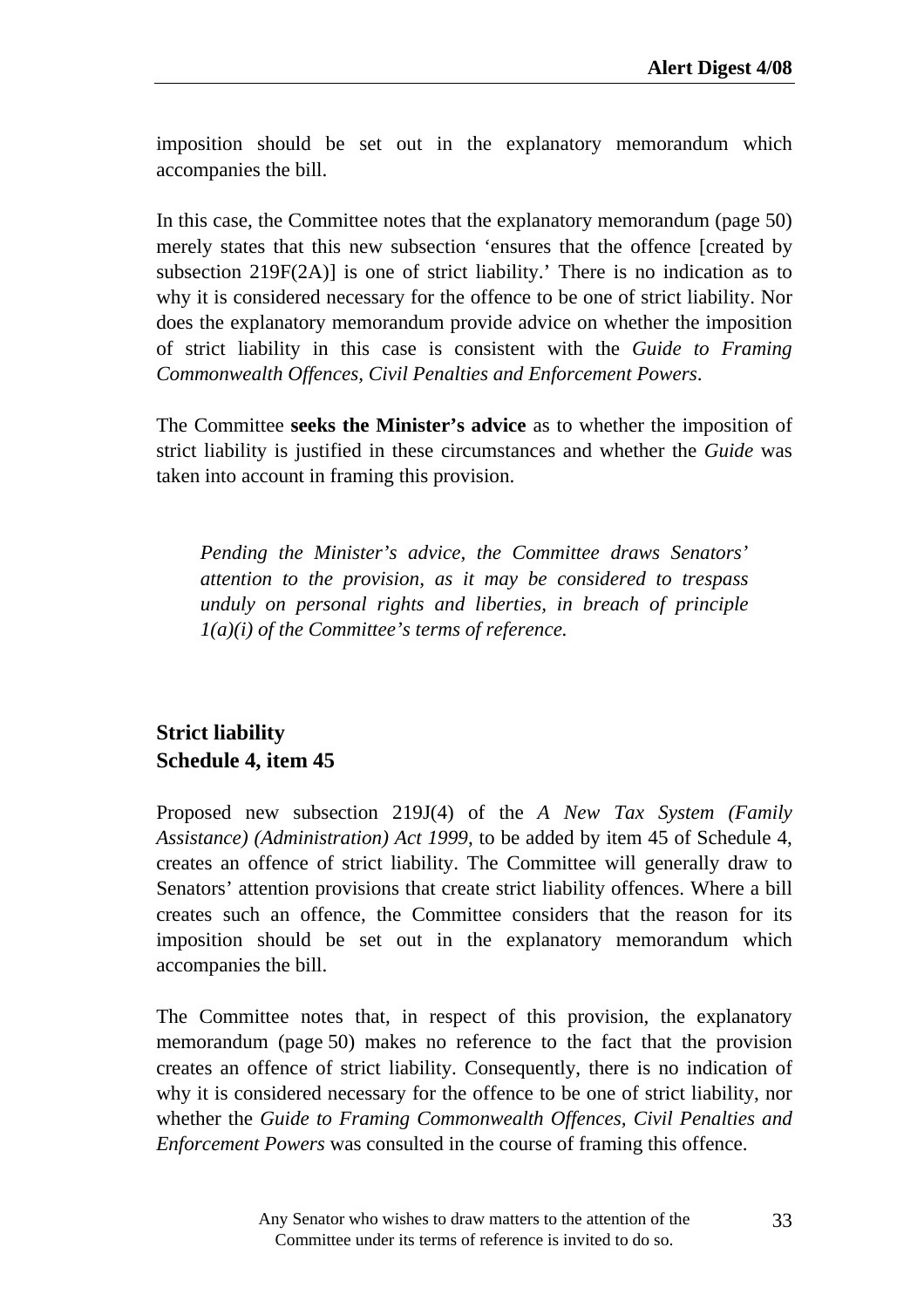imposition should be set out in the explanatory memorandum which accompanies the bill.

In this case, the Committee notes that the explanatory memorandum (page 50) merely states that this new subsection 'ensures that the offence [created by subsection 219F(2A)] is one of strict liability.' There is no indication as to why it is considered necessary for the offence to be one of strict liability. Nor does the explanatory memorandum provide advice on whether the imposition of strict liability in this case is consistent with the *Guide to Framing Commonwealth Offences, Civil Penalties and Enforcement Powers*.

The Committee **seeks the Minister's advice** as to whether the imposition of strict liability is justified in these circumstances and whether the *Guide* was taken into account in framing this provision.

> *Pending the Minister's advice, the Committee draws Senators' attention to the provision, as it may be considered to trespass unduly on personal rights and liberties, in breach of principle 1(a)(i) of the Committee's terms of reference.*

### Strict liability
### Schedule 4, item 45

Proposed new subsection 219J(4) of the *A New Tax System (Family Assistance) (Administration) Act 1999*, to be added by item 45 of Schedule 4, creates an offence of strict liability. The Committee will generally draw to Senators' attention provisions that create strict liability offences. Where a bill creates such an offence, the Committee considers that the reason for its imposition should be set out in the explanatory memorandum which accompanies the bill.

The Committee notes that, in respect of this provision, the explanatory memorandum (page 50) makes no reference to the fact that the provision creates an offence of strict liability. Consequently, there is no indication of why it is considered necessary for the offence to be one of strict liability, nor whether the *Guide to Framing Commonwealth Offences, Civil Penalties and Enforcement Powers* was consulted in the course of framing this offence.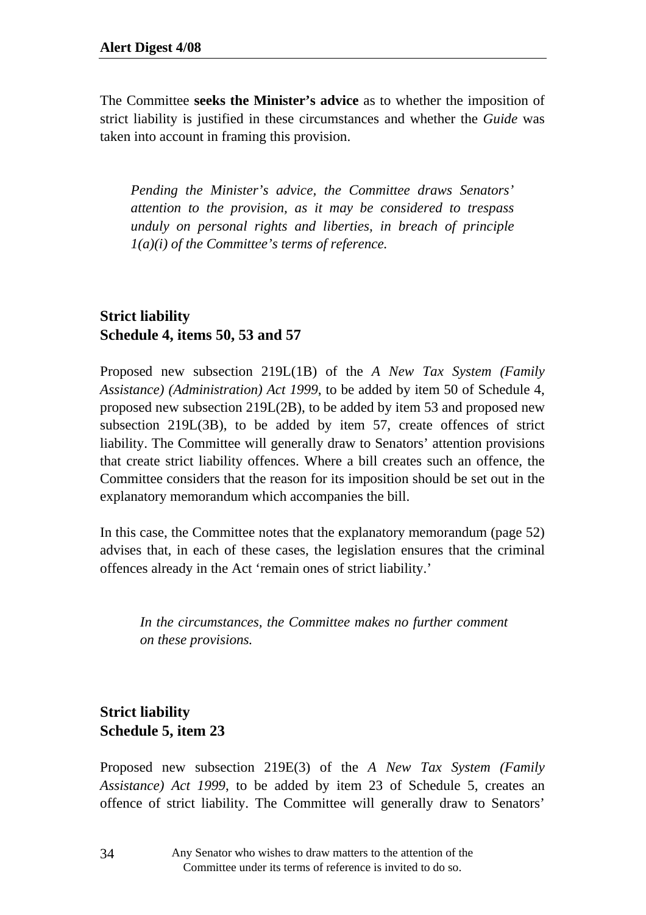The Committee **seeks the Minister's advice** as to whether the imposition of strict liability is justified in these circumstances and whether the *Guide* was taken into account in framing this provision.

> *Pending the Minister's advice, the Committee draws Senators' attention to the provision, as it may be considered to trespass unduly on personal rights and liberties, in breach of principle 1(a)(i) of the Committee's terms of reference.*

**Strict liability**
**Schedule 4, items 50, 53 and 57**

Proposed new subsection 219L(1B) of the *A New Tax System (Family Assistance) (Administration) Act 1999*, to be added by item 50 of Schedule 4, proposed new subsection 219L(2B), to be added by item 53 and proposed new subsection 219L(3B), to be added by item 57, create offences of strict liability. The Committee will generally draw to Senators' attention provisions that create strict liability offences. Where a bill creates such an offence, the Committee considers that the reason for its imposition should be set out in the explanatory memorandum which accompanies the bill.

In this case, the Committee notes that the explanatory memorandum (page 52) advises that, in each of these cases, the legislation ensures that the criminal offences already in the Act 'remain ones of strict liability.'

> *In the circumstances, the Committee makes no further comment on these provisions.*

**Strict liability**
**Schedule 5, item 23**

Proposed new subsection 219E(3) of the *A New Tax System (Family Assistance) Act 1999*, to be added by item 23 of Schedule 5, creates an offence of strict liability. The Committee will generally draw to Senators'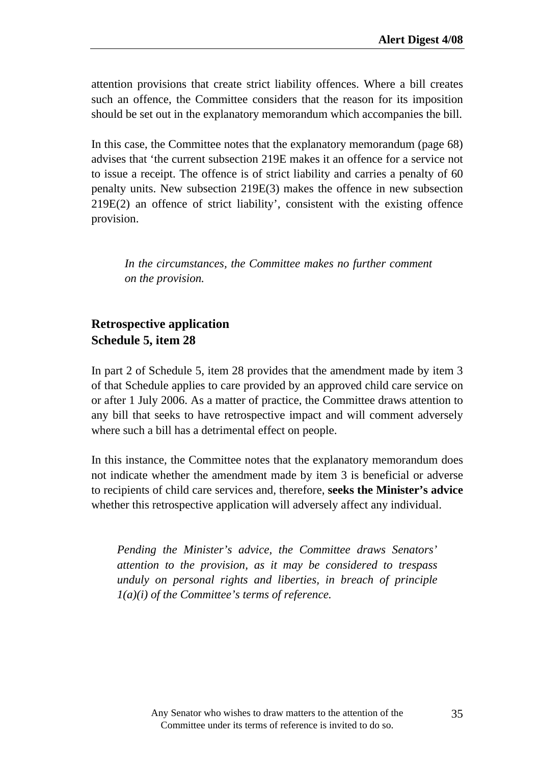attention provisions that create strict liability offences. Where a bill creates such an offence, the Committee considers that the reason for its imposition should be set out in the explanatory memorandum which accompanies the bill.

In this case, the Committee notes that the explanatory memorandum (page 68) advises that 'the current subsection 219E makes it an offence for a service not to issue a receipt. The offence is of strict liability and carries a penalty of 60 penalty units. New subsection 219E(3) makes the offence in new subsection 219E(2) an offence of strict liability', consistent with the existing offence provision.

> *In the circumstances, the Committee makes no further comment on the provision.*

### Retrospective application
### Schedule 5, item 28

In part 2 of Schedule 5, item 28 provides that the amendment made by item 3 of that Schedule applies to care provided by an approved child care service on or after 1 July 2006. As a matter of practice, the Committee draws attention to any bill that seeks to have retrospective impact and will comment adversely where such a bill has a detrimental effect on people.

In this instance, the Committee notes that the explanatory memorandum does not indicate whether the amendment made by item 3 is beneficial or adverse to recipients of child care services and, therefore, **seeks the Minister's advice** whether this retrospective application will adversely affect any individual.

> *Pending the Minister's advice, the Committee draws Senators' attention to the provision, as it may be considered to trespass unduly on personal rights and liberties, in breach of principle 1(a)(i) of the Committee's terms of reference.*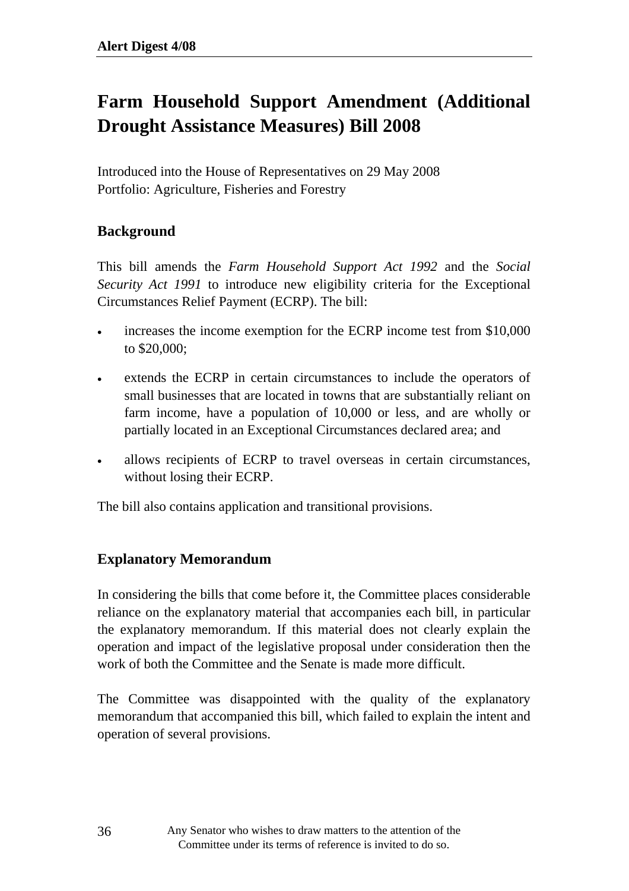# Farm Household Support Amendment (Additional Drought Assistance Measures) Bill 2008

Introduced into the House of Representatives on 29 May 2008
Portfolio: Agriculture, Fisheries and Forestry

## Background

This bill amends the *Farm Household Support Act 1992* and the *Social Security Act 1991* to introduce new eligibility criteria for the Exceptional Circumstances Relief Payment (ECRP). The bill:

- increases the income exemption for the ECRP income test from $10,000 to $20,000;
- extends the ECRP in certain circumstances to include the operators of small businesses that are located in towns that are substantially reliant on farm income, have a population of 10,000 or less, and are wholly or partially located in an Exceptional Circumstances declared area; and
- allows recipients of ECRP to travel overseas in certain circumstances, without losing their ECRP.

The bill also contains application and transitional provisions.

## Explanatory Memorandum

In considering the bills that come before it, the Committee places considerable reliance on the explanatory material that accompanies each bill, in particular the explanatory memorandum. If this material does not clearly explain the operation and impact of the legislative proposal under consideration then the work of both the Committee and the Senate is made more difficult.

The Committee was disappointed with the quality of the explanatory memorandum that accompanied this bill, which failed to explain the intent and operation of several provisions.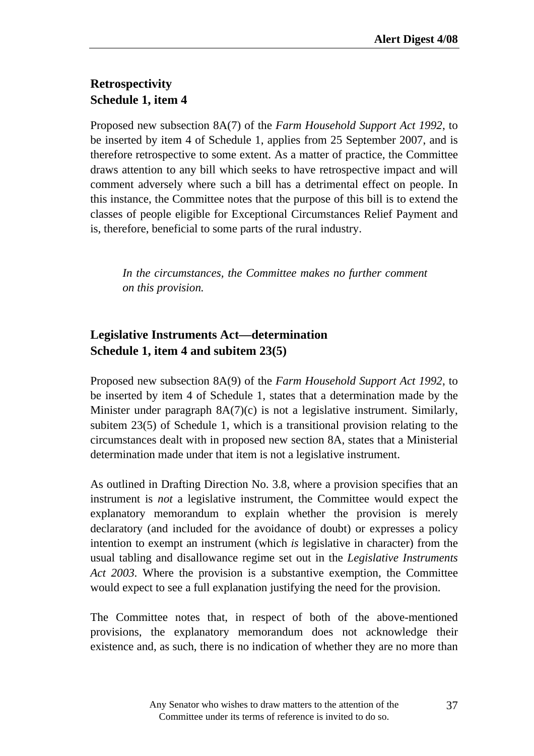**Retrospectivity**
**Schedule 1, item 4**

Proposed new subsection 8A(7) of the *Farm Household Support Act 1992*, to be inserted by item 4 of Schedule 1, applies from 25 September 2007, and is therefore retrospective to some extent. As a matter of practice, the Committee draws attention to any bill which seeks to have retrospective impact and will comment adversely where such a bill has a detrimental effect on people. In this instance, the Committee notes that the purpose of this bill is to extend the classes of people eligible for Exceptional Circumstances Relief Payment and is, therefore, beneficial to some parts of the rural industry.

> *In the circumstances, the Committee makes no further comment on this provision.*

**Legislative Instruments Act—determination**
**Schedule 1, item 4 and subitem 23(5)**

Proposed new subsection 8A(9) of the *Farm Household Support Act 1992*, to be inserted by item 4 of Schedule 1, states that a determination made by the Minister under paragraph 8A(7)(c) is not a legislative instrument. Similarly, subitem 23(5) of Schedule 1, which is a transitional provision relating to the circumstances dealt with in proposed new section 8A, states that a Ministerial determination made under that item is not a legislative instrument.

As outlined in Drafting Direction No. 3.8, where a provision specifies that an instrument is *not* a legislative instrument, the Committee would expect the explanatory memorandum to explain whether the provision is merely declaratory (and included for the avoidance of doubt) or expresses a policy intention to exempt an instrument (which *is* legislative in character) from the usual tabling and disallowance regime set out in the *Legislative Instruments Act 2003*. Where the provision is a substantive exemption, the Committee would expect to see a full explanation justifying the need for the provision.

The Committee notes that, in respect of both of the above-mentioned provisions, the explanatory memorandum does not acknowledge their existence and, as such, there is no indication of whether they are no more than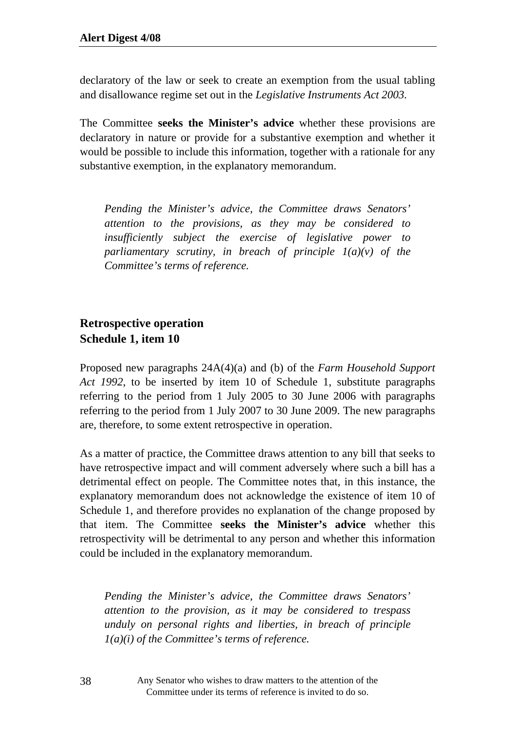declaratory of the law or seek to create an exemption from the usual tabling and disallowance regime set out in the *Legislative Instruments Act 2003*.

The Committee **seeks the Minister's advice** whether these provisions are declaratory in nature or provide for a substantive exemption and whether it would be possible to include this information, together with a rationale for any substantive exemption, in the explanatory memorandum.

> *Pending the Minister's advice, the Committee draws Senators' attention to the provisions, as they may be considered to insufficiently subject the exercise of legislative power to parliamentary scrutiny, in breach of principle 1(a)(v) of the Committee's terms of reference.*

### Retrospective operation
### Schedule 1, item 10

Proposed new paragraphs 24A(4)(a) and (b) of the *Farm Household Support Act 1992*, to be inserted by item 10 of Schedule 1, substitute paragraphs referring to the period from 1 July 2005 to 30 June 2006 with paragraphs referring to the period from 1 July 2007 to 30 June 2009. The new paragraphs are, therefore, to some extent retrospective in operation.

As a matter of practice, the Committee draws attention to any bill that seeks to have retrospective impact and will comment adversely where such a bill has a detrimental effect on people. The Committee notes that, in this instance, the explanatory memorandum does not acknowledge the existence of item 10 of Schedule 1, and therefore provides no explanation of the change proposed by that item. The Committee **seeks the Minister's advice** whether this retrospectivity will be detrimental to any person and whether this information could be included in the explanatory memorandum.

> *Pending the Minister's advice, the Committee draws Senators' attention to the provision, as it may be considered to trespass unduly on personal rights and liberties, in breach of principle 1(a)(i) of the Committee's terms of reference.*

Any Senator who wishes to draw matters to the attention of the Committee under its terms of reference is invited to do so.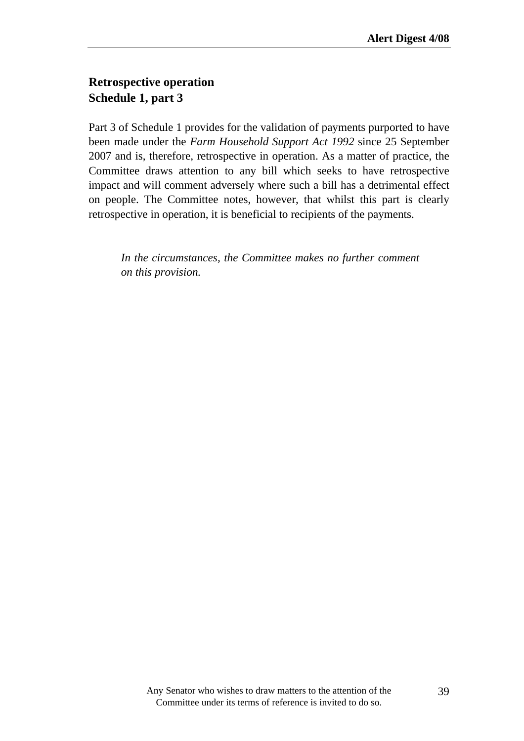**Retrospective operation**
**Schedule 1, part 3**

Part 3 of Schedule 1 provides for the validation of payments purported to have been made under the *Farm Household Support Act 1992* since 25 September 2007 and is, therefore, retrospective in operation. As a matter of practice, the Committee draws attention to any bill which seeks to have retrospective impact and will comment adversely where such a bill has a detrimental effect on people. The Committee notes, however, that whilst this part is clearly retrospective in operation, it is beneficial to recipients of the payments.

> *In the circumstances, the Committee makes no further comment on this provision.*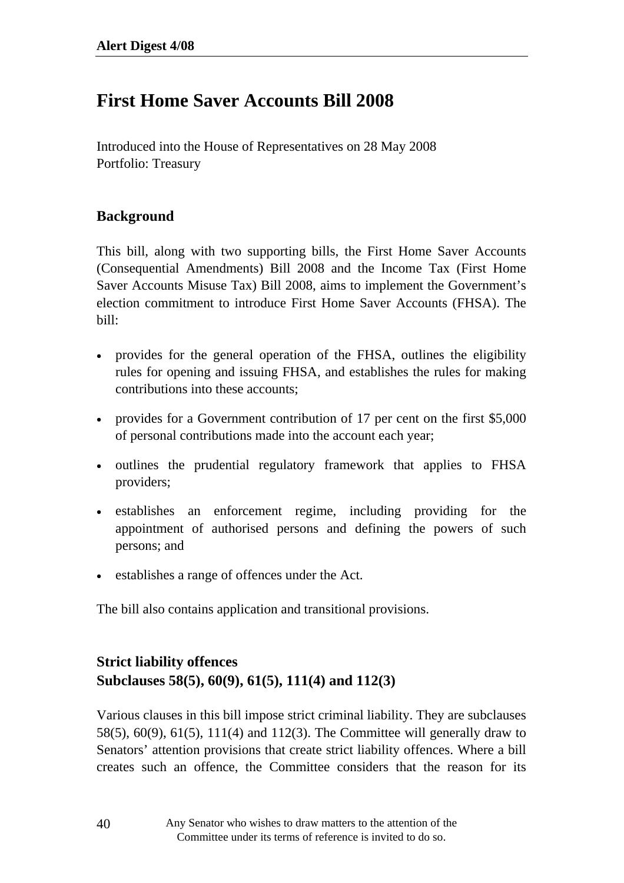# First Home Saver Accounts Bill 2008

Introduced into the House of Representatives on 28 May 2008
Portfolio: Treasury

## Background

This bill, along with two supporting bills, the First Home Saver Accounts (Consequential Amendments) Bill 2008 and the Income Tax (First Home Saver Accounts Misuse Tax) Bill 2008, aims to implement the Government's election commitment to introduce First Home Saver Accounts (FHSA). The bill:

- provides for the general operation of the FHSA, outlines the eligibility rules for opening and issuing FHSA, and establishes the rules for making contributions into these accounts;
- provides for a Government contribution of 17 per cent on the first $5,000 of personal contributions made into the account each year;
- outlines the prudential regulatory framework that applies to FHSA providers;
- establishes an enforcement regime, including providing for the appointment of authorised persons and defining the powers of such persons; and
- establishes a range of offences under the Act.

The bill also contains application and transitional provisions.

## Strict liability offences
## Subclauses 58(5), 60(9), 61(5), 111(4) and 112(3)

Various clauses in this bill impose strict criminal liability. They are subclauses 58(5), 60(9), 61(5), 111(4) and 112(3). The Committee will generally draw to Senators' attention provisions that create strict liability offences. Where a bill creates such an offence, the Committee considers that the reason for its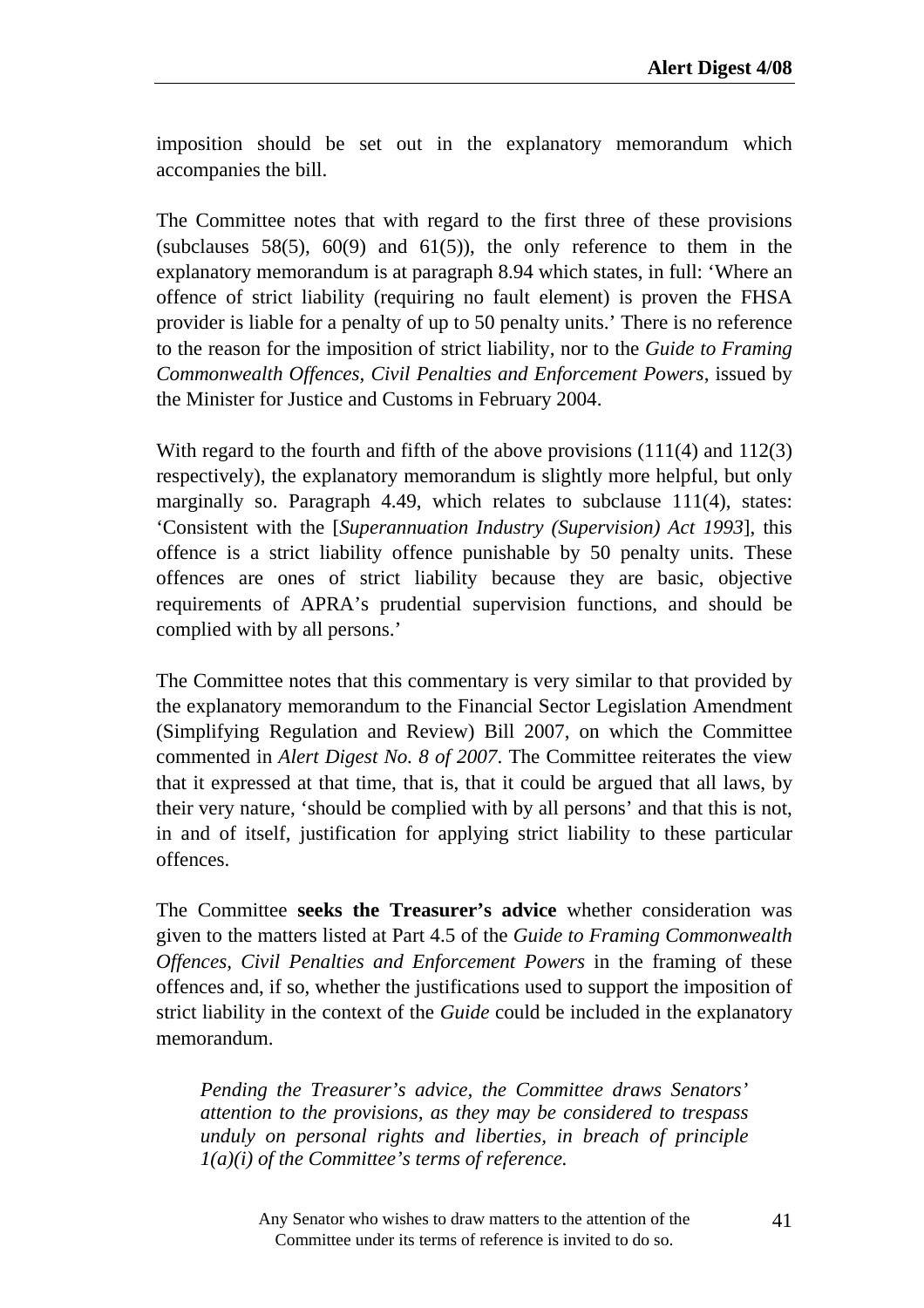imposition should be set out in the explanatory memorandum which accompanies the bill.

The Committee notes that with regard to the first three of these provisions (subclauses 58(5), 60(9) and 61(5)), the only reference to them in the explanatory memorandum is at paragraph 8.94 which states, in full: 'Where an offence of strict liability (requiring no fault element) is proven the FHSA provider is liable for a penalty of up to 50 penalty units.' There is no reference to the reason for the imposition of strict liability, nor to the *Guide to Framing Commonwealth Offences, Civil Penalties and Enforcement Powers*, issued by the Minister for Justice and Customs in February 2004.

With regard to the fourth and fifth of the above provisions (111(4) and 112(3) respectively), the explanatory memorandum is slightly more helpful, but only marginally so. Paragraph 4.49, which relates to subclause 111(4), states: 'Consistent with the [*Superannuation Industry (Supervision) Act 1993*], this offence is a strict liability offence punishable by 50 penalty units. These offences are ones of strict liability because they are basic, objective requirements of APRA's prudential supervision functions, and should be complied with by all persons.'

The Committee notes that this commentary is very similar to that provided by the explanatory memorandum to the Financial Sector Legislation Amendment (Simplifying Regulation and Review) Bill 2007, on which the Committee commented in *Alert Digest No. 8 of 2007*. The Committee reiterates the view that it expressed at that time, that is, that it could be argued that all laws, by their very nature, 'should be complied with by all persons' and that this is not, in and of itself, justification for applying strict liability to these particular offences.

The Committee **seeks the Treasurer's advice** whether consideration was given to the matters listed at Part 4.5 of the *Guide to Framing Commonwealth Offences, Civil Penalties and Enforcement Powers* in the framing of these offences and, if so, whether the justifications used to support the imposition of strict liability in the context of the *Guide* could be included in the explanatory memorandum.

> *Pending the Treasurer's advice, the Committee draws Senators' attention to the provisions, as they may be considered to trespass unduly on personal rights and liberties, in breach of principle 1(a)(i) of the Committee's terms of reference.*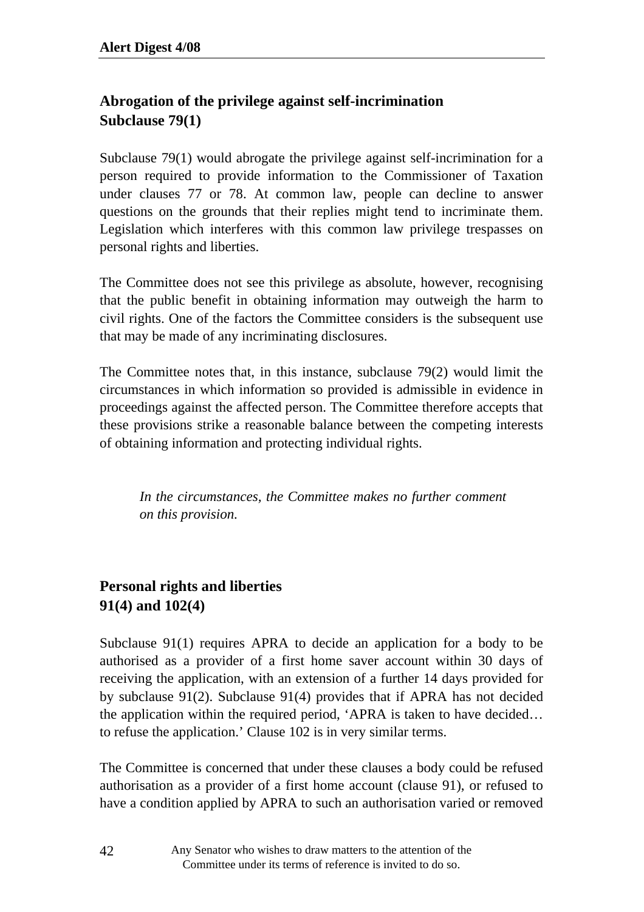### Abrogation of the privilege against self-incrimination
### Subclause 79(1)

Subclause 79(1) would abrogate the privilege against self-incrimination for a person required to provide information to the Commissioner of Taxation under clauses 77 or 78. At common law, people can decline to answer questions on the grounds that their replies might tend to incriminate them. Legislation which interferes with this common law privilege trespasses on personal rights and liberties.

The Committee does not see this privilege as absolute, however, recognising that the public benefit in obtaining information may outweigh the harm to civil rights. One of the factors the Committee considers is the subsequent use that may be made of any incriminating disclosures.

The Committee notes that, in this instance, subclause 79(2) would limit the circumstances in which information so provided is admissible in evidence in proceedings against the affected person. The Committee therefore accepts that these provisions strike a reasonable balance between the competing interests of obtaining information and protecting individual rights.

> *In the circumstances, the Committee makes no further comment on this provision.*

### Personal rights and liberties
### 91(4) and 102(4)

Subclause 91(1) requires APRA to decide an application for a body to be authorised as a provider of a first home saver account within 30 days of receiving the application, with an extension of a further 14 days provided for by subclause 91(2). Subclause 91(4) provides that if APRA has not decided the application within the required period, 'APRA is taken to have decided… to refuse the application.' Clause 102 is in very similar terms.

The Committee is concerned that under these clauses a body could be refused authorisation as a provider of a first home account (clause 91), or refused to have a condition applied by APRA to such an authorisation varied or removed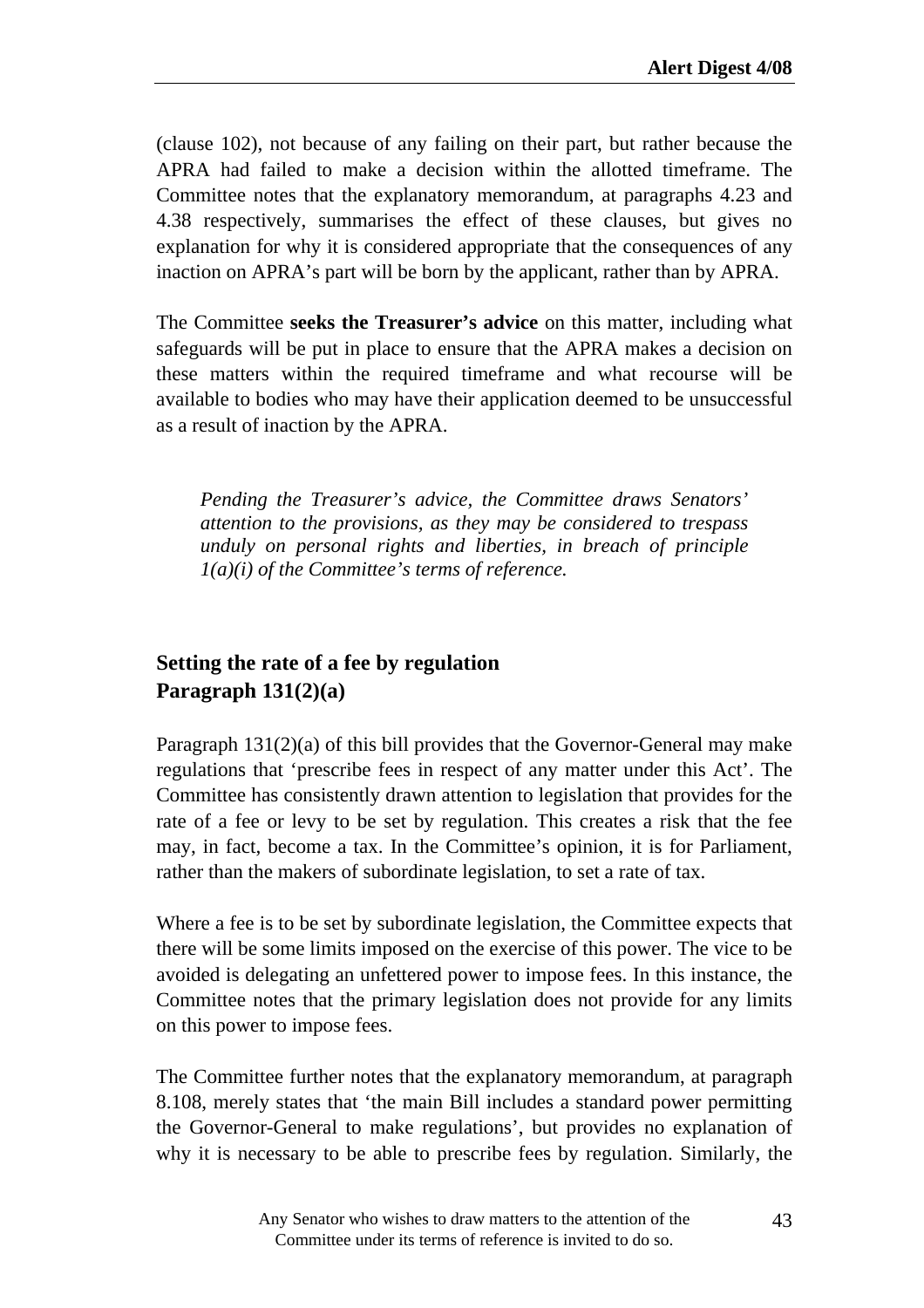(clause 102), not because of any failing on their part, but rather because the APRA had failed to make a decision within the allotted timeframe. The Committee notes that the explanatory memorandum, at paragraphs 4.23 and 4.38 respectively, summarises the effect of these clauses, but gives no explanation for why it is considered appropriate that the consequences of any inaction on APRA's part will be born by the applicant, rather than by APRA.

The Committee **seeks the Treasurer's advice** on this matter, including what safeguards will be put in place to ensure that the APRA makes a decision on these matters within the required timeframe and what recourse will be available to bodies who may have their application deemed to be unsuccessful as a result of inaction by the APRA.

> *Pending the Treasurer's advice, the Committee draws Senators' attention to the provisions, as they may be considered to trespass unduly on personal rights and liberties, in breach of principle 1(a)(i) of the Committee's terms of reference.*

### Setting the rate of a fee by regulation
### Paragraph 131(2)(a)

Paragraph 131(2)(a) of this bill provides that the Governor-General may make regulations that 'prescribe fees in respect of any matter under this Act'. The Committee has consistently drawn attention to legislation that provides for the rate of a fee or levy to be set by regulation. This creates a risk that the fee may, in fact, become a tax. In the Committee's opinion, it is for Parliament, rather than the makers of subordinate legislation, to set a rate of tax.

Where a fee is to be set by subordinate legislation, the Committee expects that there will be some limits imposed on the exercise of this power. The vice to be avoided is delegating an unfettered power to impose fees. In this instance, the Committee notes that the primary legislation does not provide for any limits on this power to impose fees.

The Committee further notes that the explanatory memorandum, at paragraph 8.108, merely states that 'the main Bill includes a standard power permitting the Governor-General to make regulations', but provides no explanation of why it is necessary to be able to prescribe fees by regulation. Similarly, the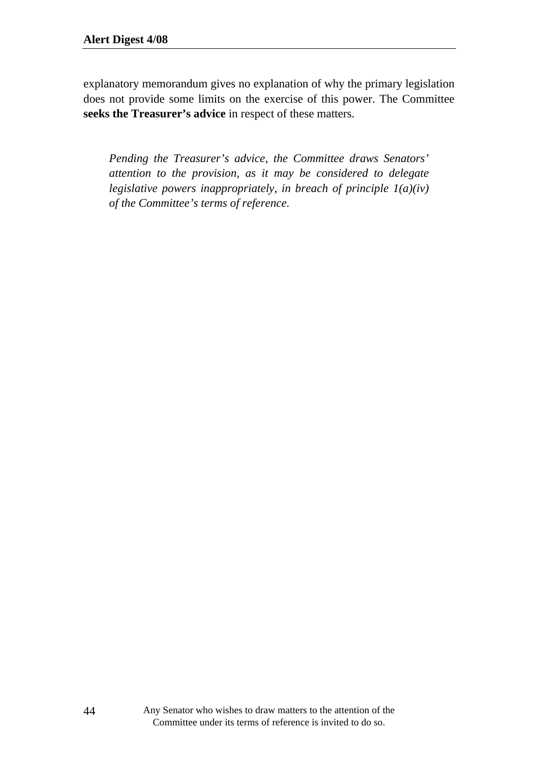explanatory memorandum gives no explanation of why the primary legislation does not provide some limits on the exercise of this power. The Committee **seeks the Treasurer's advice** in respect of these matters.

> *Pending the Treasurer's advice, the Committee draws Senators' attention to the provision, as it may be considered to delegate legislative powers inappropriately, in breach of principle 1(a)(iv) of the Committee's terms of reference.*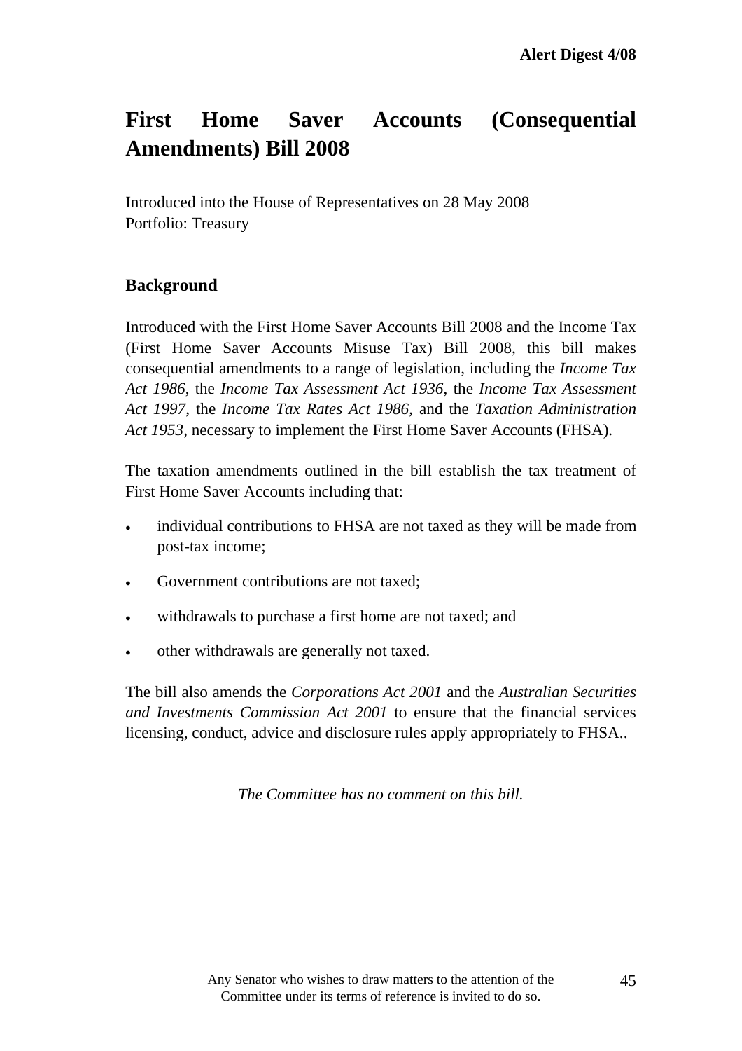# First Home Saver Accounts (Consequential Amendments) Bill 2008

Introduced into the House of Representatives on 28 May 2008
Portfolio: Treasury

## Background

Introduced with the First Home Saver Accounts Bill 2008 and the Income Tax (First Home Saver Accounts Misuse Tax) Bill 2008, this bill makes consequential amendments to a range of legislation, including the *Income Tax Act 1986*, the *Income Tax Assessment Act 1936*, the *Income Tax Assessment Act 1997*, the *Income Tax Rates Act 1986*, and the *Taxation Administration Act 1953*, necessary to implement the First Home Saver Accounts (FHSA).

The taxation amendments outlined in the bill establish the tax treatment of First Home Saver Accounts including that:

- individual contributions to FHSA are not taxed as they will be made from post-tax income;
- Government contributions are not taxed;
- withdrawals to purchase a first home are not taxed; and
- other withdrawals are generally not taxed.

The bill also amends the *Corporations Act 2001* and the *Australian Securities and Investments Commission Act 2001* to ensure that the financial services licensing, conduct, advice and disclosure rules apply appropriately to FHSA..

*The Committee has no comment on this bill.*

Any Senator who wishes to draw matters to the attention of the Committee under its terms of reference is invited to do so.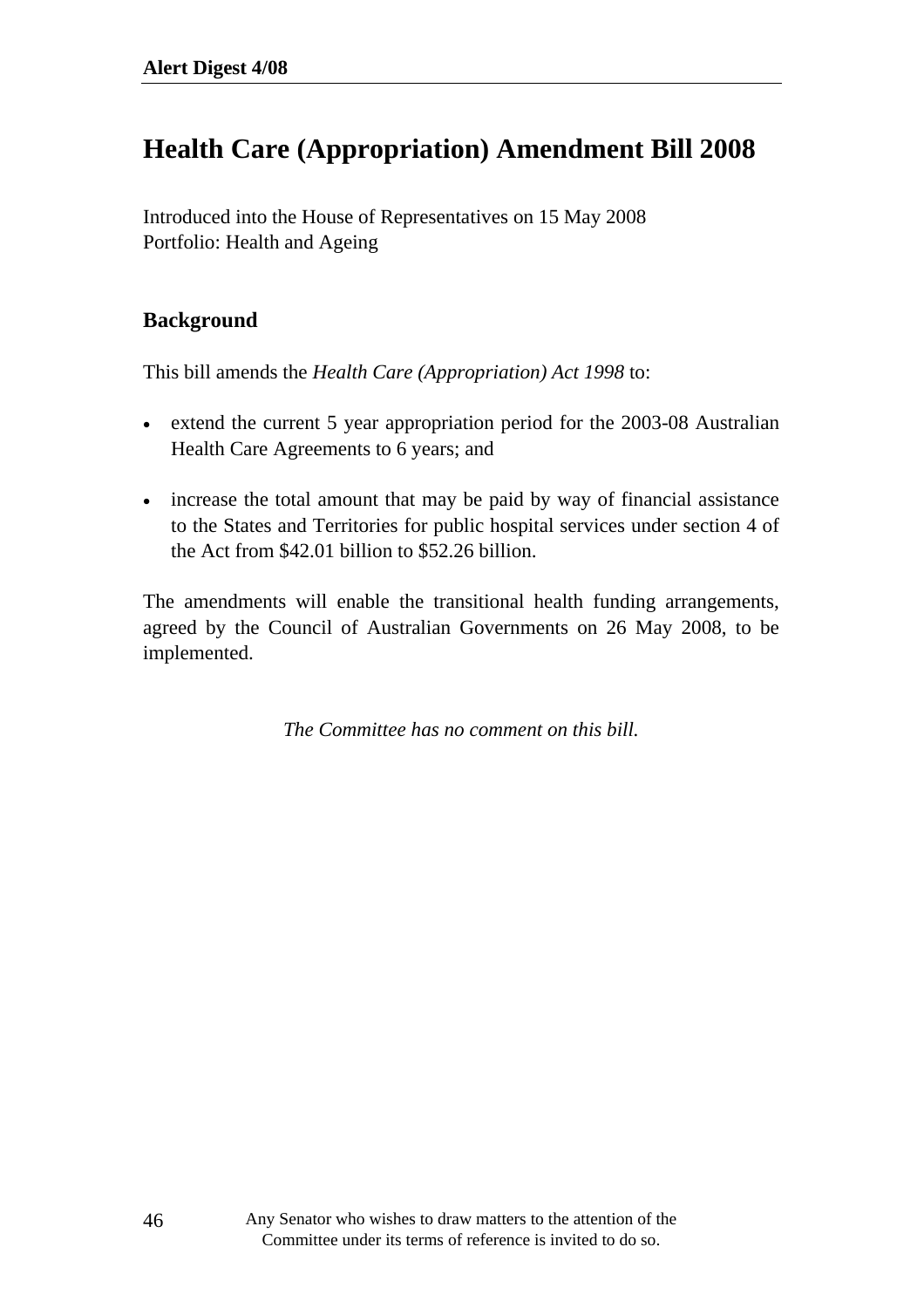# Health Care (Appropriation) Amendment Bill 2008

Introduced into the House of Representatives on 15 May 2008
Portfolio: Health and Ageing

## Background

This bill amends the *Health Care (Appropriation) Act 1998* to:

- extend the current 5 year appropriation period for the 2003-08 Australian Health Care Agreements to 6 years; and
- increase the total amount that may be paid by way of financial assistance to the States and Territories for public hospital services under section 4 of the Act from $42.01 billion to $52.26 billion.

The amendments will enable the transitional health funding arrangements, agreed by the Council of Australian Governments on 26 May 2008, to be implemented.

*The Committee has no comment on this bill.*

Any Senator who wishes to draw matters to the attention of the Committee under its terms of reference is invited to do so.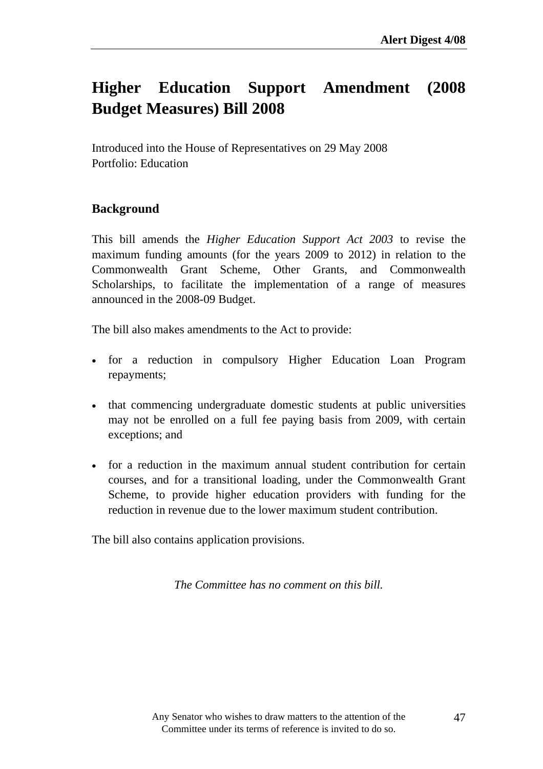# Higher Education Support Amendment (2008 Budget Measures) Bill 2008

Introduced into the House of Representatives on 29 May 2008
Portfolio: Education

## Background

This bill amends the *Higher Education Support Act 2003* to revise the maximum funding amounts (for the years 2009 to 2012) in relation to the Commonwealth Grant Scheme, Other Grants, and Commonwealth Scholarships, to facilitate the implementation of a range of measures announced in the 2008-09 Budget.

The bill also makes amendments to the Act to provide:

- for a reduction in compulsory Higher Education Loan Program repayments;
- that commencing undergraduate domestic students at public universities may not be enrolled on a full fee paying basis from 2009, with certain exceptions; and
- for a reduction in the maximum annual student contribution for certain courses, and for a transitional loading, under the Commonwealth Grant Scheme, to provide higher education providers with funding for the reduction in revenue due to the lower maximum student contribution.

The bill also contains application provisions.

*The Committee has no comment on this bill.*

Any Senator who wishes to draw matters to the attention of the Committee under its terms of reference is invited to do so.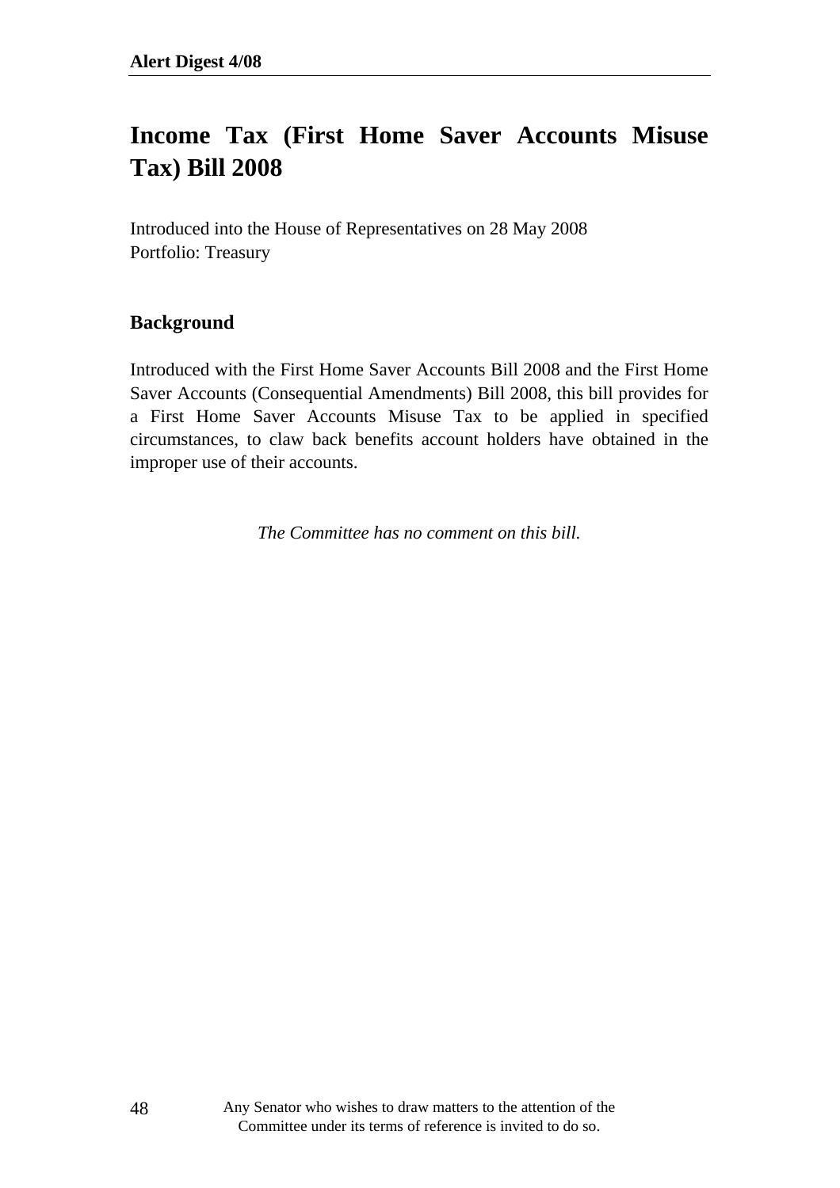# Income Tax (First Home Saver Accounts Misuse Tax) Bill 2008

Introduced into the House of Representatives on 28 May 2008
Portfolio: Treasury

## Background

Introduced with the First Home Saver Accounts Bill 2008 and the First Home Saver Accounts (Consequential Amendments) Bill 2008, this bill provides for a First Home Saver Accounts Misuse Tax to be applied in specified circumstances, to claw back benefits account holders have obtained in the improper use of their accounts.

*The Committee has no comment on this bill.*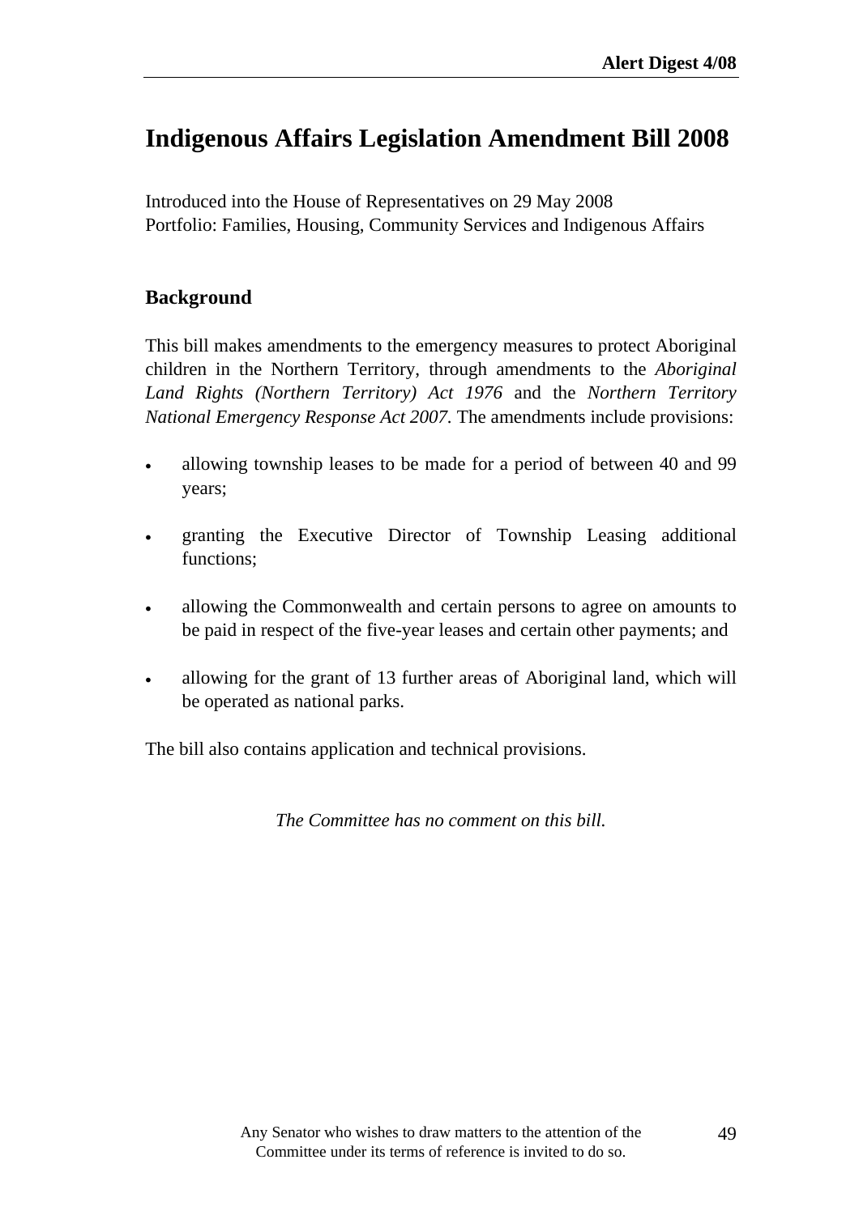# Indigenous Affairs Legislation Amendment Bill 2008

Introduced into the House of Representatives on 29 May 2008
Portfolio: Families, Housing, Community Services and Indigenous Affairs

## Background

This bill makes amendments to the emergency measures to protect Aboriginal children in the Northern Territory, through amendments to the *Aboriginal Land Rights (Northern Territory) Act 1976* and the *Northern Territory National Emergency Response Act 2007*. The amendments include provisions:

- allowing township leases to be made for a period of between 40 and 99 years;
- granting the Executive Director of Township Leasing additional functions;
- allowing the Commonwealth and certain persons to agree on amounts to be paid in respect of the five-year leases and certain other payments; and
- allowing for the grant of 13 further areas of Aboriginal land, which will be operated as national parks.

The bill also contains application and technical provisions.

*The Committee has no comment on this bill.*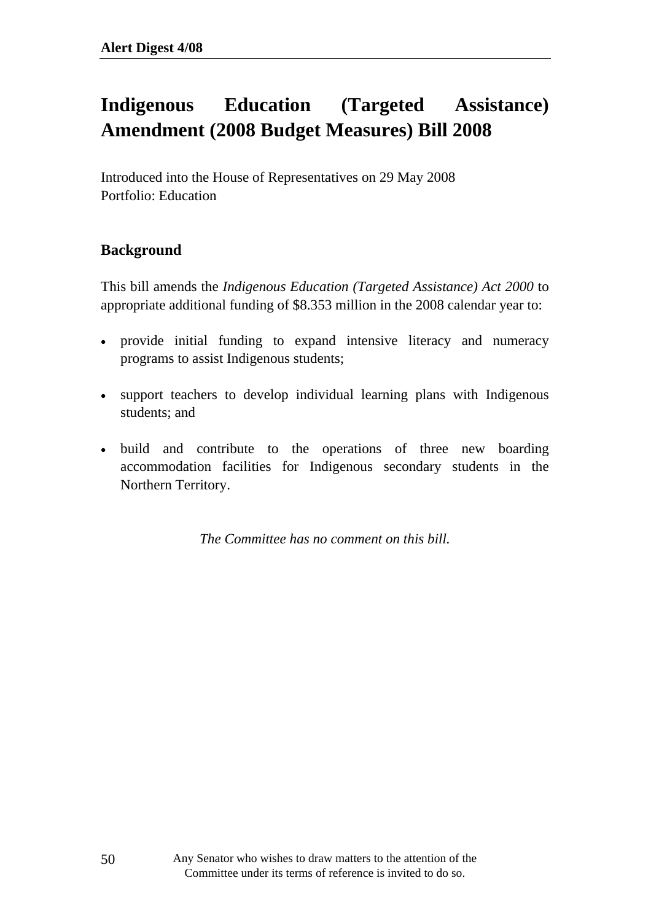# Indigenous Education (Targeted Assistance) Amendment (2008 Budget Measures) Bill 2008

Introduced into the House of Representatives on 29 May 2008
Portfolio: Education

## Background

This bill amends the *Indigenous Education (Targeted Assistance) Act 2000* to appropriate additional funding of $8.353 million in the 2008 calendar year to:

- provide initial funding to expand intensive literacy and numeracy programs to assist Indigenous students;
- support teachers to develop individual learning plans with Indigenous students; and
- build and contribute to the operations of three new boarding accommodation facilities for Indigenous secondary students in the Northern Territory.

*The Committee has no comment on this bill.*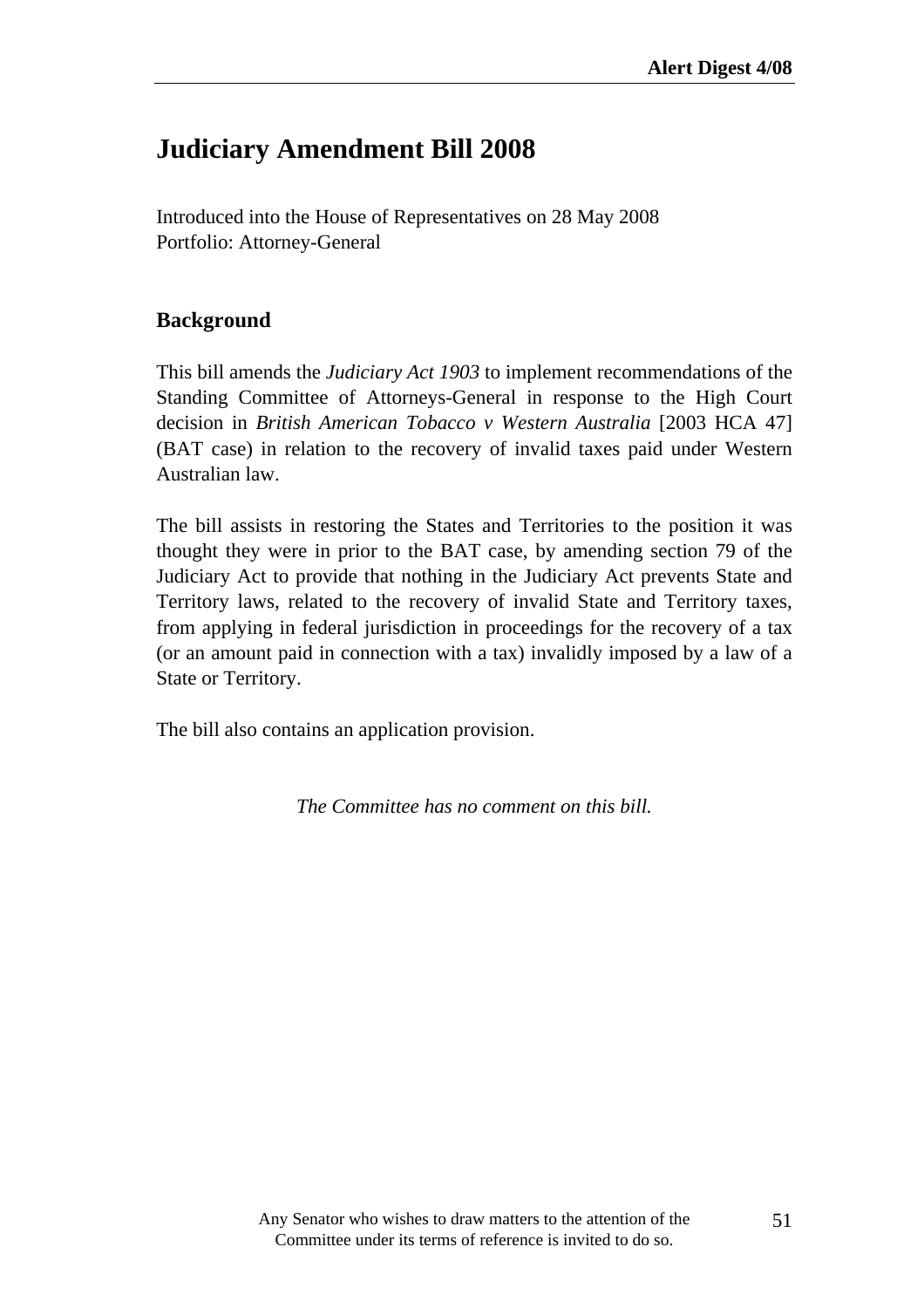# Judiciary Amendment Bill 2008

Introduced into the House of Representatives on 28 May 2008
Portfolio: Attorney-General

## Background

This bill amends the *Judiciary Act 1903* to implement recommendations of the Standing Committee of Attorneys-General in response to the High Court decision in *British American Tobacco v Western Australia* [2003 HCA 47] (BAT case) in relation to the recovery of invalid taxes paid under Western Australian law.

The bill assists in restoring the States and Territories to the position it was thought they were in prior to the BAT case, by amending section 79 of the Judiciary Act to provide that nothing in the Judiciary Act prevents State and Territory laws, related to the recovery of invalid State and Territory taxes, from applying in federal jurisdiction in proceedings for the recovery of a tax (or an amount paid in connection with a tax) invalidly imposed by a law of a State or Territory.

The bill also contains an application provision.

*The Committee has no comment on this bill.*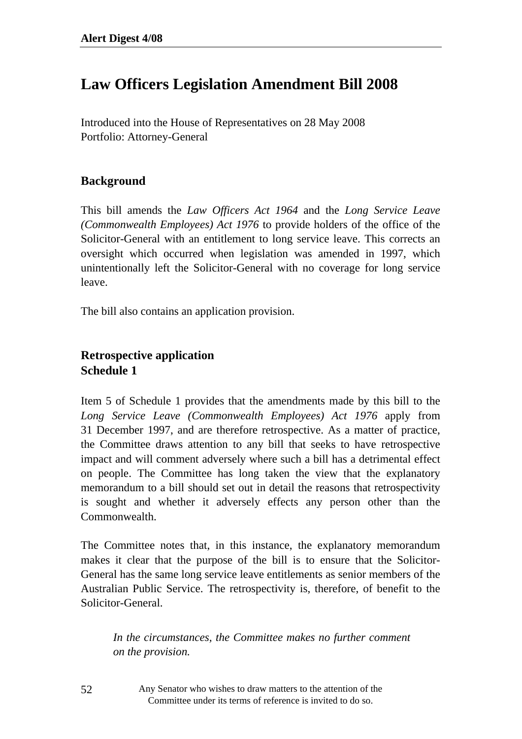# Law Officers Legislation Amendment Bill 2008

Introduced into the House of Representatives on 28 May 2008
Portfolio: Attorney-General

## Background

This bill amends the *Law Officers Act 1964* and the *Long Service Leave (Commonwealth Employees) Act 1976* to provide holders of the office of the Solicitor-General with an entitlement to long service leave. This corrects an oversight which occurred when legislation was amended in 1997, which unintentionally left the Solicitor-General with no coverage for long service leave.

The bill also contains an application provision.

## Retrospective application
## Schedule 1

Item 5 of Schedule 1 provides that the amendments made by this bill to the *Long Service Leave (Commonwealth Employees) Act 1976* apply from 31 December 1997, and are therefore retrospective. As a matter of practice, the Committee draws attention to any bill that seeks to have retrospective impact and will comment adversely where such a bill has a detrimental effect on people. The Committee has long taken the view that the explanatory memorandum to a bill should set out in detail the reasons that retrospectivity is sought and whether it adversely effects any person other than the Commonwealth.

The Committee notes that, in this instance, the explanatory memorandum makes it clear that the purpose of the bill is to ensure that the Solicitor-General has the same long service leave entitlements as senior members of the Australian Public Service. The retrospectivity is, therefore, of benefit to the Solicitor-General.

> *In the circumstances, the Committee makes no further comment on the provision.*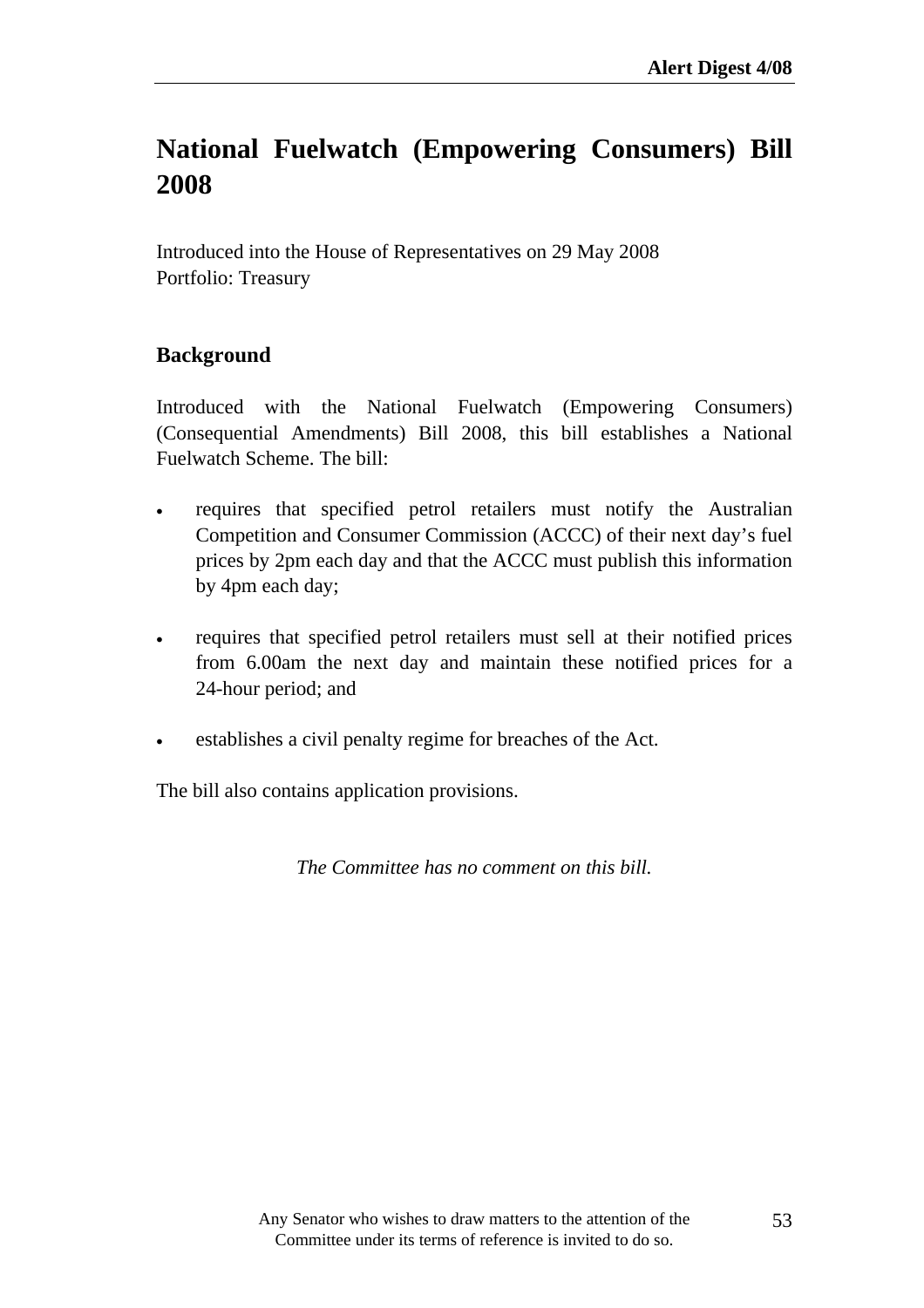# National Fuelwatch (Empowering Consumers) Bill 2008

Introduced into the House of Representatives on 29 May 2008
Portfolio: Treasury

## Background

Introduced with the National Fuelwatch (Empowering Consumers) (Consequential Amendments) Bill 2008, this bill establishes a National Fuelwatch Scheme. The bill:

- requires that specified petrol retailers must notify the Australian Competition and Consumer Commission (ACCC) of their next day's fuel prices by 2pm each day and that the ACCC must publish this information by 4pm each day;
- requires that specified petrol retailers must sell at their notified prices from 6.00am the next day and maintain these notified prices for a 24-hour period; and
- establishes a civil penalty regime for breaches of the Act.

The bill also contains application provisions.

*The Committee has no comment on this bill.*

Any Senator who wishes to draw matters to the attention of the Committee under its terms of reference is invited to do so.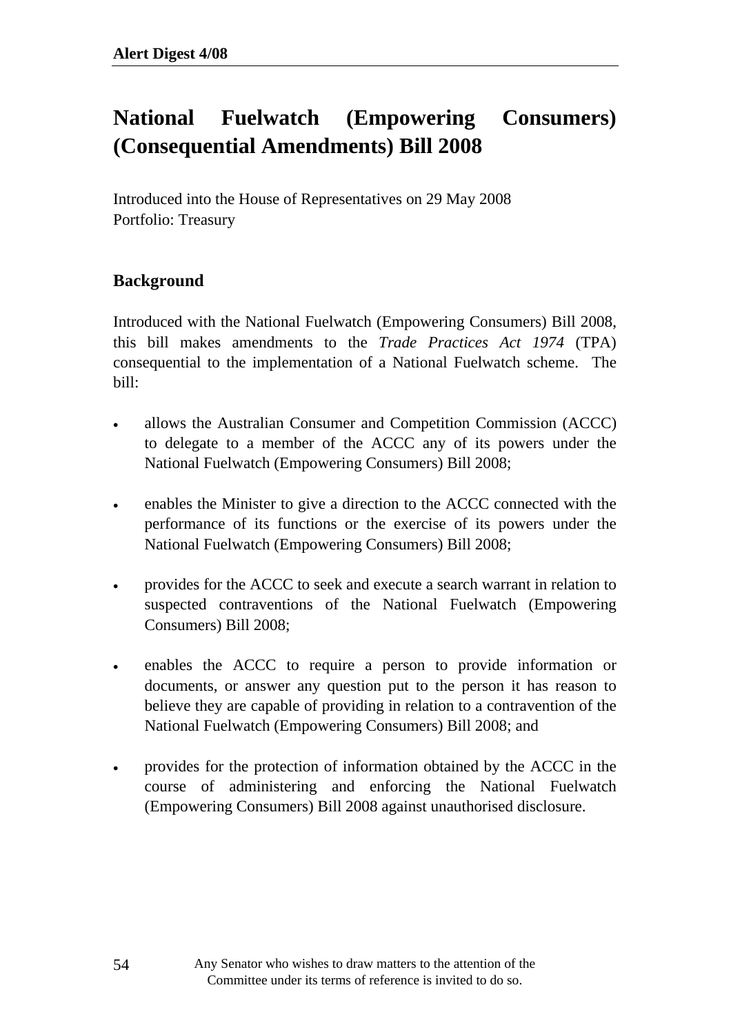# National Fuelwatch (Empowering Consumers) (Consequential Amendments) Bill 2008

Introduced into the House of Representatives on 29 May 2008
Portfolio: Treasury

## Background

Introduced with the National Fuelwatch (Empowering Consumers) Bill 2008, this bill makes amendments to the *Trade Practices Act 1974* (TPA) consequential to the implementation of a National Fuelwatch scheme. The bill:

- allows the Australian Consumer and Competition Commission (ACCC) to delegate to a member of the ACCC any of its powers under the National Fuelwatch (Empowering Consumers) Bill 2008;

- enables the Minister to give a direction to the ACCC connected with the performance of its functions or the exercise of its powers under the National Fuelwatch (Empowering Consumers) Bill 2008;

- provides for the ACCC to seek and execute a search warrant in relation to suspected contraventions of the National Fuelwatch (Empowering Consumers) Bill 2008;

- enables the ACCC to require a person to provide information or documents, or answer any question put to the person it has reason to believe they are capable of providing in relation to a contravention of the National Fuelwatch (Empowering Consumers) Bill 2008; and

- provides for the protection of information obtained by the ACCC in the course of administering and enforcing the National Fuelwatch (Empowering Consumers) Bill 2008 against unauthorised disclosure.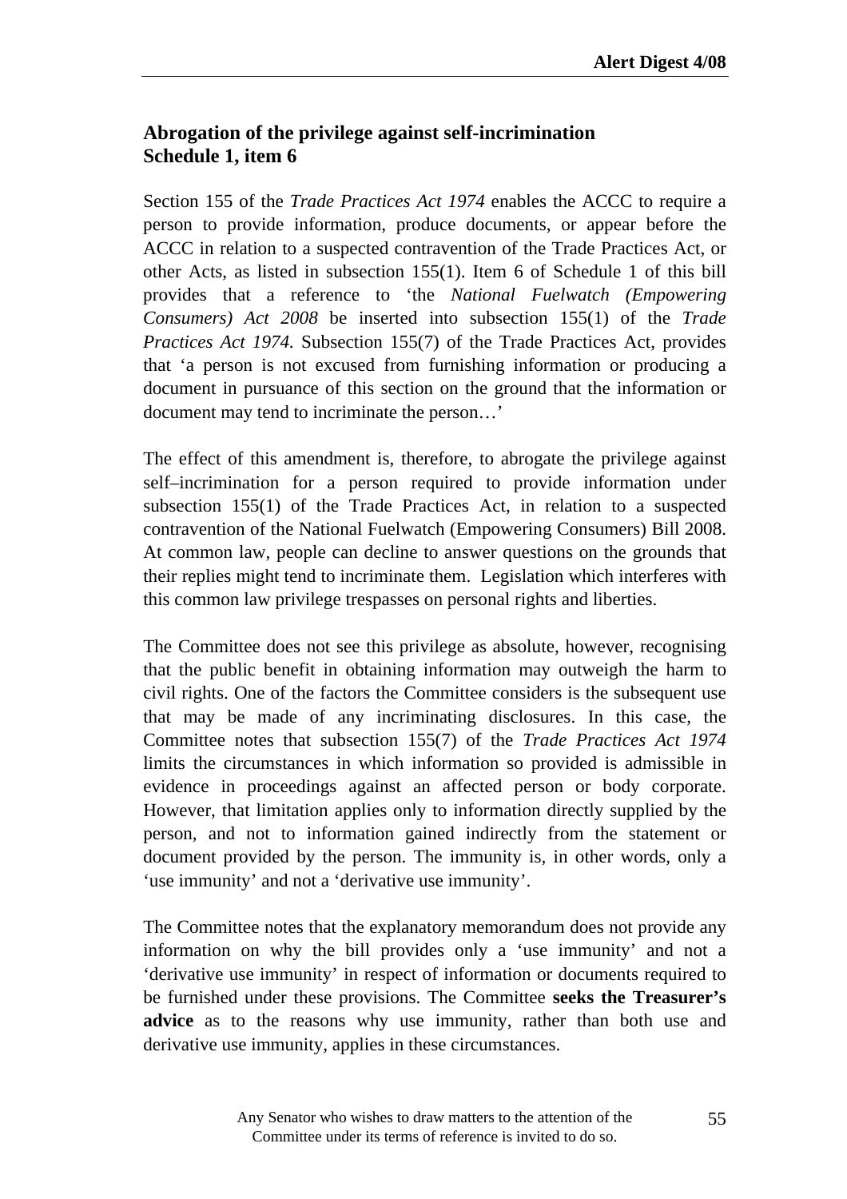### Abrogation of the privilege against self-incrimination
### Schedule 1, item 6

Section 155 of the *Trade Practices Act 1974* enables the ACCC to require a person to provide information, produce documents, or appear before the ACCC in relation to a suspected contravention of the Trade Practices Act, or other Acts, as listed in subsection 155(1). Item 6 of Schedule 1 of this bill provides that a reference to 'the *National Fuelwatch (Empowering Consumers) Act 2008* be inserted into subsection 155(1) of the *Trade Practices Act 1974*. Subsection 155(7) of the Trade Practices Act, provides that 'a person is not excused from furnishing information or producing a document in pursuance of this section on the ground that the information or document may tend to incriminate the person…'

The effect of this amendment is, therefore, to abrogate the privilege against self–incrimination for a person required to provide information under subsection 155(1) of the Trade Practices Act, in relation to a suspected contravention of the National Fuelwatch (Empowering Consumers) Bill 2008. At common law, people can decline to answer questions on the grounds that their replies might tend to incriminate them. Legislation which interferes with this common law privilege trespasses on personal rights and liberties.

The Committee does not see this privilege as absolute, however, recognising that the public benefit in obtaining information may outweigh the harm to civil rights. One of the factors the Committee considers is the subsequent use that may be made of any incriminating disclosures. In this case, the Committee notes that subsection 155(7) of the *Trade Practices Act 1974* limits the circumstances in which information so provided is admissible in evidence in proceedings against an affected person or body corporate. However, that limitation applies only to information directly supplied by the person, and not to information gained indirectly from the statement or document provided by the person. The immunity is, in other words, only a 'use immunity' and not a 'derivative use immunity'.

The Committee notes that the explanatory memorandum does not provide any information on why the bill provides only a 'use immunity' and not a 'derivative use immunity' in respect of information or documents required to be furnished under these provisions. The Committee **seeks the Treasurer's advice** as to the reasons why use immunity, rather than both use and derivative use immunity, applies in these circumstances.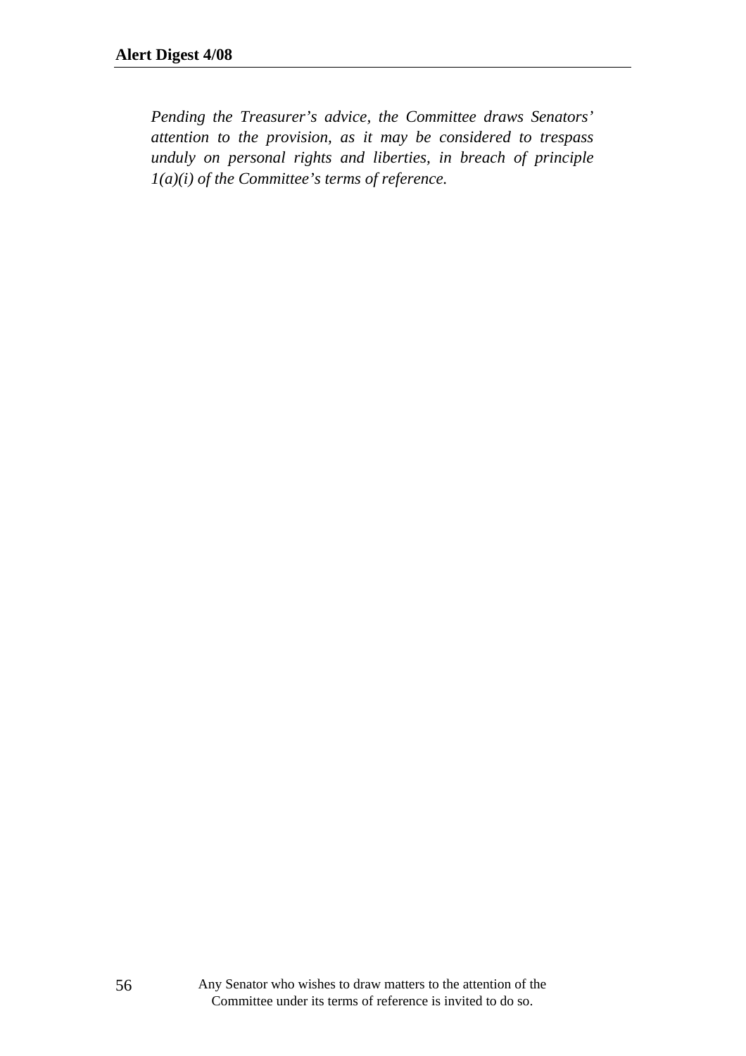*Pending the Treasurer's advice, the Committee draws Senators' attention to the provision, as it may be considered to trespass unduly on personal rights and liberties, in breach of principle 1(a)(i) of the Committee's terms of reference.*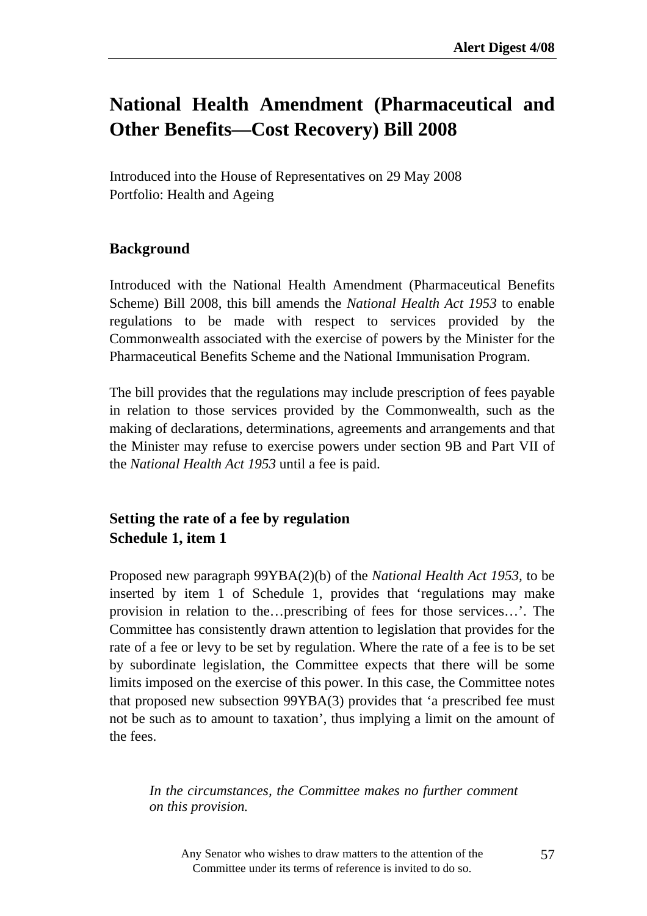# National Health Amendment (Pharmaceutical and Other Benefits—Cost Recovery) Bill 2008

Introduced into the House of Representatives on 29 May 2008
Portfolio: Health and Ageing

## Background

Introduced with the National Health Amendment (Pharmaceutical Benefits Scheme) Bill 2008, this bill amends the *National Health Act 1953* to enable regulations to be made with respect to services provided by the Commonwealth associated with the exercise of powers by the Minister for the Pharmaceutical Benefits Scheme and the National Immunisation Program.

The bill provides that the regulations may include prescription of fees payable in relation to those services provided by the Commonwealth, such as the making of declarations, determinations, agreements and arrangements and that the Minister may refuse to exercise powers under section 9B and Part VII of the *National Health Act 1953* until a fee is paid.

## Setting the rate of a fee by regulation
## Schedule 1, item 1

Proposed new paragraph 99YBA(2)(b) of the *National Health Act 1953*, to be inserted by item 1 of Schedule 1, provides that 'regulations may make provision in relation to the…prescribing of fees for those services…'. The Committee has consistently drawn attention to legislation that provides for the rate of a fee or levy to be set by regulation. Where the rate of a fee is to be set by subordinate legislation, the Committee expects that there will be some limits imposed on the exercise of this power. In this case, the Committee notes that proposed new subsection 99YBA(3) provides that 'a prescribed fee must not be such as to amount to taxation', thus implying a limit on the amount of the fees.

> *In the circumstances, the Committee makes no further comment on this provision.*

Any Senator who wishes to draw matters to the attention of the Committee under its terms of reference is invited to do so.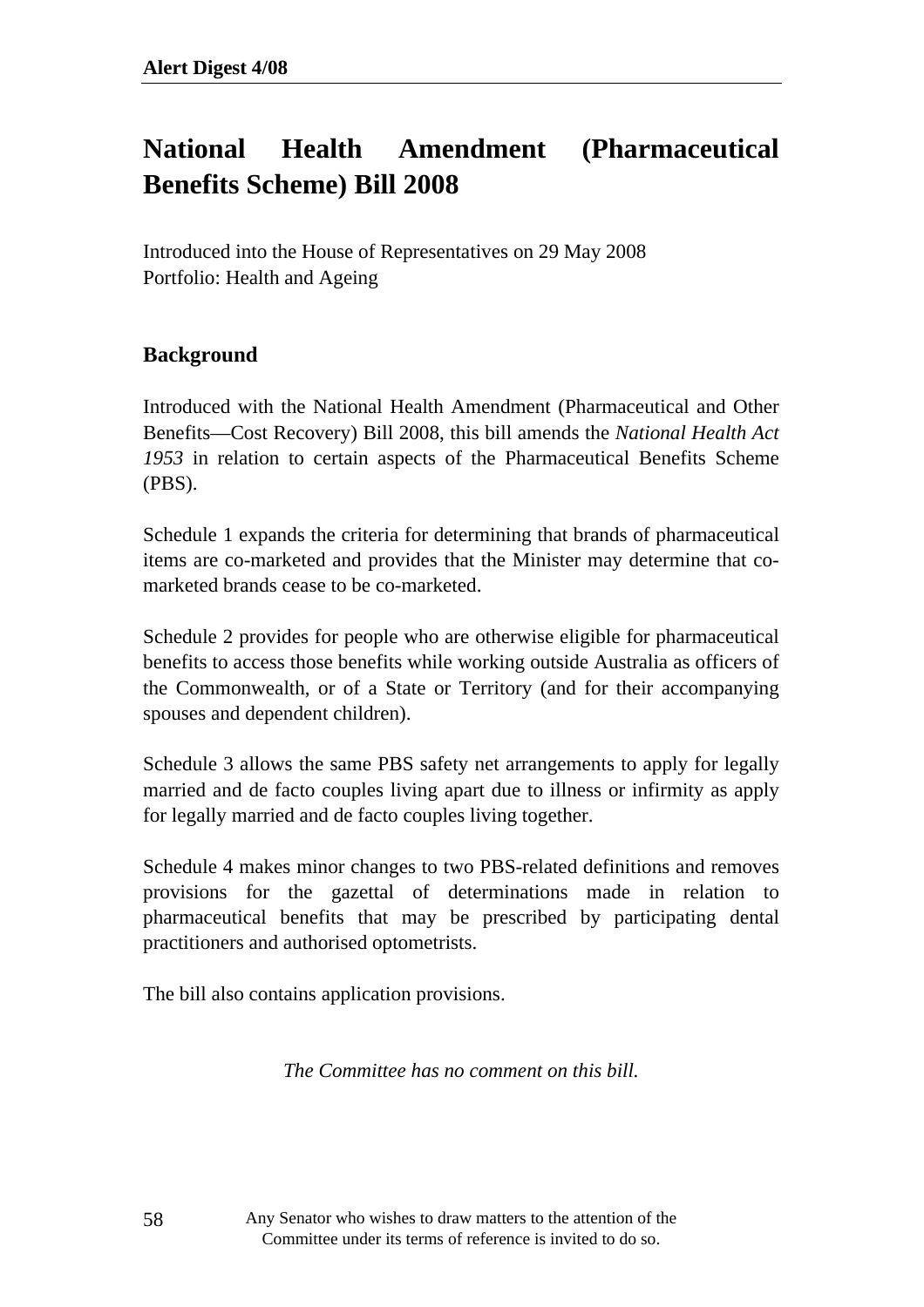# National Health Amendment (Pharmaceutical Benefits Scheme) Bill 2008

Introduced into the House of Representatives on 29 May 2008
Portfolio: Health and Ageing

## Background

Introduced with the National Health Amendment (Pharmaceutical and Other Benefits—Cost Recovery) Bill 2008, this bill amends the *National Health Act 1953* in relation to certain aspects of the Pharmaceutical Benefits Scheme (PBS).

Schedule 1 expands the criteria for determining that brands of pharmaceutical items are co-marketed and provides that the Minister may determine that co-marketed brands cease to be co-marketed.

Schedule 2 provides for people who are otherwise eligible for pharmaceutical benefits to access those benefits while working outside Australia as officers of the Commonwealth, or of a State or Territory (and for their accompanying spouses and dependent children).

Schedule 3 allows the same PBS safety net arrangements to apply for legally married and de facto couples living apart due to illness or infirmity as apply for legally married and de facto couples living together.

Schedule 4 makes minor changes to two PBS-related definitions and removes provisions for the gazettal of determinations made in relation to pharmaceutical benefits that may be prescribed by participating dental practitioners and authorised optometrists.

The bill also contains application provisions.

*The Committee has no comment on this bill.*

Any Senator who wishes to draw matters to the attention of the Committee under its terms of reference is invited to do so.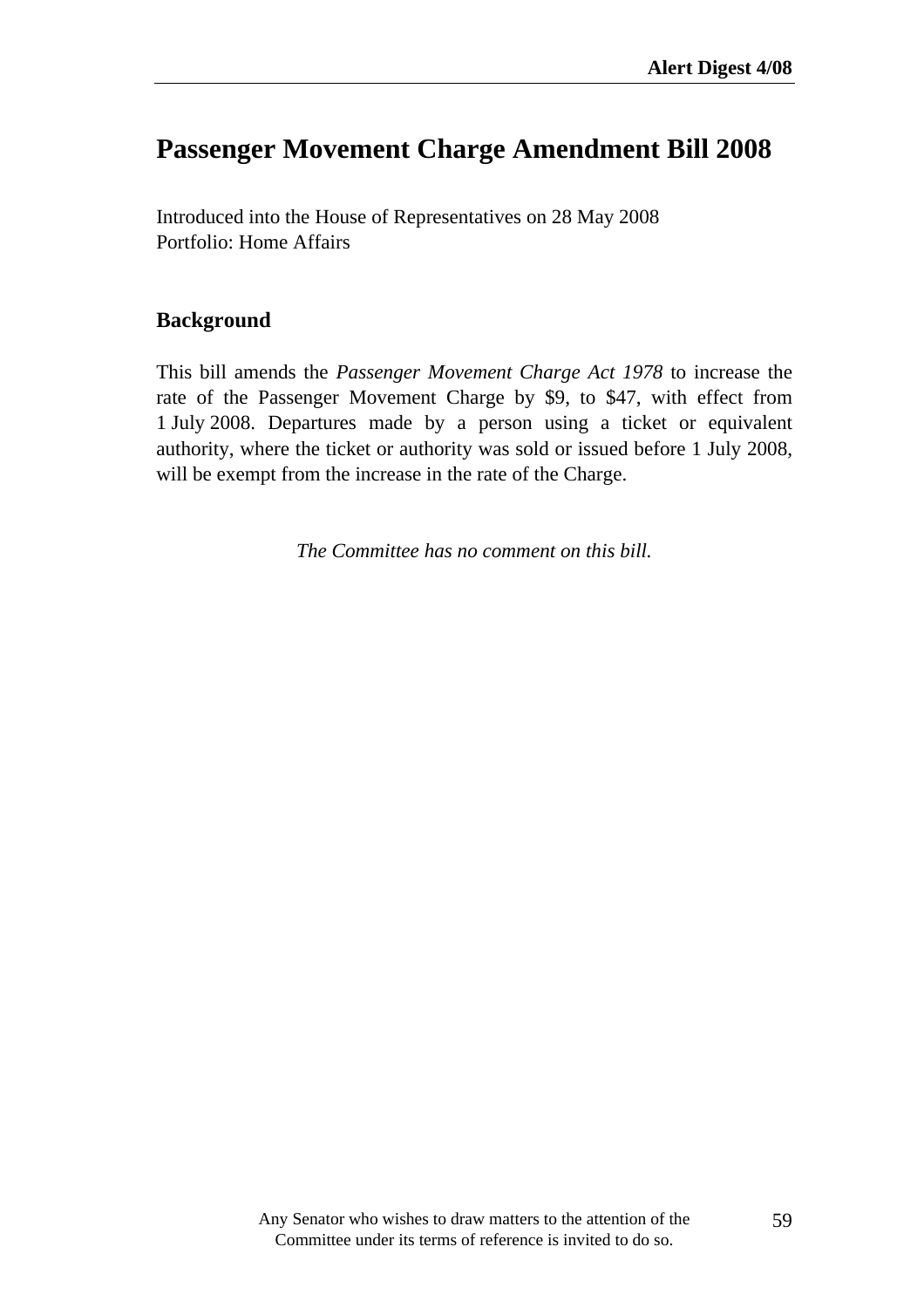# Passenger Movement Charge Amendment Bill 2008

Introduced into the House of Representatives on 28 May 2008
Portfolio: Home Affairs

## Background

This bill amends the *Passenger Movement Charge Act 1978* to increase the rate of the Passenger Movement Charge by $9, to $47, with effect from 1 July 2008. Departures made by a person using a ticket or equivalent authority, where the ticket or authority was sold or issued before 1 July 2008, will be exempt from the increase in the rate of the Charge.

*The Committee has no comment on this bill.*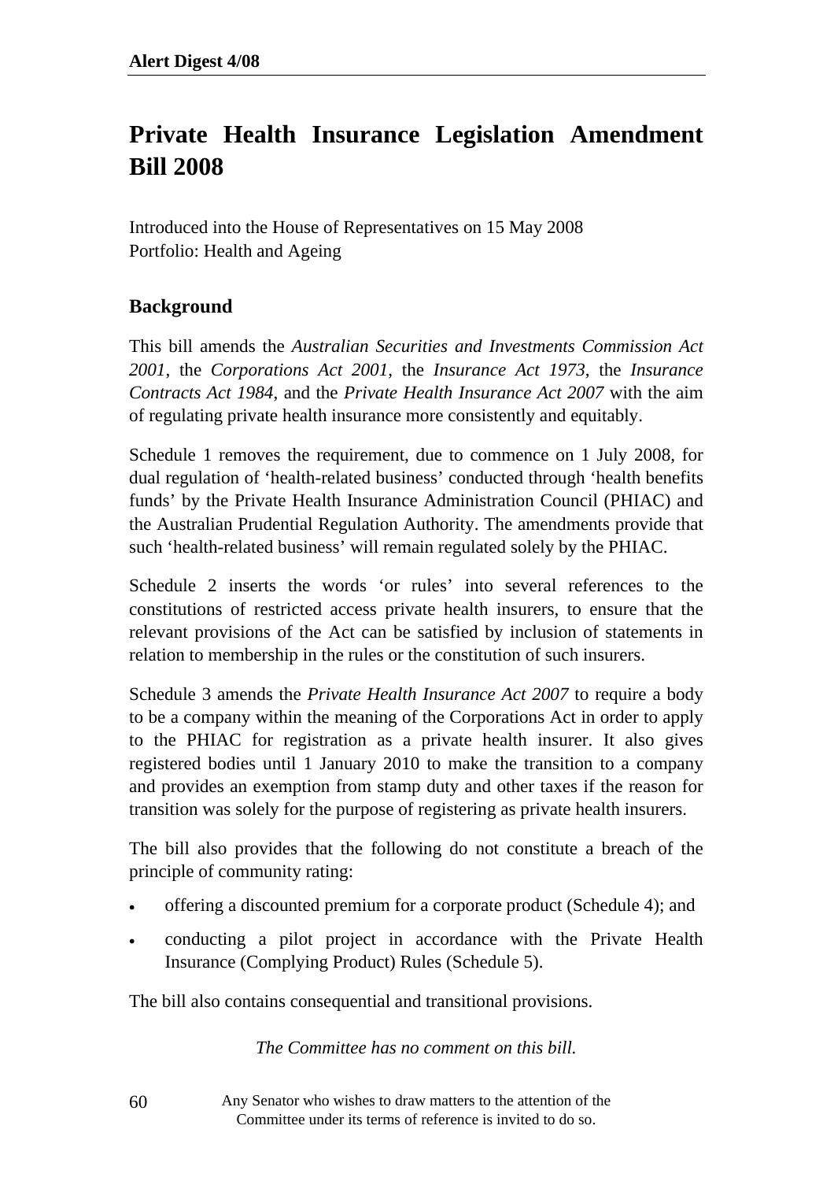# Private Health Insurance Legislation Amendment Bill 2008

Introduced into the House of Representatives on 15 May 2008
Portfolio: Health and Ageing

## Background

This bill amends the *Australian Securities and Investments Commission Act 2001*, the *Corporations Act 2001*, the *Insurance Act 1973*, the *Insurance Contracts Act 1984*, and the *Private Health Insurance Act 2007* with the aim of regulating private health insurance more consistently and equitably.

Schedule 1 removes the requirement, due to commence on 1 July 2008, for dual regulation of 'health-related business' conducted through 'health benefits funds' by the Private Health Insurance Administration Council (PHIAC) and the Australian Prudential Regulation Authority. The amendments provide that such 'health-related business' will remain regulated solely by the PHIAC.

Schedule 2 inserts the words 'or rules' into several references to the constitutions of restricted access private health insurers, to ensure that the relevant provisions of the Act can be satisfied by inclusion of statements in relation to membership in the rules or the constitution of such insurers.

Schedule 3 amends the *Private Health Insurance Act 2007* to require a body to be a company within the meaning of the Corporations Act in order to apply to the PHIAC for registration as a private health insurer. It also gives registered bodies until 1 January 2010 to make the transition to a company and provides an exemption from stamp duty and other taxes if the reason for transition was solely for the purpose of registering as private health insurers.

The bill also provides that the following do not constitute a breach of the principle of community rating:

- offering a discounted premium for a corporate product (Schedule 4); and
- conducting a pilot project in accordance with the Private Health Insurance (Complying Product) Rules (Schedule 5).

The bill also contains consequential and transitional provisions.

*The Committee has no comment on this bill.*

Any Senator who wishes to draw matters to the attention of the Committee under its terms of reference is invited to do so.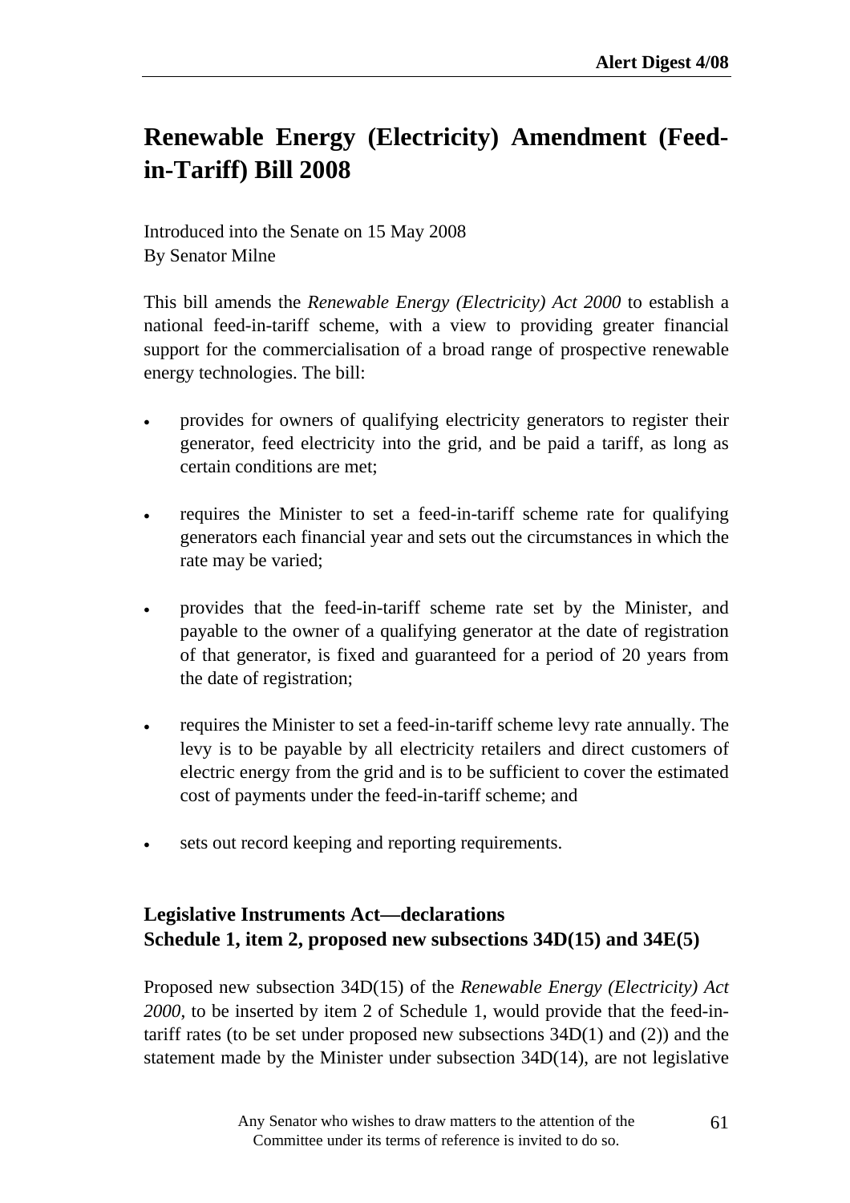# Renewable Energy (Electricity) Amendment (Feed-in-Tariff) Bill 2008

Introduced into the Senate on 15 May 2008
By Senator Milne

This bill amends the *Renewable Energy (Electricity) Act 2000* to establish a national feed-in-tariff scheme, with a view to providing greater financial support for the commercialisation of a broad range of prospective renewable energy technologies. The bill:

- provides for owners of qualifying electricity generators to register their generator, feed electricity into the grid, and be paid a tariff, as long as certain conditions are met;
- requires the Minister to set a feed-in-tariff scheme rate for qualifying generators each financial year and sets out the circumstances in which the rate may be varied;
- provides that the feed-in-tariff scheme rate set by the Minister, and payable to the owner of a qualifying generator at the date of registration of that generator, is fixed and guaranteed for a period of 20 years from the date of registration;
- requires the Minister to set a feed-in-tariff scheme levy rate annually. The levy is to be payable by all electricity retailers and direct customers of electric energy from the grid and is to be sufficient to cover the estimated cost of payments under the feed-in-tariff scheme; and
- sets out record keeping and reporting requirements.

### Legislative Instruments Act—declarations
### Schedule 1, item 2, proposed new subsections 34D(15) and 34E(5)

Proposed new subsection 34D(15) of the *Renewable Energy (Electricity) Act 2000*, to be inserted by item 2 of Schedule 1, would provide that the feed-in-tariff rates (to be set under proposed new subsections 34D(1) and (2)) and the statement made by the Minister under subsection 34D(14), are not legislative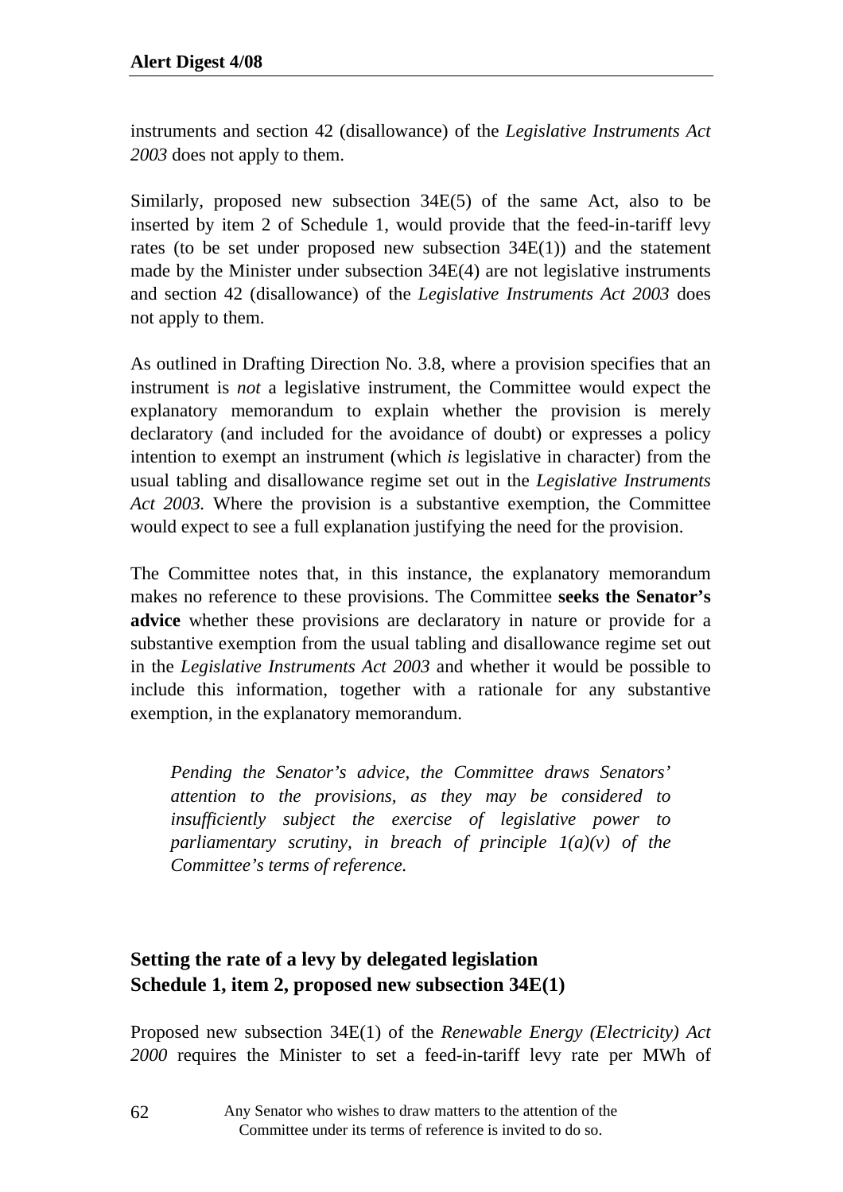instruments and section 42 (disallowance) of the *Legislative Instruments Act 2003* does not apply to them.

Similarly, proposed new subsection 34E(5) of the same Act, also to be inserted by item 2 of Schedule 1, would provide that the feed-in-tariff levy rates (to be set under proposed new subsection 34E(1)) and the statement made by the Minister under subsection 34E(4) are not legislative instruments and section 42 (disallowance) of the *Legislative Instruments Act 2003* does not apply to them.

As outlined in Drafting Direction No. 3.8, where a provision specifies that an instrument is *not* a legislative instrument, the Committee would expect the explanatory memorandum to explain whether the provision is merely declaratory (and included for the avoidance of doubt) or expresses a policy intention to exempt an instrument (which *is* legislative in character) from the usual tabling and disallowance regime set out in the *Legislative Instruments Act 2003.* Where the provision is a substantive exemption, the Committee would expect to see a full explanation justifying the need for the provision.

The Committee notes that, in this instance, the explanatory memorandum makes no reference to these provisions. The Committee **seeks the Senator's advice** whether these provisions are declaratory in nature or provide for a substantive exemption from the usual tabling and disallowance regime set out in the *Legislative Instruments Act 2003* and whether it would be possible to include this information, together with a rationale for any substantive exemption, in the explanatory memorandum.

> *Pending the Senator's advice, the Committee draws Senators' attention to the provisions, as they may be considered to insufficiently subject the exercise of legislative power to parliamentary scrutiny, in breach of principle 1(a)(v) of the Committee's terms of reference.*

## Setting the rate of a levy by delegated legislation
## Schedule 1, item 2, proposed new subsection 34E(1)

Proposed new subsection 34E(1) of the *Renewable Energy (Electricity) Act 2000* requires the Minister to set a feed-in-tariff levy rate per MWh of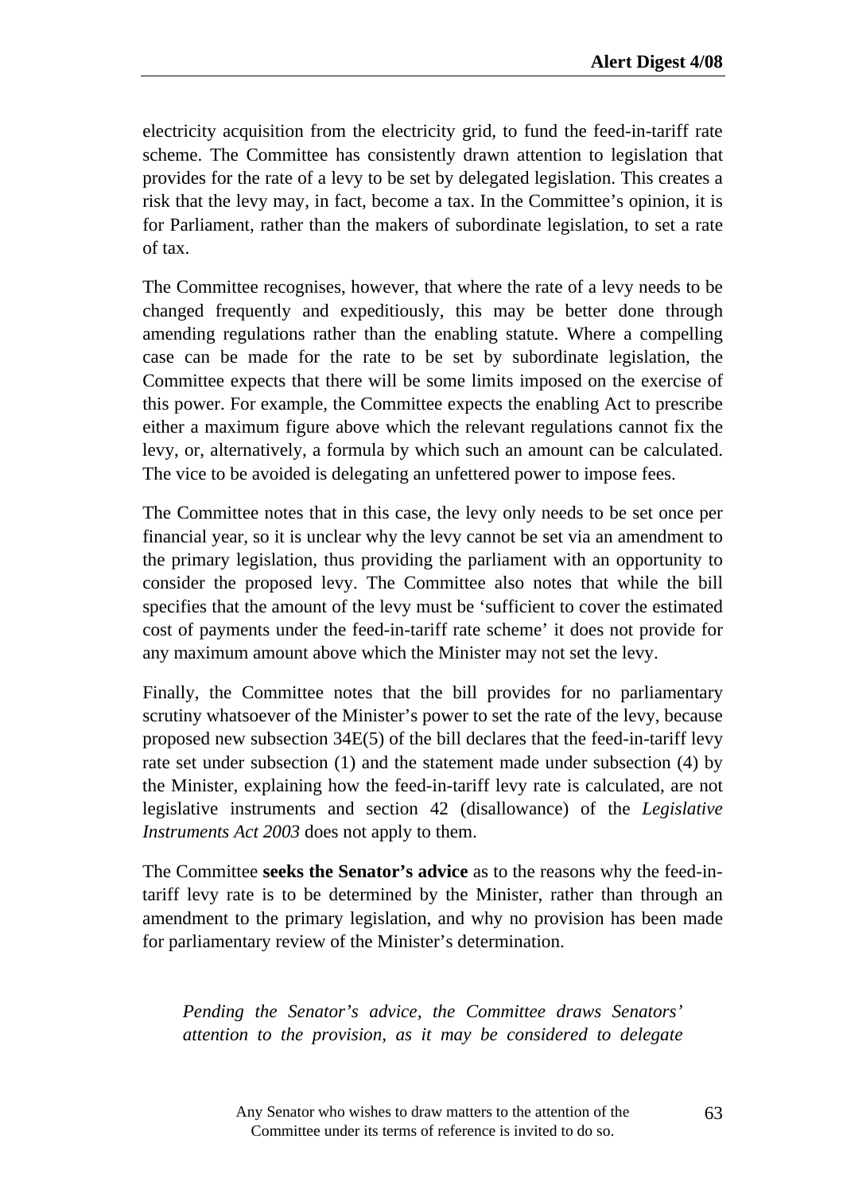electricity acquisition from the electricity grid, to fund the feed-in-tariff rate scheme. The Committee has consistently drawn attention to legislation that provides for the rate of a levy to be set by delegated legislation. This creates a risk that the levy may, in fact, become a tax. In the Committee's opinion, it is for Parliament, rather than the makers of subordinate legislation, to set a rate of tax.

The Committee recognises, however, that where the rate of a levy needs to be changed frequently and expeditiously, this may be better done through amending regulations rather than the enabling statute. Where a compelling case can be made for the rate to be set by subordinate legislation, the Committee expects that there will be some limits imposed on the exercise of this power. For example, the Committee expects the enabling Act to prescribe either a maximum figure above which the relevant regulations cannot fix the levy, or, alternatively, a formula by which such an amount can be calculated. The vice to be avoided is delegating an unfettered power to impose fees.

The Committee notes that in this case, the levy only needs to be set once per financial year, so it is unclear why the levy cannot be set via an amendment to the primary legislation, thus providing the parliament with an opportunity to consider the proposed levy. The Committee also notes that while the bill specifies that the amount of the levy must be 'sufficient to cover the estimated cost of payments under the feed-in-tariff rate scheme' it does not provide for any maximum amount above which the Minister may not set the levy.

Finally, the Committee notes that the bill provides for no parliamentary scrutiny whatsoever of the Minister's power to set the rate of the levy, because proposed new subsection 34E(5) of the bill declares that the feed-in-tariff levy rate set under subsection (1) and the statement made under subsection (4) by the Minister, explaining how the feed-in-tariff levy rate is calculated, are not legislative instruments and section 42 (disallowance) of the *Legislative Instruments Act 2003* does not apply to them.

The Committee **seeks the Senator's advice** as to the reasons why the feed-in-tariff levy rate is to be determined by the Minister, rather than through an amendment to the primary legislation, and why no provision has been made for parliamentary review of the Minister's determination.

> *Pending the Senator's advice, the Committee draws Senators' attention to the provision, as it may be considered to delegate*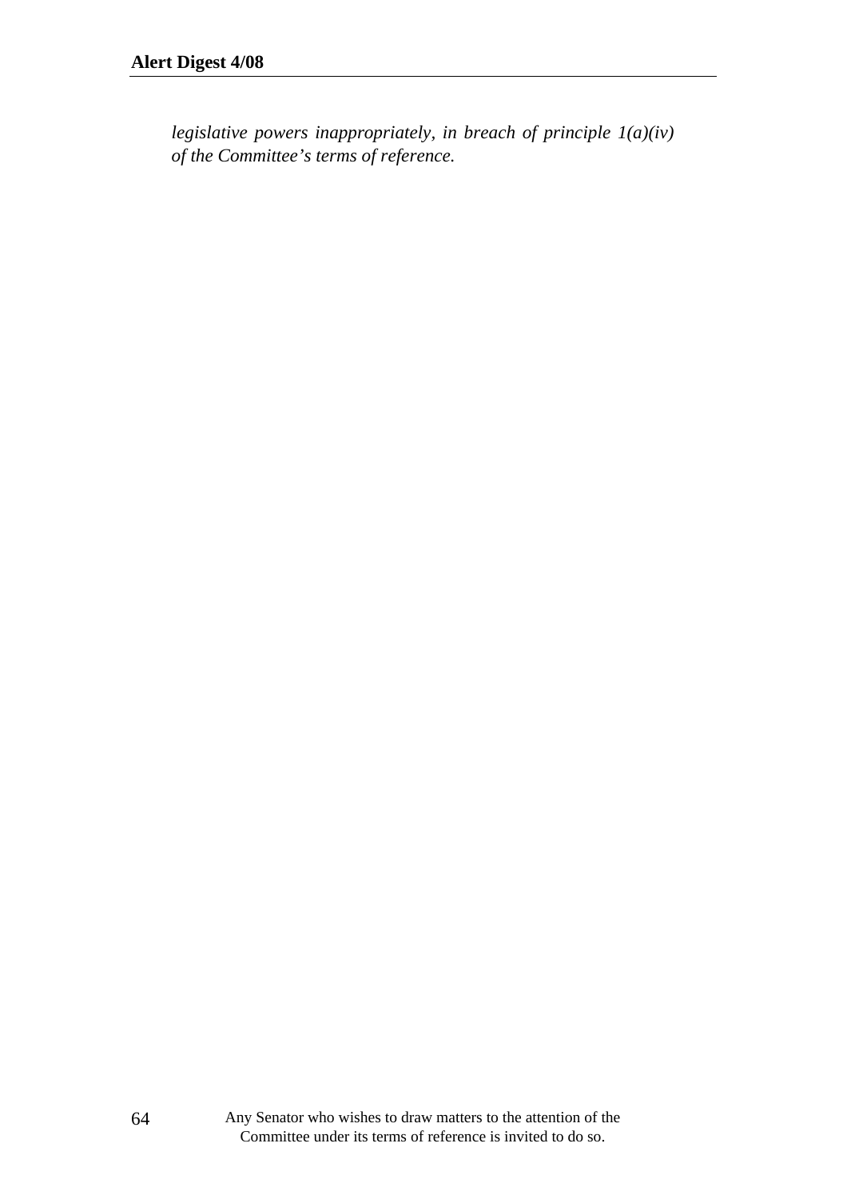*legislative powers inappropriately, in breach of principle 1(a)(iv) of the Committee's terms of reference.*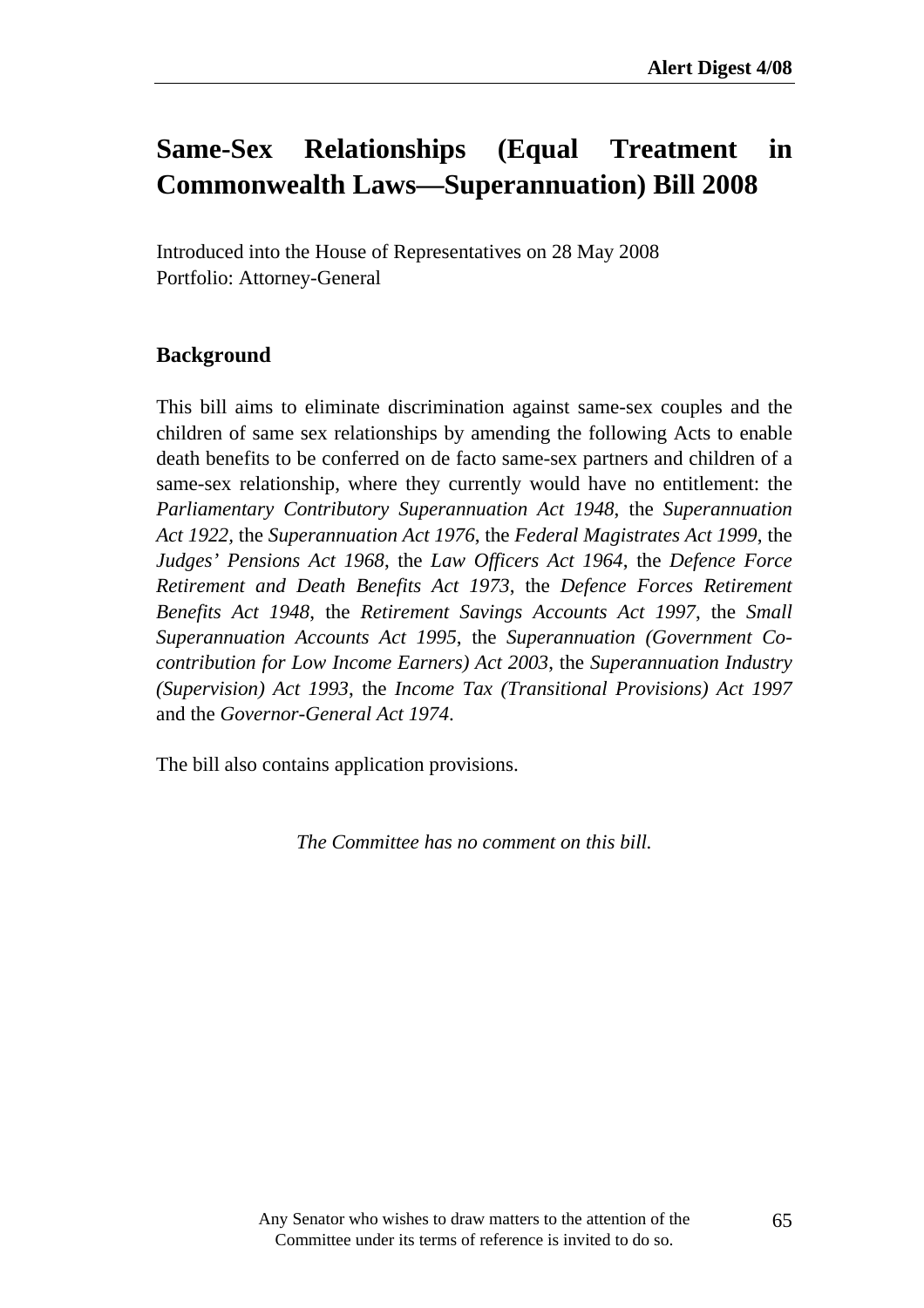# Same-Sex Relationships (Equal Treatment in Commonwealth Laws—Superannuation) Bill 2008

Introduced into the House of Representatives on 28 May 2008
Portfolio: Attorney-General

## Background

This bill aims to eliminate discrimination against same-sex couples and the children of same sex relationships by amending the following Acts to enable death benefits to be conferred on de facto same-sex partners and children of a same-sex relationship, where they currently would have no entitlement: the *Parliamentary Contributory Superannuation Act 1948*, the *Superannuation Act 1922*, the *Superannuation Act 1976*, the *Federal Magistrates Act 1999*, the *Judges' Pensions Act 1968*, the *Law Officers Act 1964*, the *Defence Force Retirement and Death Benefits Act 1973*, the *Defence Forces Retirement Benefits Act 1948*, the *Retirement Savings Accounts Act 1997*, the *Small Superannuation Accounts Act 1995*, the *Superannuation (Government Co-contribution for Low Income Earners) Act 2003*, the *Superannuation Industry (Supervision) Act 1993*, the *Income Tax (Transitional Provisions) Act 1997* and the *Governor-General Act 1974*.

The bill also contains application provisions.

*The Committee has no comment on this bill.*

Any Senator who wishes to draw matters to the attention of the Committee under its terms of reference is invited to do so.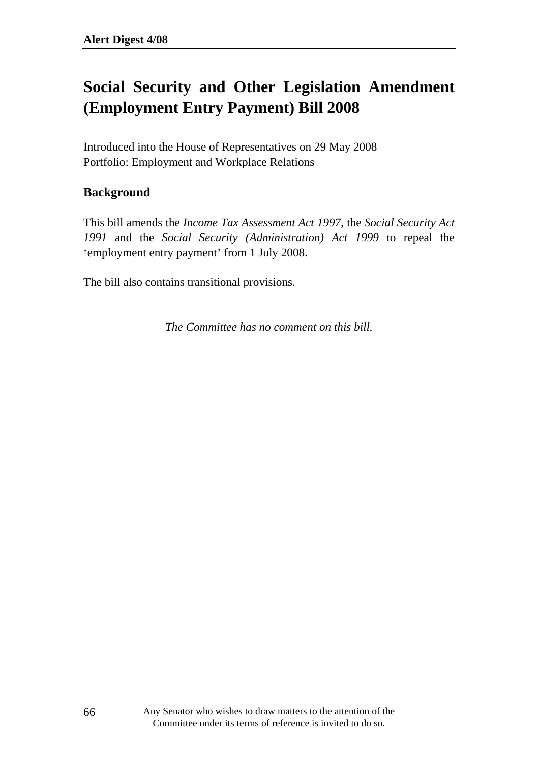# Social Security and Other Legislation Amendment (Employment Entry Payment) Bill 2008

Introduced into the House of Representatives on 29 May 2008
Portfolio: Employment and Workplace Relations

## Background

This bill amends the *Income Tax Assessment Act 1997*, the *Social Security Act 1991* and the *Social Security (Administration) Act 1999* to repeal the 'employment entry payment' from 1 July 2008.

The bill also contains transitional provisions.

*The Committee has no comment on this bill.*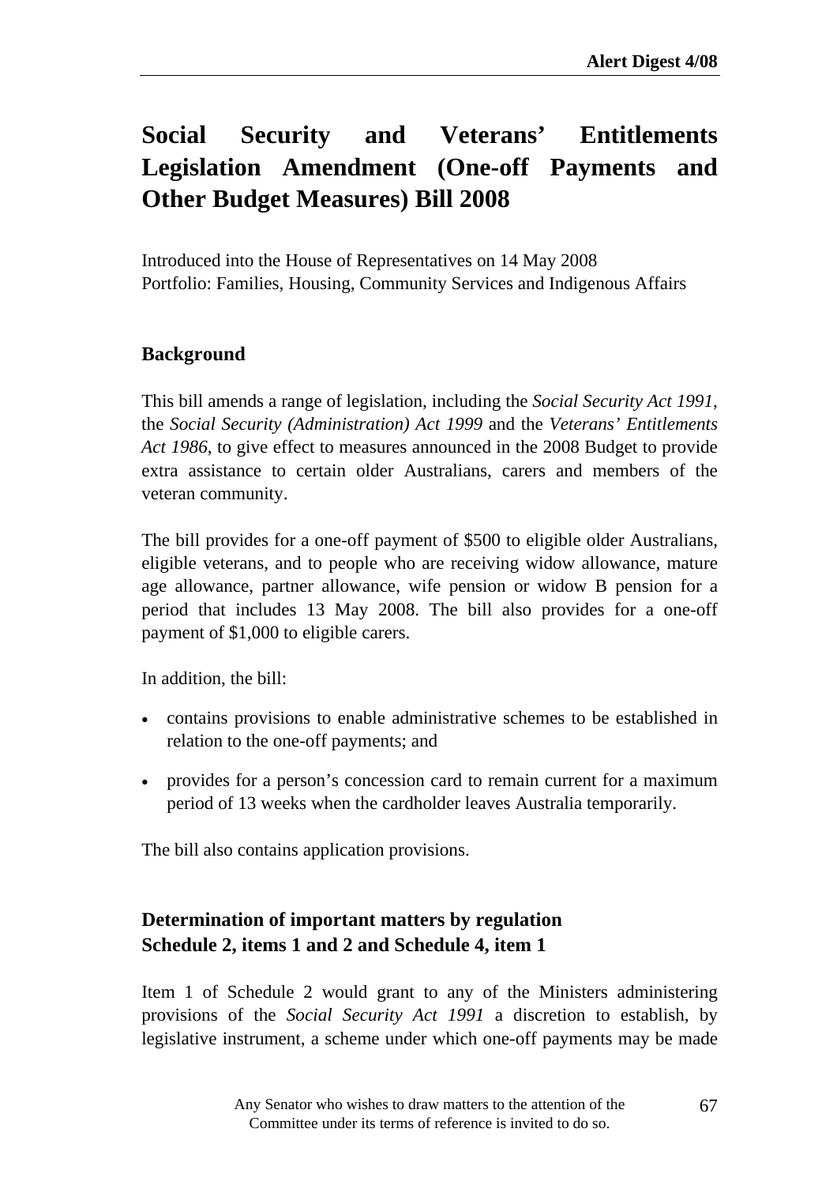# Social Security and Veterans' Entitlements Legislation Amendment (One-off Payments and Other Budget Measures) Bill 2008

Introduced into the House of Representatives on 14 May 2008
Portfolio: Families, Housing, Community Services and Indigenous Affairs

## Background

This bill amends a range of legislation, including the *Social Security Act 1991*, the *Social Security (Administration) Act 1999* and the *Veterans' Entitlements Act 1986*, to give effect to measures announced in the 2008 Budget to provide extra assistance to certain older Australians, carers and members of the veteran community.

The bill provides for a one-off payment of $500 to eligible older Australians, eligible veterans, and to people who are receiving widow allowance, mature age allowance, partner allowance, wife pension or widow B pension for a period that includes 13 May 2008. The bill also provides for a one-off payment of $1,000 to eligible carers.

In addition, the bill:

- contains provisions to enable administrative schemes to be established in relation to the one-off payments; and
- provides for a person's concession card to remain current for a maximum period of 13 weeks when the cardholder leaves Australia temporarily.

The bill also contains application provisions.

## Determination of important matters by regulation
## Schedule 2, items 1 and 2 and Schedule 4, item 1

Item 1 of Schedule 2 would grant to any of the Ministers administering provisions of the *Social Security Act 1991* a discretion to establish, by legislative instrument, a scheme under which one-off payments may be made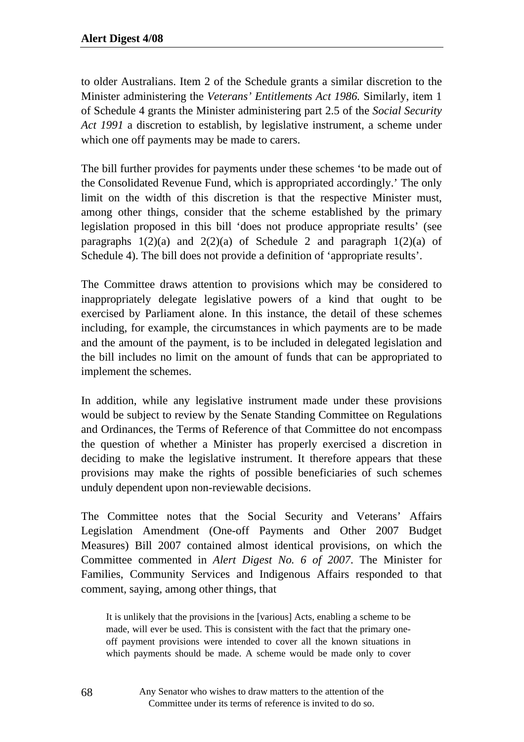to older Australians. Item 2 of the Schedule grants a similar discretion to the Minister administering the *Veterans' Entitlements Act 1986*. Similarly, item 1 of Schedule 4 grants the Minister administering part 2.5 of the *Social Security Act 1991* a discretion to establish, by legislative instrument, a scheme under which one off payments may be made to carers.

The bill further provides for payments under these schemes 'to be made out of the Consolidated Revenue Fund, which is appropriated accordingly.' The only limit on the width of this discretion is that the respective Minister must, among other things, consider that the scheme established by the primary legislation proposed in this bill 'does not produce appropriate results' (see paragraphs 1(2)(a) and 2(2)(a) of Schedule 2 and paragraph 1(2)(a) of Schedule 4). The bill does not provide a definition of 'appropriate results'.

The Committee draws attention to provisions which may be considered to inappropriately delegate legislative powers of a kind that ought to be exercised by Parliament alone. In this instance, the detail of these schemes including, for example, the circumstances in which payments are to be made and the amount of the payment, is to be included in delegated legislation and the bill includes no limit on the amount of funds that can be appropriated to implement the schemes.

In addition, while any legislative instrument made under these provisions would be subject to review by the Senate Standing Committee on Regulations and Ordinances, the Terms of Reference of that Committee do not encompass the question of whether a Minister has properly exercised a discretion in deciding to make the legislative instrument. It therefore appears that these provisions may make the rights of possible beneficiaries of such schemes unduly dependent upon non-reviewable decisions.

The Committee notes that the Social Security and Veterans' Affairs Legislation Amendment (One-off Payments and Other 2007 Budget Measures) Bill 2007 contained almost identical provisions, on which the Committee commented in *Alert Digest No. 6 of 2007*. The Minister for Families, Community Services and Indigenous Affairs responded to that comment, saying, among other things, that

> It is unlikely that the provisions in the [various] Acts, enabling a scheme to be made, will ever be used. This is consistent with the fact that the primary one-off payment provisions were intended to cover all the known situations in which payments should be made. A scheme would be made only to cover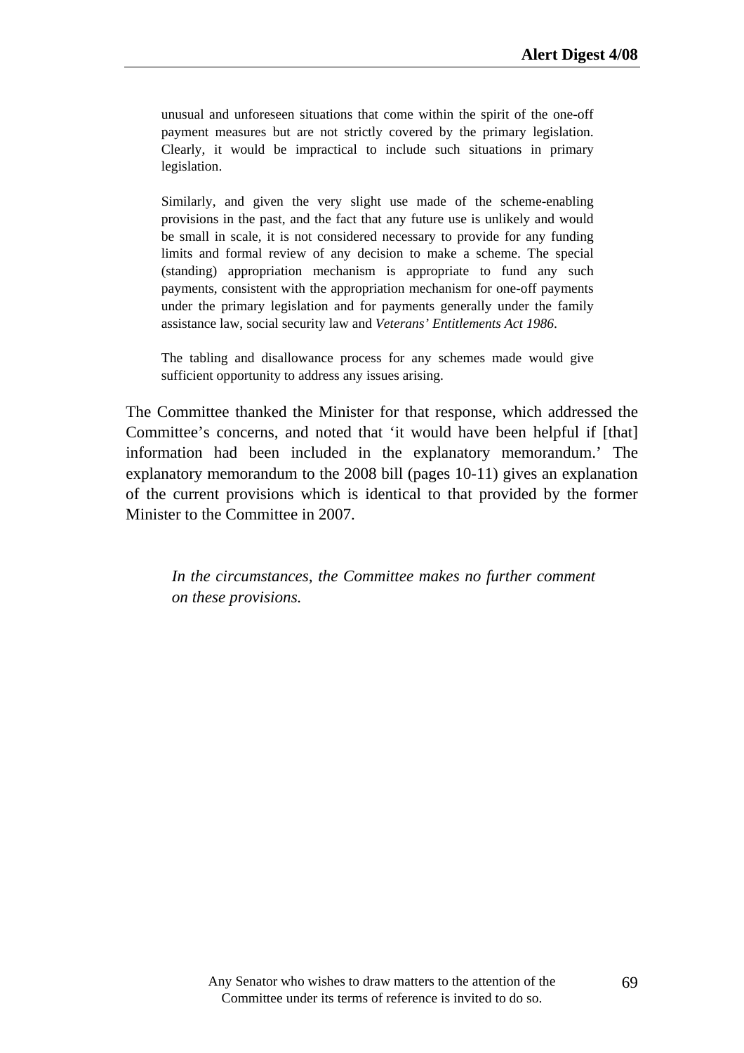> unusual and unforeseen situations that come within the spirit of the one-off payment measures but are not strictly covered by the primary legislation. Clearly, it would be impractical to include such situations in primary legislation.
>
> Similarly, and given the very slight use made of the scheme-enabling provisions in the past, and the fact that any future use is unlikely and would be small in scale, it is not considered necessary to provide for any funding limits and formal review of any decision to make a scheme. The special (standing) appropriation mechanism is appropriate to fund any such payments, consistent with the appropriation mechanism for one-off payments under the primary legislation and for payments generally under the family assistance law, social security law and *Veterans' Entitlements Act 1986*.
>
> The tabling and disallowance process for any schemes made would give sufficient opportunity to address any issues arising.

The Committee thanked the Minister for that response, which addressed the Committee's concerns, and noted that 'it would have been helpful if [that] information had been included in the explanatory memorandum.' The explanatory memorandum to the 2008 bill (pages 10-11) gives an explanation of the current provisions which is identical to that provided by the former Minister to the Committee in 2007.

*In the circumstances, the Committee makes no further comment on these provisions.*

Any Senator who wishes to draw matters to the attention of the Committee under its terms of reference is invited to do so.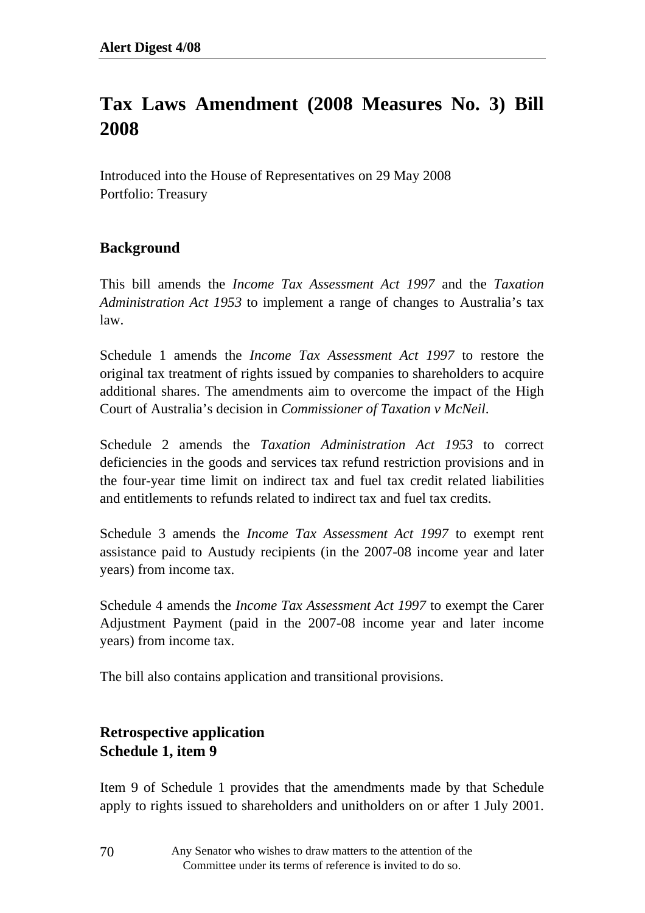# Tax Laws Amendment (2008 Measures No. 3) Bill 2008

Introduced into the House of Representatives on 29 May 2008
Portfolio: Treasury

## Background

This bill amends the *Income Tax Assessment Act 1997* and the *Taxation Administration Act 1953* to implement a range of changes to Australia's tax law.

Schedule 1 amends the *Income Tax Assessment Act 1997* to restore the original tax treatment of rights issued by companies to shareholders to acquire additional shares. The amendments aim to overcome the impact of the High Court of Australia's decision in *Commissioner of Taxation v McNeil*.

Schedule 2 amends the *Taxation Administration Act 1953* to correct deficiencies in the goods and services tax refund restriction provisions and in the four-year time limit on indirect tax and fuel tax credit related liabilities and entitlements to refunds related to indirect tax and fuel tax credits.

Schedule 3 amends the *Income Tax Assessment Act 1997* to exempt rent assistance paid to Austudy recipients (in the 2007-08 income year and later years) from income tax.

Schedule 4 amends the *Income Tax Assessment Act 1997* to exempt the Carer Adjustment Payment (paid in the 2007-08 income year and later income years) from income tax.

The bill also contains application and transitional provisions.

## Retrospective application
## Schedule 1, item 9

Item 9 of Schedule 1 provides that the amendments made by that Schedule apply to rights issued to shareholders and unitholders on or after 1 July 2001.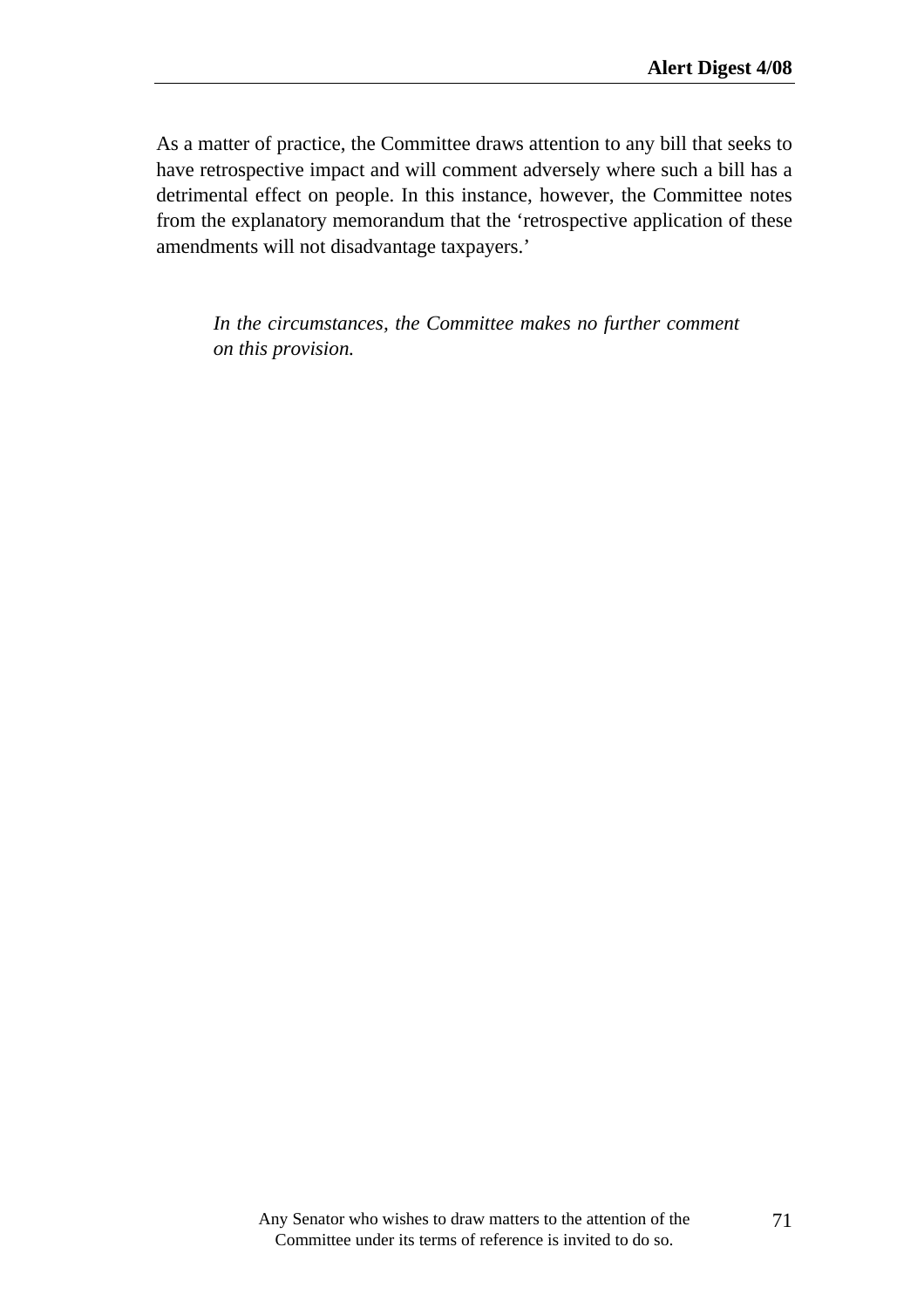As a matter of practice, the Committee draws attention to any bill that seeks to have retrospective impact and will comment adversely where such a bill has a detrimental effect on people. In this instance, however, the Committee notes from the explanatory memorandum that the ‘retrospective application of these amendments will not disadvantage taxpayers.’

> *In the circumstances, the Committee makes no further comment on this provision.*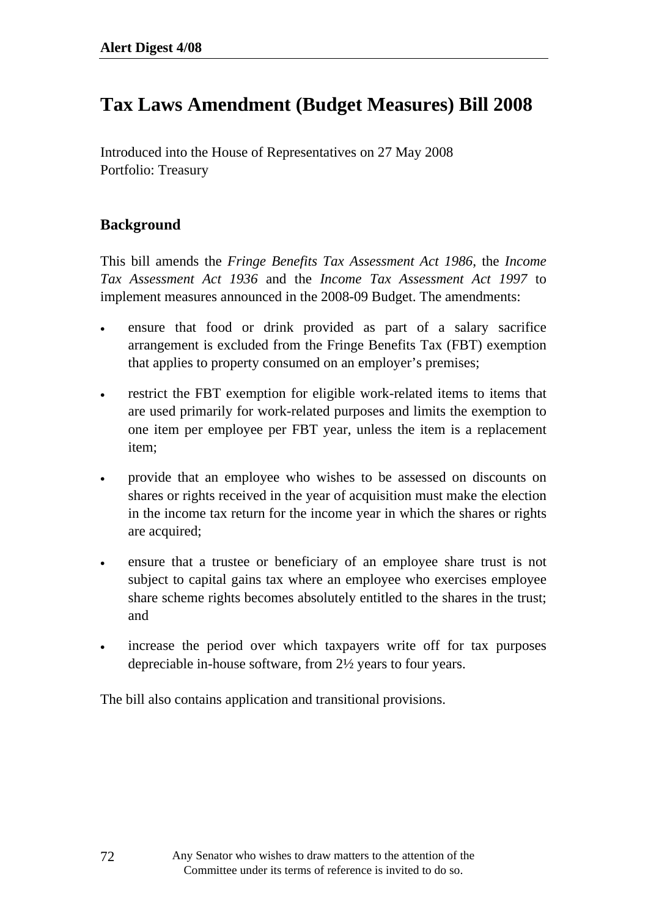# Tax Laws Amendment (Budget Measures) Bill 2008

Introduced into the House of Representatives on 27 May 2008
Portfolio: Treasury

## Background

This bill amends the *Fringe Benefits Tax Assessment Act 1986*, the *Income Tax Assessment Act 1936* and the *Income Tax Assessment Act 1997* to implement measures announced in the 2008-09 Budget. The amendments:

- ensure that food or drink provided as part of a salary sacrifice arrangement is excluded from the Fringe Benefits Tax (FBT) exemption that applies to property consumed on an employer's premises;
- restrict the FBT exemption for eligible work-related items to items that are used primarily for work-related purposes and limits the exemption to one item per employee per FBT year, unless the item is a replacement item;
- provide that an employee who wishes to be assessed on discounts on shares or rights received in the year of acquisition must make the election in the income tax return for the income year in which the shares or rights are acquired;
- ensure that a trustee or beneficiary of an employee share trust is not subject to capital gains tax where an employee who exercises employee share scheme rights becomes absolutely entitled to the shares in the trust; and
- increase the period over which taxpayers write off for tax purposes depreciable in-house software, from 2½ years to four years.

The bill also contains application and transitional provisions.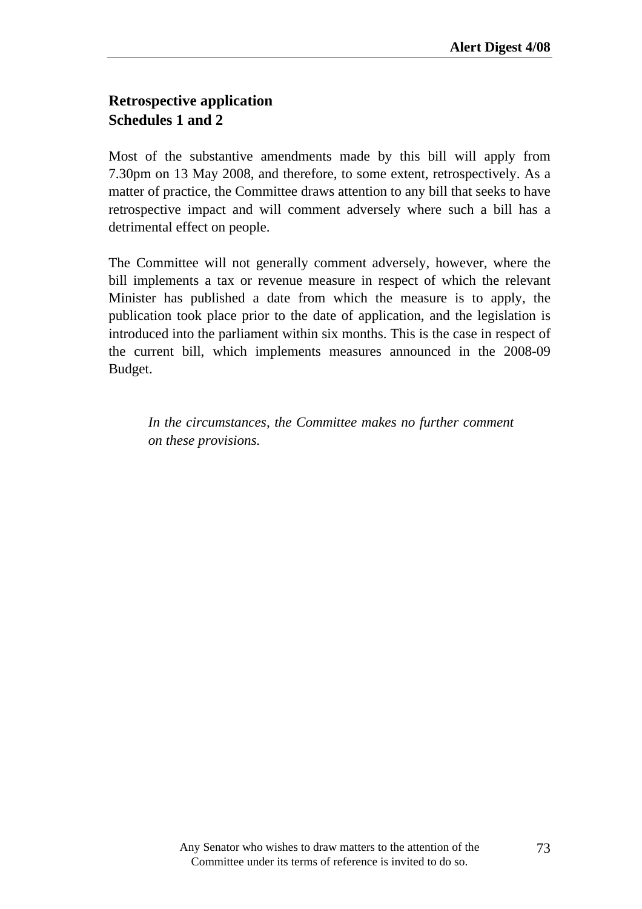**Retrospective application**
**Schedules 1 and 2**

Most of the substantive amendments made by this bill will apply from 7.30pm on 13 May 2008, and therefore, to some extent, retrospectively. As a matter of practice, the Committee draws attention to any bill that seeks to have retrospective impact and will comment adversely where such a bill has a detrimental effect on people.

The Committee will not generally comment adversely, however, where the bill implements a tax or revenue measure in respect of which the relevant Minister has published a date from which the measure is to apply, the publication took place prior to the date of application, and the legislation is introduced into the parliament within six months. This is the case in respect of the current bill, which implements measures announced in the 2008-09 Budget.

> *In the circumstances, the Committee makes no further comment on these provisions.*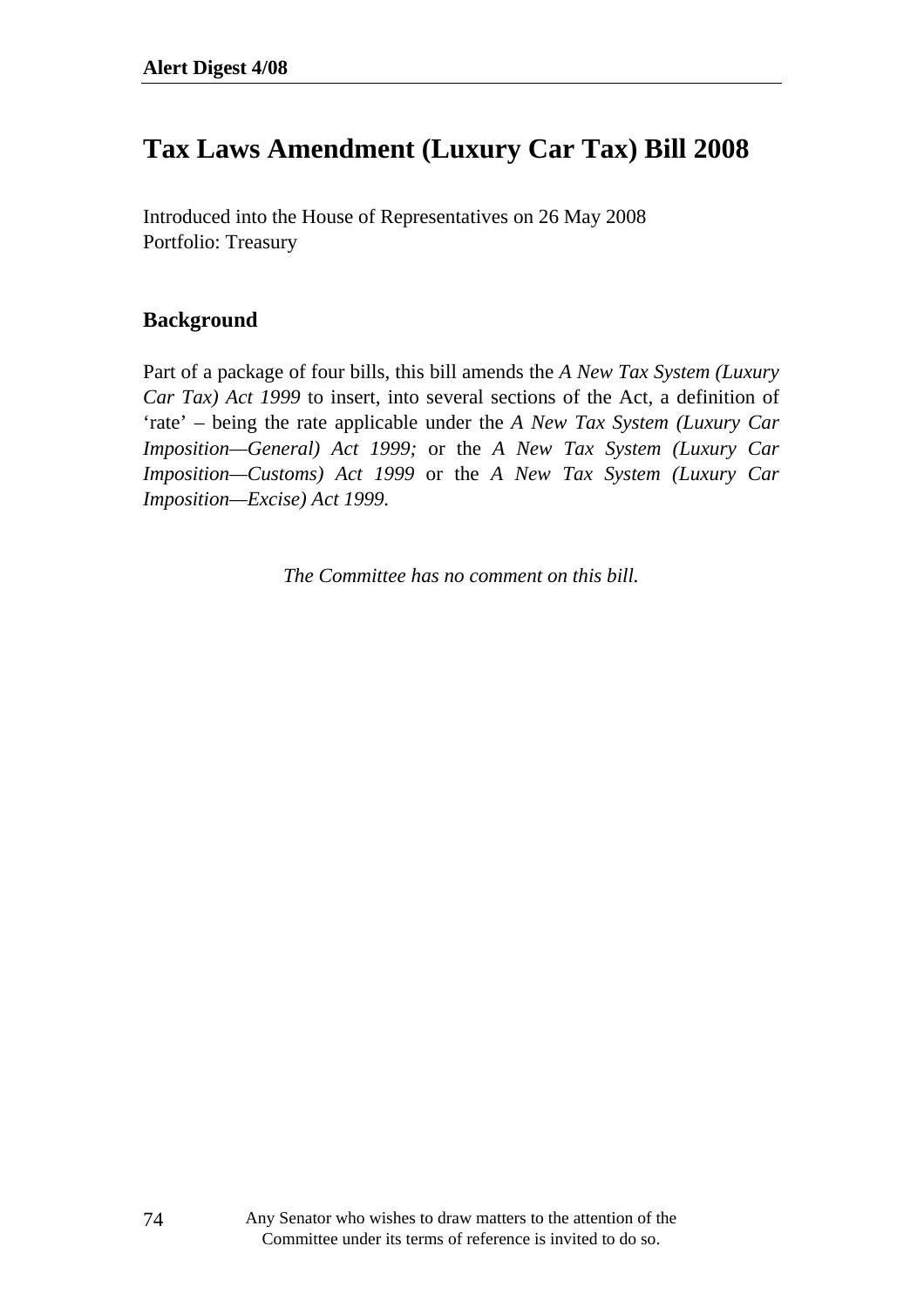# Tax Laws Amendment (Luxury Car Tax) Bill 2008

Introduced into the House of Representatives on 26 May 2008
Portfolio: Treasury

## Background

Part of a package of four bills, this bill amends the *A New Tax System (Luxury Car Tax) Act 1999* to insert, into several sections of the Act, a definition of 'rate' – being the rate applicable under the *A New Tax System (Luxury Car Imposition—General) Act 1999;* or the *A New Tax System (Luxury Car Imposition—Customs) Act 1999* or the *A New Tax System (Luxury Car Imposition—Excise) Act 1999.*

*The Committee has no comment on this bill.*

Any Senator who wishes to draw matters to the attention of the Committee under its terms of reference is invited to do so.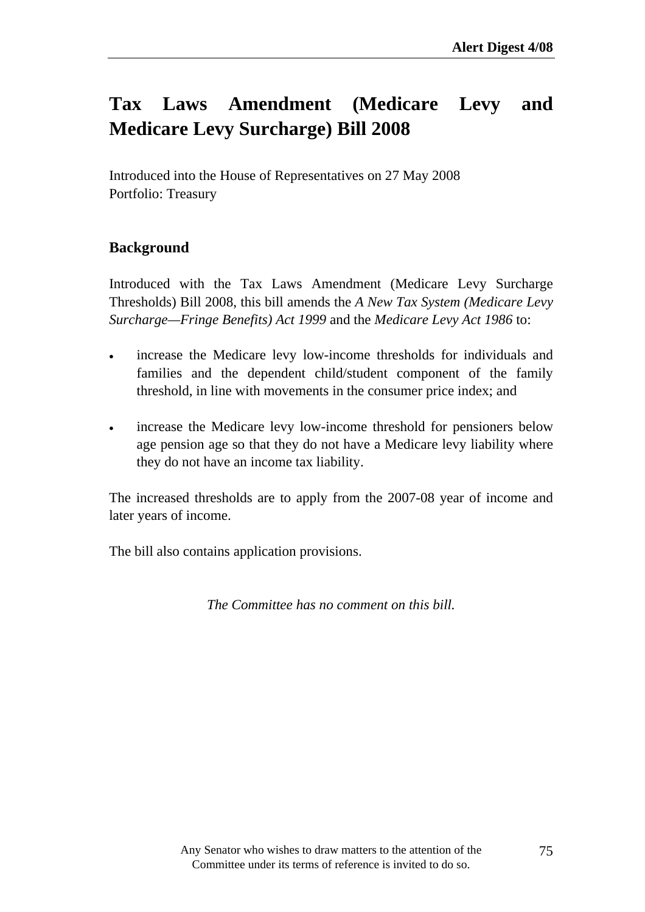# Tax Laws Amendment (Medicare Levy and Medicare Levy Surcharge) Bill 2008

Introduced into the House of Representatives on 27 May 2008
Portfolio: Treasury

## Background

Introduced with the Tax Laws Amendment (Medicare Levy Surcharge Thresholds) Bill 2008, this bill amends the *A New Tax System (Medicare Levy Surcharge—Fringe Benefits) Act 1999* and the *Medicare Levy Act 1986* to:

- increase the Medicare levy low-income thresholds for individuals and families and the dependent child/student component of the family threshold, in line with movements in the consumer price index; and

- increase the Medicare levy low-income threshold for pensioners below age pension age so that they do not have a Medicare levy liability where they do not have an income tax liability.

The increased thresholds are to apply from the 2007-08 year of income and later years of income.

The bill also contains application provisions.

*The Committee has no comment on this bill.*

Any Senator who wishes to draw matters to the attention of the Committee under its terms of reference is invited to do so.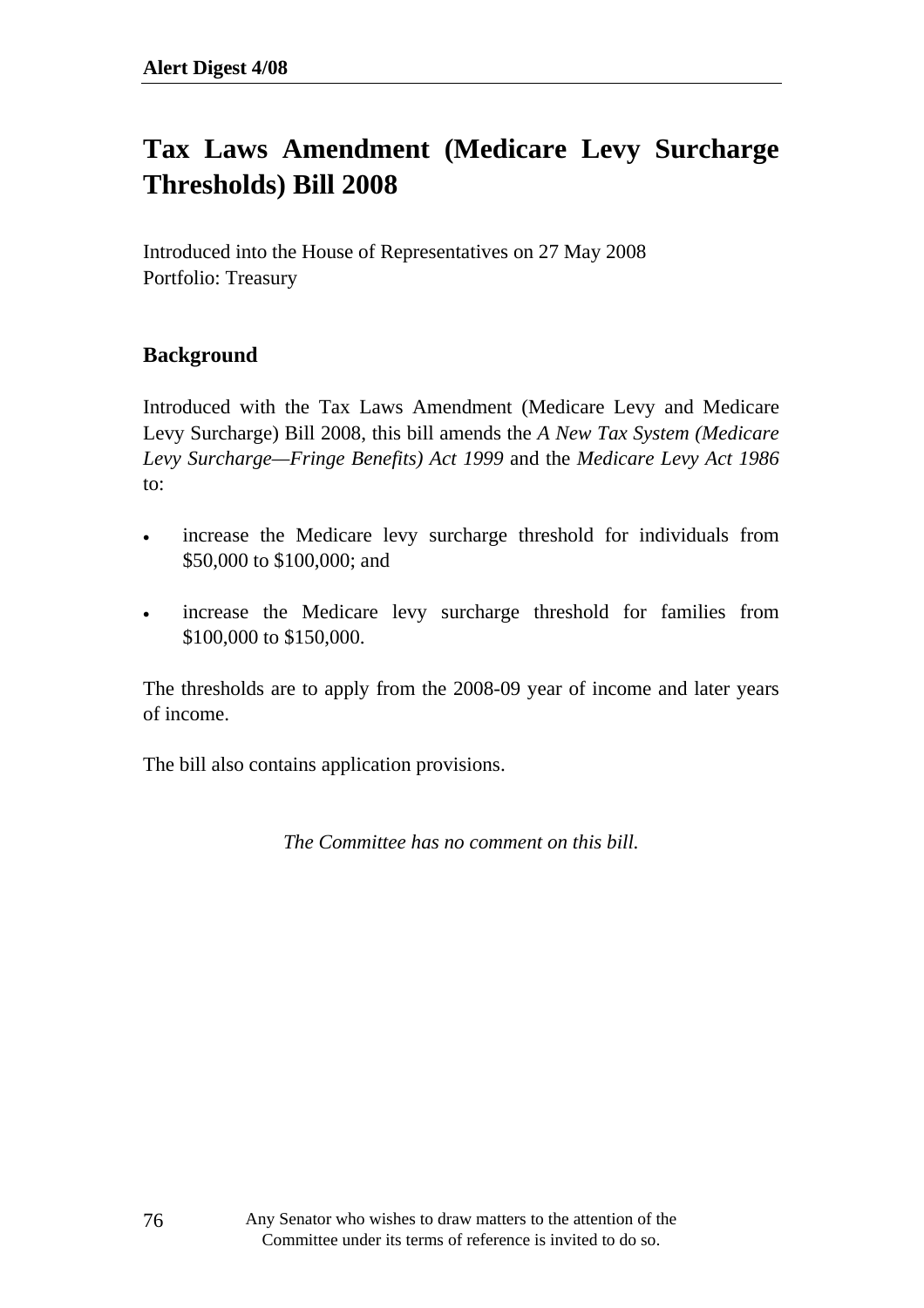# Tax Laws Amendment (Medicare Levy Surcharge Thresholds) Bill 2008

Introduced into the House of Representatives on 27 May 2008
Portfolio: Treasury

## Background

Introduced with the Tax Laws Amendment (Medicare Levy and Medicare Levy Surcharge) Bill 2008, this bill amends the *A New Tax System (Medicare Levy Surcharge—Fringe Benefits) Act 1999* and the *Medicare Levy Act 1986* to:

- increase the Medicare levy surcharge threshold for individuals from $50,000 to $100,000; and
- increase the Medicare levy surcharge threshold for families from $100,000 to $150,000.

The thresholds are to apply from the 2008-09 year of income and later years of income.

The bill also contains application provisions.

*The Committee has no comment on this bill.*

Any Senator who wishes to draw matters to the attention of the Committee under its terms of reference is invited to do so.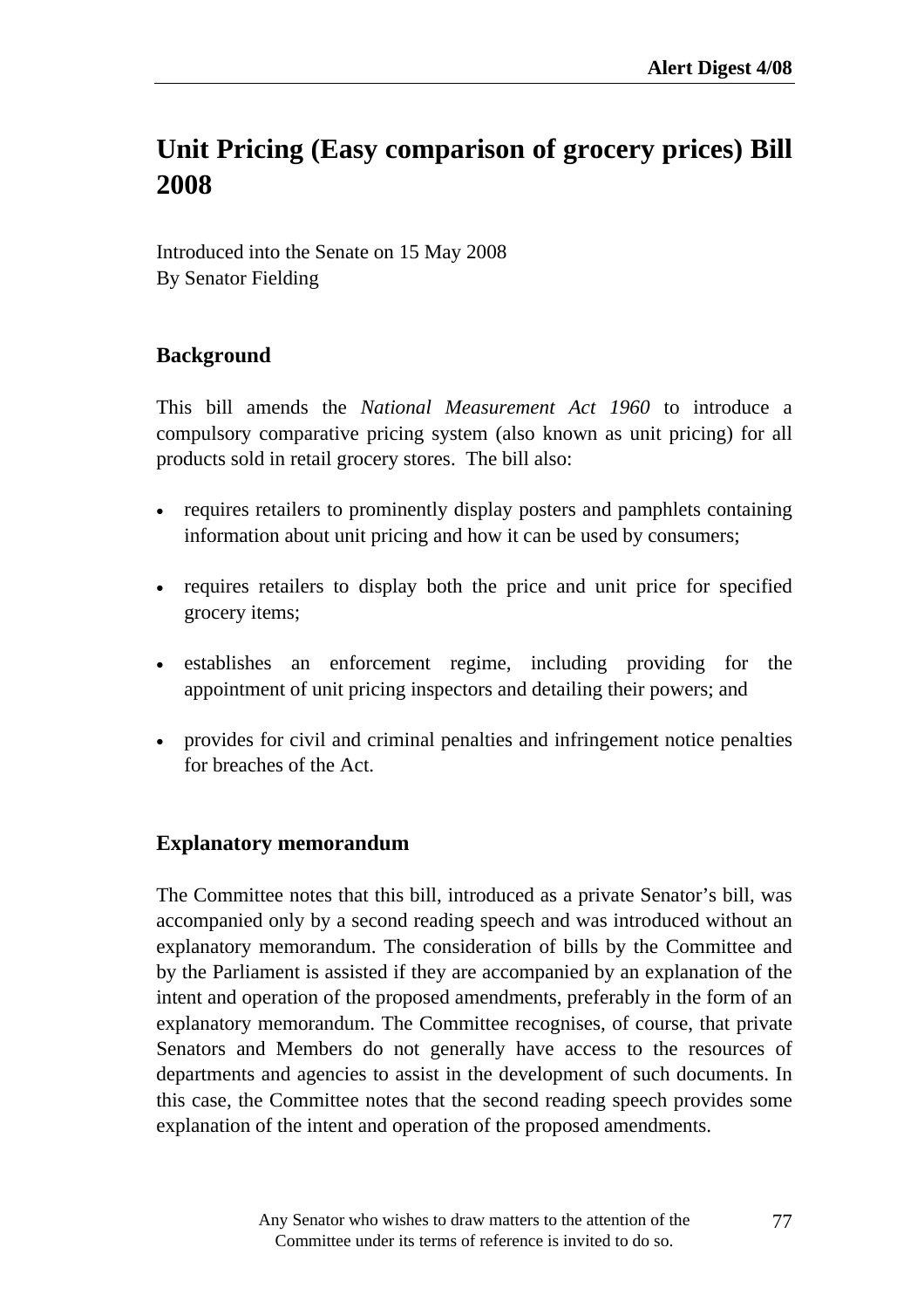# Unit Pricing (Easy comparison of grocery prices) Bill 2008

Introduced into the Senate on 15 May 2008
By Senator Fielding

## Background

This bill amends the *National Measurement Act 1960* to introduce a compulsory comparative pricing system (also known as unit pricing) for all products sold in retail grocery stores. The bill also:

- requires retailers to prominently display posters and pamphlets containing information about unit pricing and how it can be used by consumers;
- requires retailers to display both the price and unit price for specified grocery items;
- establishes an enforcement regime, including providing for the appointment of unit pricing inspectors and detailing their powers; and
- provides for civil and criminal penalties and infringement notice penalties for breaches of the Act.

## Explanatory memorandum

The Committee notes that this bill, introduced as a private Senator's bill, was accompanied only by a second reading speech and was introduced without an explanatory memorandum. The consideration of bills by the Committee and by the Parliament is assisted if they are accompanied by an explanation of the intent and operation of the proposed amendments, preferably in the form of an explanatory memorandum. The Committee recognises, of course, that private Senators and Members do not generally have access to the resources of departments and agencies to assist in the development of such documents. In this case, the Committee notes that the second reading speech provides some explanation of the intent and operation of the proposed amendments.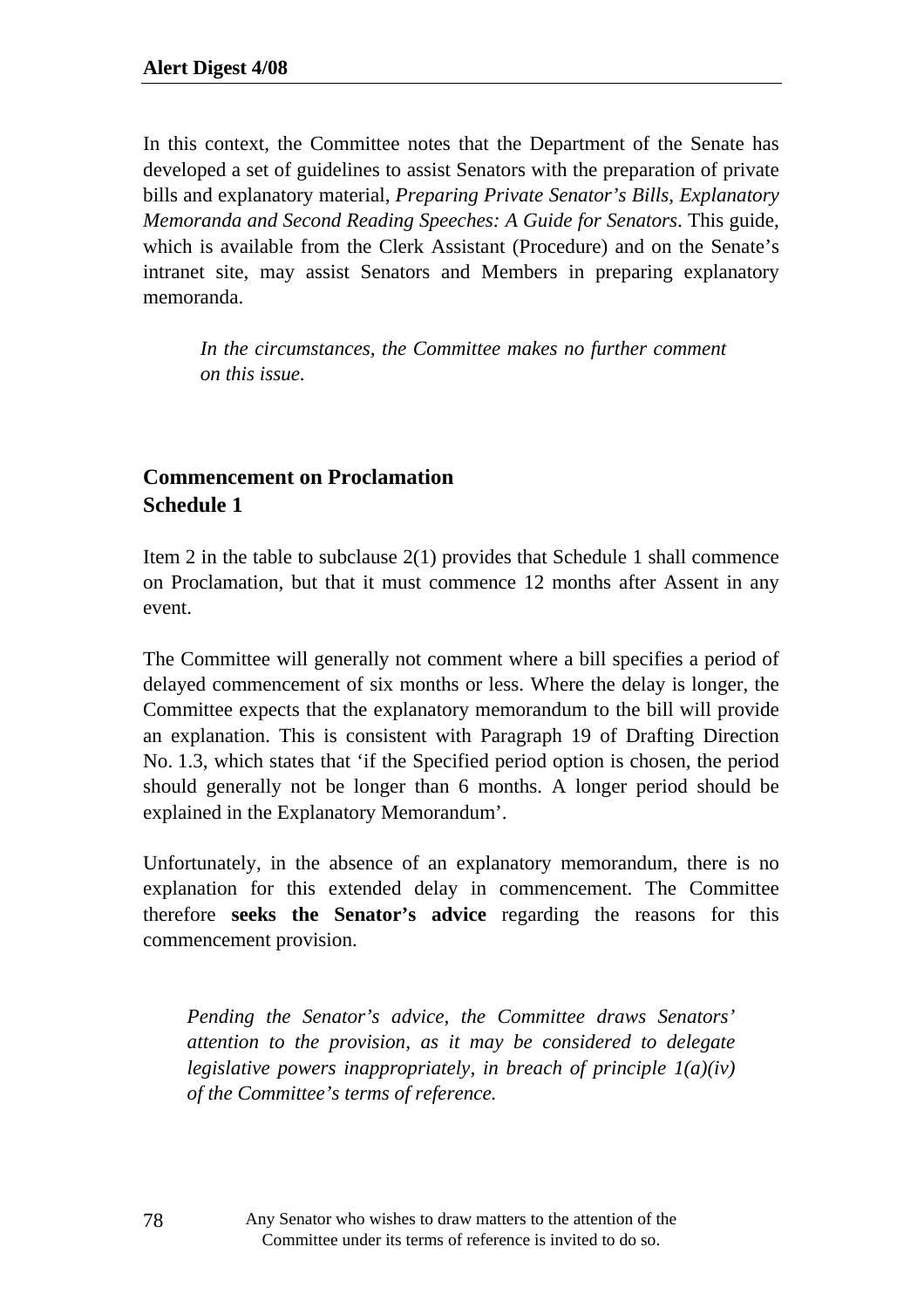In this context, the Committee notes that the Department of the Senate has developed a set of guidelines to assist Senators with the preparation of private bills and explanatory material, *Preparing Private Senator's Bills, Explanatory Memoranda and Second Reading Speeches: A Guide for Senators*. This guide, which is available from the Clerk Assistant (Procedure) and on the Senate's intranet site, may assist Senators and Members in preparing explanatory memoranda.

> *In the circumstances, the Committee makes no further comment on this issue.*

## Commencement on Proclamation
## Schedule 1

Item 2 in the table to subclause 2(1) provides that Schedule 1 shall commence on Proclamation, but that it must commence 12 months after Assent in any event.

The Committee will generally not comment where a bill specifies a period of delayed commencement of six months or less. Where the delay is longer, the Committee expects that the explanatory memorandum to the bill will provide an explanation. This is consistent with Paragraph 19 of Drafting Direction No. 1.3, which states that 'if the Specified period option is chosen, the period should generally not be longer than 6 months. A longer period should be explained in the Explanatory Memorandum'.

Unfortunately, in the absence of an explanatory memorandum, there is no explanation for this extended delay in commencement. The Committee therefore **seeks the Senator's advice** regarding the reasons for this commencement provision.

> *Pending the Senator's advice, the Committee draws Senators' attention to the provision, as it may be considered to delegate legislative powers inappropriately, in breach of principle 1(a)(iv) of the Committee's terms of reference.*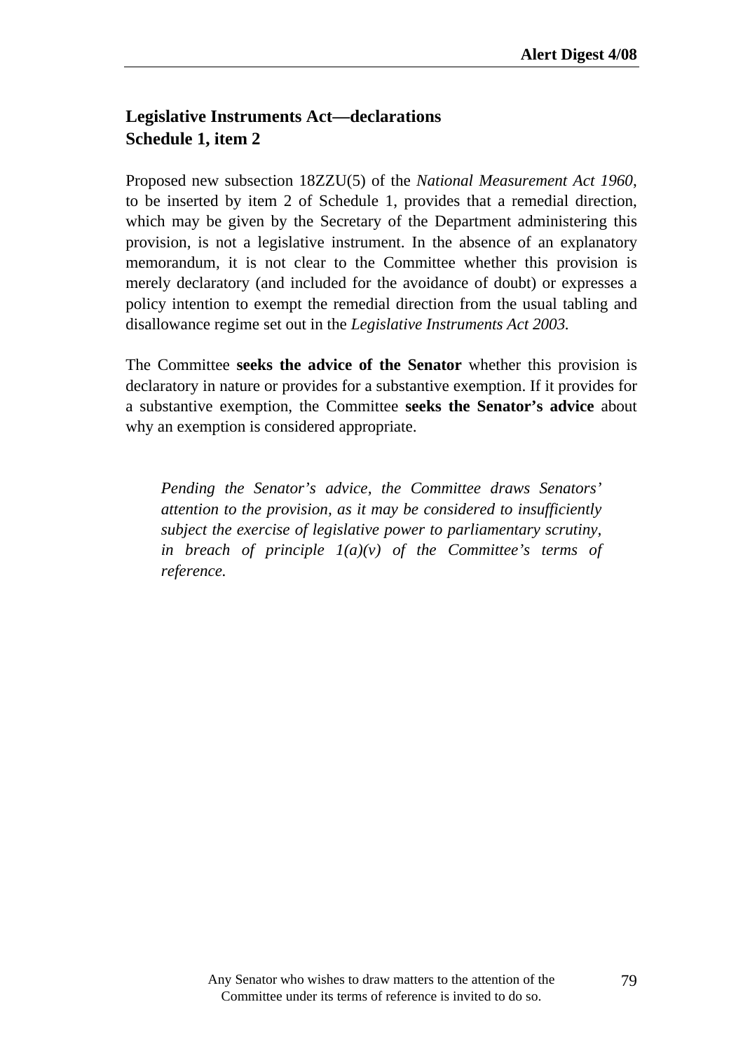**Legislative Instruments Act—declarations**
**Schedule 1, item 2**

Proposed new subsection 18ZZU(5) of the *National Measurement Act 1960*, to be inserted by item 2 of Schedule 1, provides that a remedial direction, which may be given by the Secretary of the Department administering this provision, is not a legislative instrument. In the absence of an explanatory memorandum, it is not clear to the Committee whether this provision is merely declaratory (and included for the avoidance of doubt) or expresses a policy intention to exempt the remedial direction from the usual tabling and disallowance regime set out in the *Legislative Instruments Act 2003.*

The Committee **seeks the advice of the Senator** whether this provision is declaratory in nature or provides for a substantive exemption. If it provides for a substantive exemption, the Committee **seeks the Senator's advice** about why an exemption is considered appropriate.

> *Pending the Senator's advice, the Committee draws Senators' attention to the provision, as it may be considered to insufficiently subject the exercise of legislative power to parliamentary scrutiny, in breach of principle 1(a)(v) of the Committee's terms of reference.*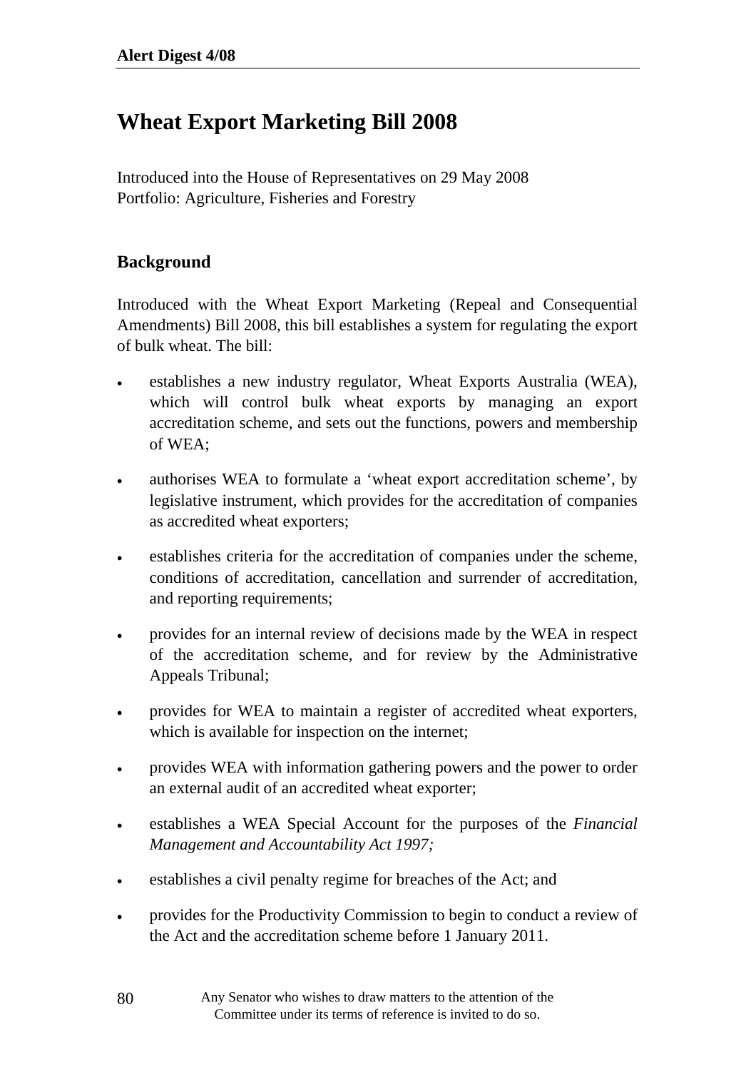# Wheat Export Marketing Bill 2008

Introduced into the House of Representatives on 29 May 2008
Portfolio: Agriculture, Fisheries and Forestry

## Background

Introduced with the Wheat Export Marketing (Repeal and Consequential Amendments) Bill 2008, this bill establishes a system for regulating the export of bulk wheat. The bill:

- establishes a new industry regulator, Wheat Exports Australia (WEA), which will control bulk wheat exports by managing an export accreditation scheme, and sets out the functions, powers and membership of WEA;
- authorises WEA to formulate a 'wheat export accreditation scheme', by legislative instrument, which provides for the accreditation of companies as accredited wheat exporters;
- establishes criteria for the accreditation of companies under the scheme, conditions of accreditation, cancellation and surrender of accreditation, and reporting requirements;
- provides for an internal review of decisions made by the WEA in respect of the accreditation scheme, and for review by the Administrative Appeals Tribunal;
- provides for WEA to maintain a register of accredited wheat exporters, which is available for inspection on the internet;
- provides WEA with information gathering powers and the power to order an external audit of an accredited wheat exporter;
- establishes a WEA Special Account for the purposes of the *Financial Management and Accountability Act 1997;*
- establishes a civil penalty regime for breaches of the Act; and
- provides for the Productivity Commission to begin to conduct a review of the Act and the accreditation scheme before 1 January 2011.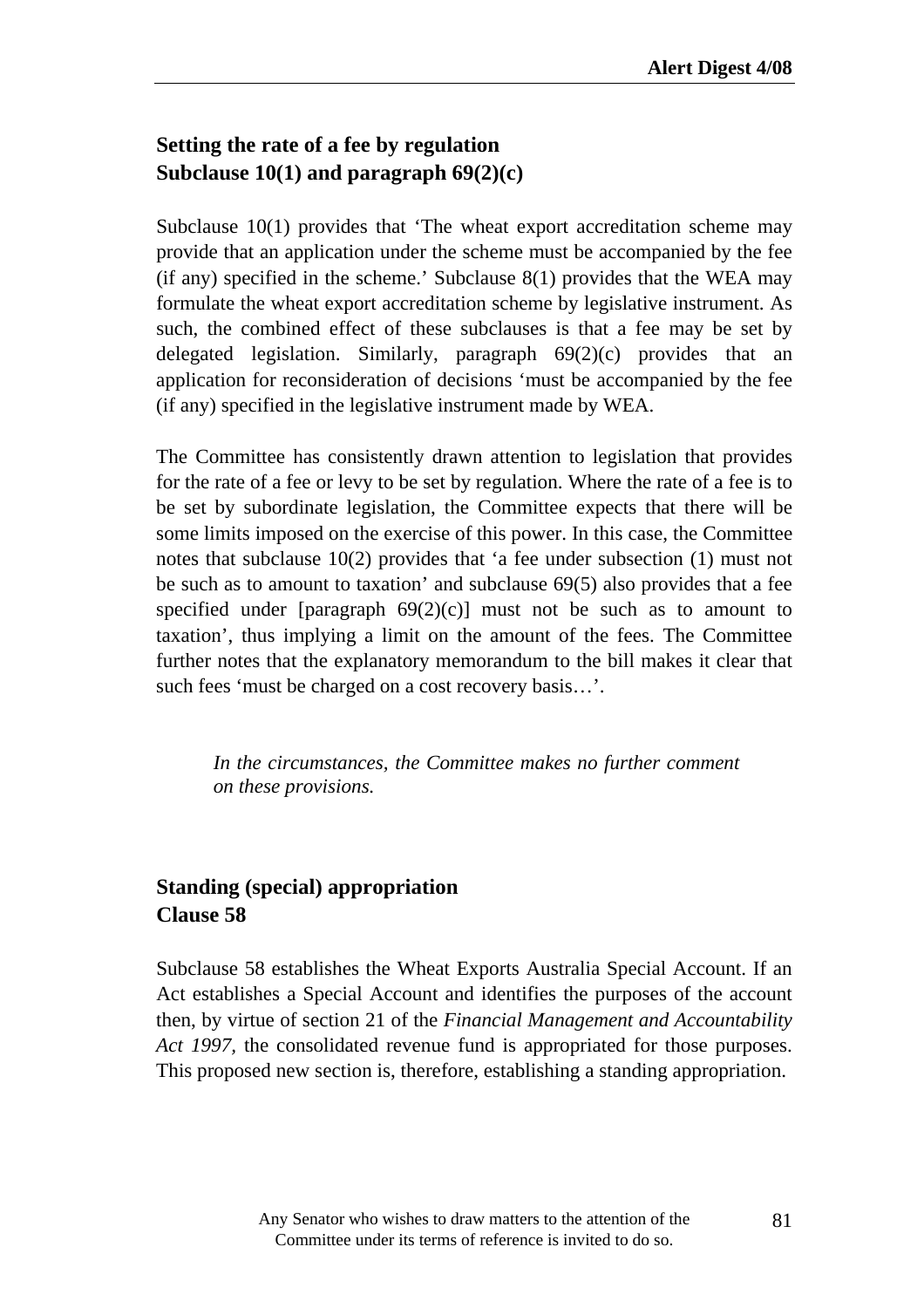### Setting the rate of a fee by regulation
### Subclause 10(1) and paragraph 69(2)(c)

Subclause 10(1) provides that 'The wheat export accreditation scheme may provide that an application under the scheme must be accompanied by the fee (if any) specified in the scheme.' Subclause 8(1) provides that the WEA may formulate the wheat export accreditation scheme by legislative instrument. As such, the combined effect of these subclauses is that a fee may be set by delegated legislation. Similarly, paragraph 69(2)(c) provides that an application for reconsideration of decisions 'must be accompanied by the fee (if any) specified in the legislative instrument made by WEA.

The Committee has consistently drawn attention to legislation that provides for the rate of a fee or levy to be set by regulation. Where the rate of a fee is to be set by subordinate legislation, the Committee expects that there will be some limits imposed on the exercise of this power. In this case, the Committee notes that subclause 10(2) provides that 'a fee under subsection (1) must not be such as to amount to taxation' and subclause 69(5) also provides that a fee specified under [paragraph 69(2)(c)] must not be such as to amount to taxation', thus implying a limit on the amount of the fees. The Committee further notes that the explanatory memorandum to the bill makes it clear that such fees 'must be charged on a cost recovery basis…'.

> *In the circumstances, the Committee makes no further comment on these provisions.*

### Standing (special) appropriation
### Clause 58

Subclause 58 establishes the Wheat Exports Australia Special Account. If an Act establishes a Special Account and identifies the purposes of the account then, by virtue of section 21 of the *Financial Management and Accountability Act 1997*, the consolidated revenue fund is appropriated for those purposes. This proposed new section is, therefore, establishing a standing appropriation.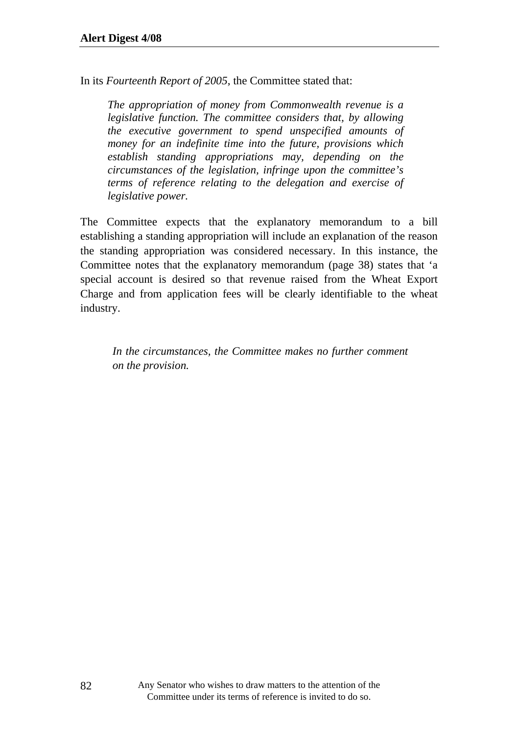In its *Fourteenth Report of 2005*, the Committee stated that:

> *The appropriation of money from Commonwealth revenue is a legislative function. The committee considers that, by allowing the executive government to spend unspecified amounts of money for an indefinite time into the future, provisions which establish standing appropriations may, depending on the circumstances of the legislation, infringe upon the committee's terms of reference relating to the delegation and exercise of legislative power.*

The Committee expects that the explanatory memorandum to a bill establishing a standing appropriation will include an explanation of the reason the standing appropriation was considered necessary. In this instance, the Committee notes that the explanatory memorandum (page 38) states that 'a special account is desired so that revenue raised from the Wheat Export Charge and from application fees will be clearly identifiable to the wheat industry.

> *In the circumstances, the Committee makes no further comment on the provision.*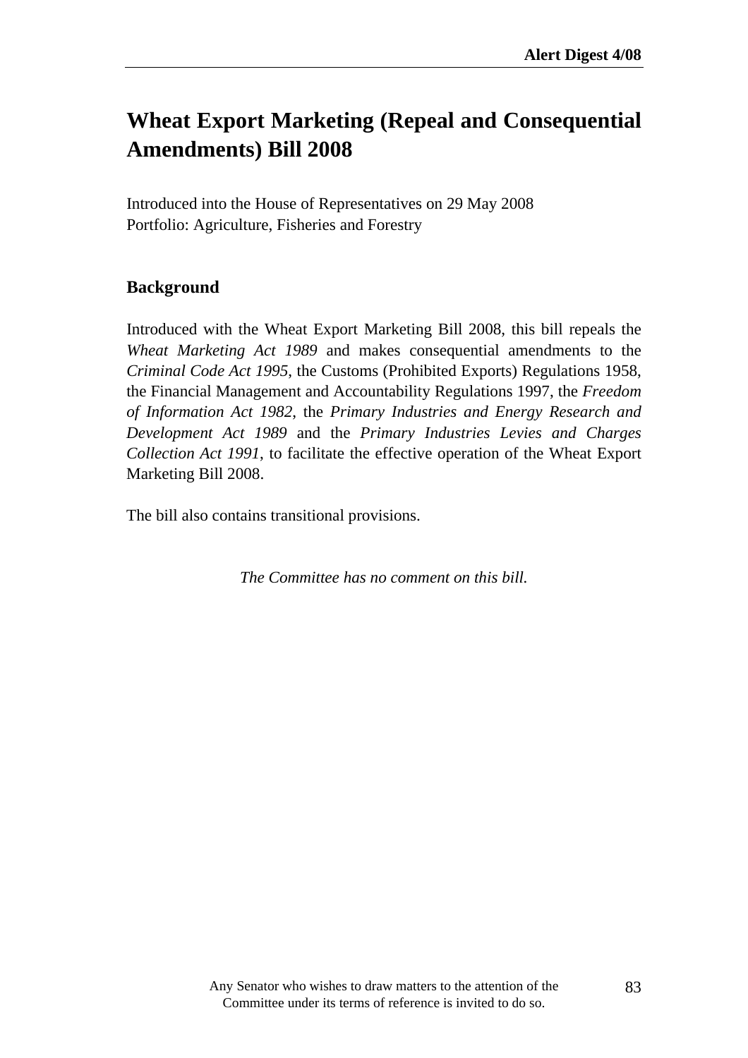# Wheat Export Marketing (Repeal and Consequential Amendments) Bill 2008

Introduced into the House of Representatives on 29 May 2008
Portfolio: Agriculture, Fisheries and Forestry

## Background

Introduced with the Wheat Export Marketing Bill 2008, this bill repeals the *Wheat Marketing Act 1989* and makes consequential amendments to the *Criminal Code Act 1995*, the Customs (Prohibited Exports) Regulations 1958, the Financial Management and Accountability Regulations 1997, the *Freedom of Information Act 1982*, the *Primary Industries and Energy Research and Development Act 1989* and the *Primary Industries Levies and Charges Collection Act 1991*, to facilitate the effective operation of the Wheat Export Marketing Bill 2008.

The bill also contains transitional provisions.

*The Committee has no comment on this bill.*

Any Senator who wishes to draw matters to the attention of the Committee under its terms of reference is invited to do so.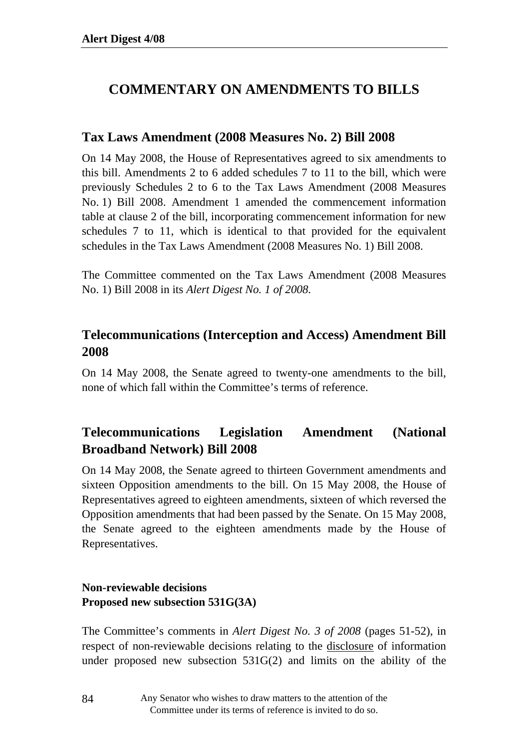# COMMENTARY ON AMENDMENTS TO BILLS

## Tax Laws Amendment (2008 Measures No. 2) Bill 2008

On 14 May 2008, the House of Representatives agreed to six amendments to this bill. Amendments 2 to 6 added schedules 7 to 11 to the bill, which were previously Schedules 2 to 6 to the Tax Laws Amendment (2008 Measures No. 1) Bill 2008. Amendment 1 amended the commencement information table at clause 2 of the bill, incorporating commencement information for new schedules 7 to 11, which is identical to that provided for the equivalent schedules in the Tax Laws Amendment (2008 Measures No. 1) Bill 2008.

The Committee commented on the Tax Laws Amendment (2008 Measures No. 1) Bill 2008 in its *Alert Digest No. 1 of 2008.*

## Telecommunications (Interception and Access) Amendment Bill 2008

On 14 May 2008, the Senate agreed to twenty-one amendments to the bill, none of which fall within the Committee's terms of reference.

## Telecommunications Legislation Amendment (National Broadband Network) Bill 2008

On 14 May 2008, the Senate agreed to thirteen Government amendments and sixteen Opposition amendments to the bill. On 15 May 2008, the House of Representatives agreed to eighteen amendments, sixteen of which reversed the Opposition amendments that had been passed by the Senate. On 15 May 2008, the Senate agreed to the eighteen amendments made by the House of Representatives.

**Non-reviewable decisions**
**Proposed new subsection 531G(3A)**

The Committee's comments in *Alert Digest No. 3 of 2008* (pages 51-52), in respect of non-reviewable decisions relating to the disclosure of information under proposed new subsection 531G(2) and limits on the ability of the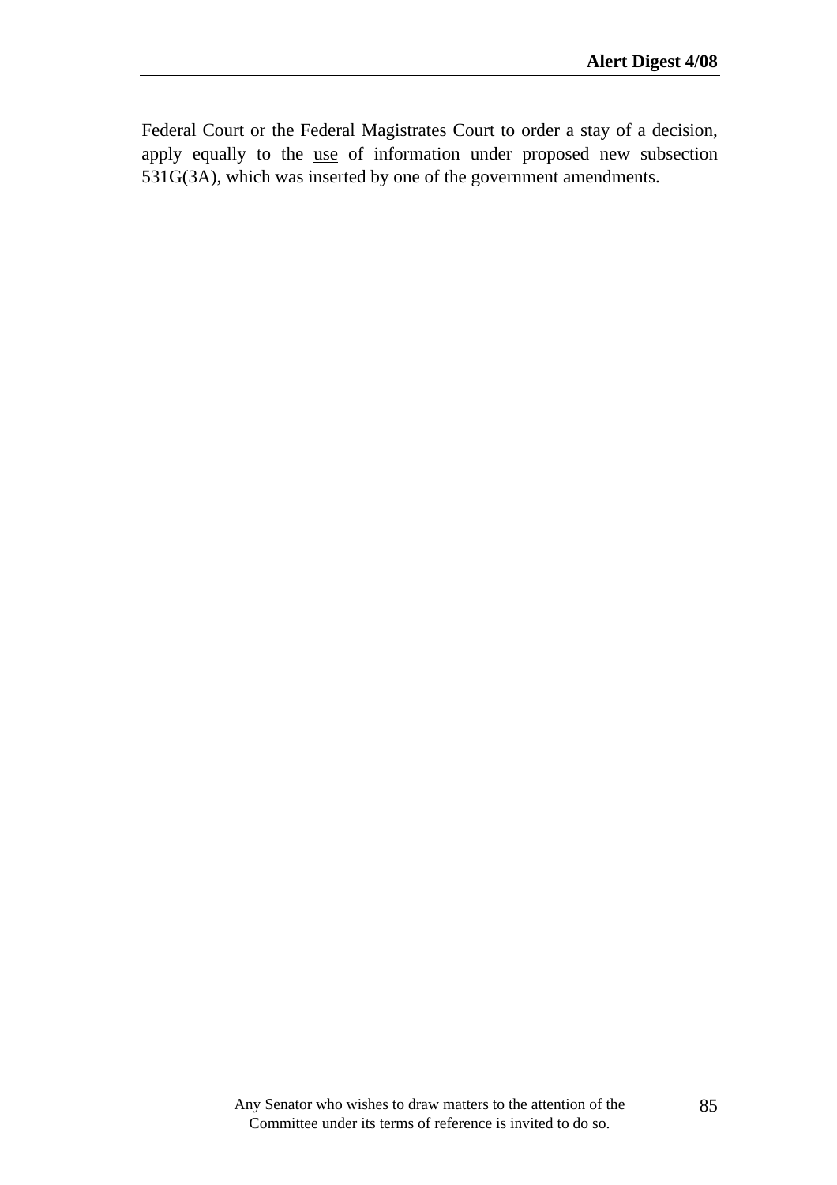Federal Court or the Federal Magistrates Court to order a stay of a decision, apply equally to the <u>use</u> of information under proposed new subsection 531G(3A), which was inserted by one of the government amendments.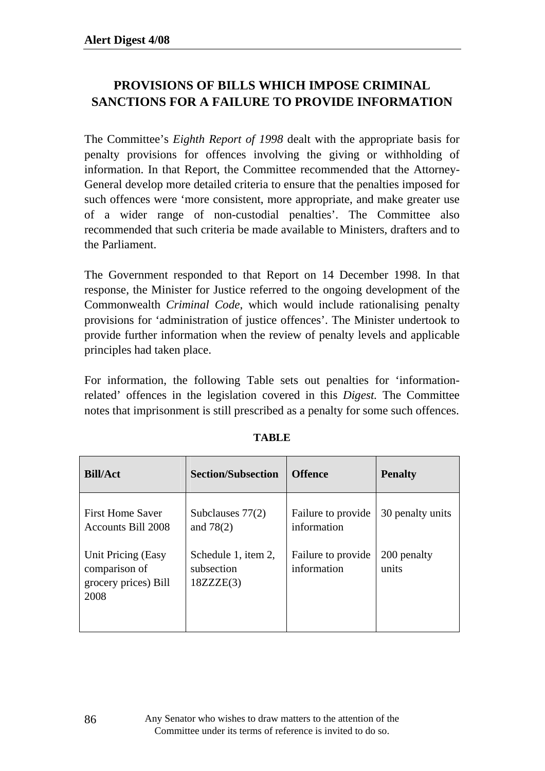## PROVISIONS OF BILLS WHICH IMPOSE CRIMINAL SANCTIONS FOR A FAILURE TO PROVIDE INFORMATION

The Committee's *Eighth Report of 1998* dealt with the appropriate basis for penalty provisions for offences involving the giving or withholding of information. In that Report, the Committee recommended that the Attorney-General develop more detailed criteria to ensure that the penalties imposed for such offences were 'more consistent, more appropriate, and make greater use of a wider range of non-custodial penalties'. The Committee also recommended that such criteria be made available to Ministers, drafters and to the Parliament.

The Government responded to that Report on 14 December 1998. In that response, the Minister for Justice referred to the ongoing development of the Commonwealth *Criminal Code*, which would include rationalising penalty provisions for 'administration of justice offences'. The Minister undertook to provide further information when the review of penalty levels and applicable principles had taken place.

For information, the following Table sets out penalties for 'information-related' offences in the legislation covered in this *Digest.* The Committee notes that imprisonment is still prescribed as a penalty for some such offences.

**TABLE**

| Bill/Act | Section/Subsection | Offence | Penalty |
|---|---|---|---|
| First Home Saver Accounts Bill 2008 | Subclauses 77(2) and 78(2) | Failure to provide information | 30 penalty units |
| Unit Pricing (Easy comparison of grocery prices) Bill 2008 | Schedule 1, item 2, subsection 18ZZZE(3) | Failure to provide information | 200 penalty units |

Any Senator who wishes to draw matters to the attention of the Committee under its terms of reference is invited to do so.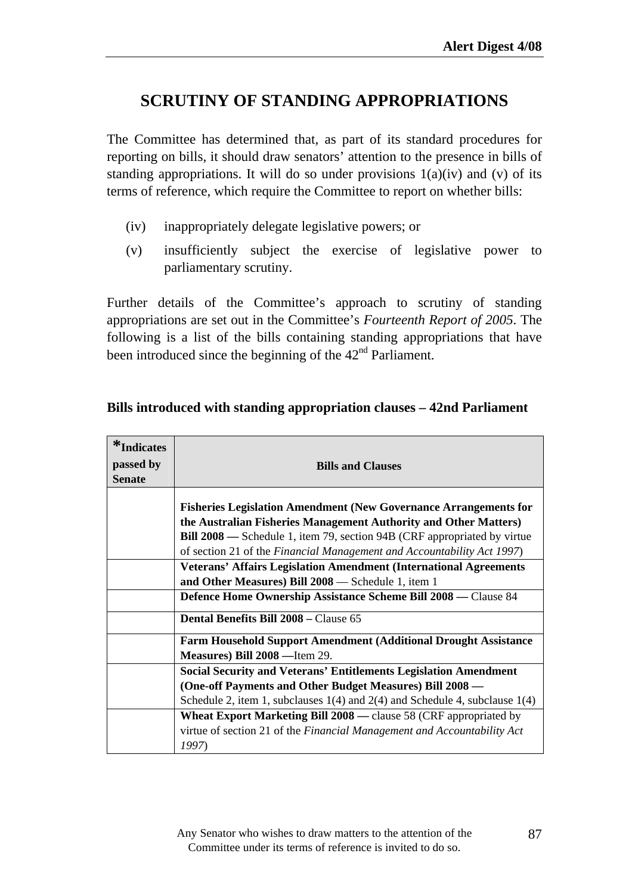## SCRUTINY OF STANDING APPROPRIATIONS

The Committee has determined that, as part of its standard procedures for reporting on bills, it should draw senators' attention to the presence in bills of standing appropriations. It will do so under provisions 1(a)(iv) and (v) of its terms of reference, which require the Committee to report on whether bills:

(iv) inappropriately delegate legislative powers; or

(v) insufficiently subject the exercise of legislative power to parliamentary scrutiny.

Further details of the Committee's approach to scrutiny of standing appropriations are set out in the Committee's *Fourteenth Report of 2005*. The following is a list of the bills containing standing appropriations that have been introduced since the beginning of the 42nd Parliament.

**Bills introduced with standing appropriation clauses – 42nd Parliament**

| *Indicates passed by Senate | Bills and Clauses |
|---|---|
| | **Fisheries Legislation Amendment (New Governance Arrangements for the Australian Fisheries Management Authority and Other Matters) Bill 2008 —** Schedule 1, item 79, section 94B (CRF appropriated by virtue of section 21 of the *Financial Management and Accountability Act 1997*) |
| | **Veterans' Affairs Legislation Amendment (International Agreements and Other Measures) Bill 2008** — Schedule 1, item 1 |
| | **Defence Home Ownership Assistance Scheme Bill 2008 —** Clause 84 |
| | **Dental Benefits Bill 2008 –** Clause 65 |
| | **Farm Household Support Amendment (Additional Drought Assistance Measures) Bill 2008 —**Item 29. |
| | **Social Security and Veterans' Entitlements Legislation Amendment (One-off Payments and Other Budget Measures) Bill 2008 —** Schedule 2, item 1, subclauses 1(4) and 2(4) and Schedule 4, subclause 1(4) |
| | **Wheat Export Marketing Bill 2008 —** clause 58 (CRF appropriated by virtue of section 21 of the *Financial Management and Accountability Act 1997*) |

Any Senator who wishes to draw matters to the attention of the Committee under its terms of reference is invited to do so.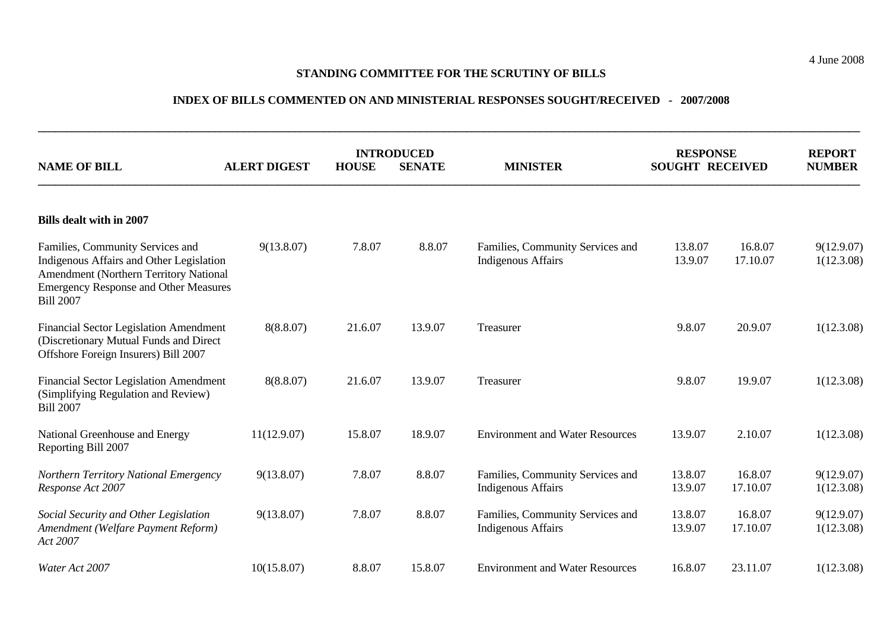4 June 2008

**STANDING COMMITTEE FOR THE SCRUTINY OF BILLS**

**INDEX OF BILLS COMMENTED ON AND MINISTERIAL RESPONSES SOUGHT/RECEIVED - 2007/2008**

| NAME OF BILL | ALERT DIGEST | INTRODUCED HOUSE | INTRODUCED SENATE | MINISTER | RESPONSE SOUGHT | RESPONSE RECEIVED | REPORT NUMBER |
|---|---|---|---|---|---|---|---|
| **Bills dealt with in 2007** | | | | | | | |
| Families, Community Services and Indigenous Affairs and Other Legislation Amendment (Northern Territory National Emergency Response and Other Measures Bill 2007 | 9(13.8.07) | 7.8.07 | 8.8.07 | Families, Community Services and Indigenous Affairs | 13.8.07<br>13.9.07 | 16.8.07<br>17.10.07 | 9(12.9.07)<br>1(12.3.08) |
| Financial Sector Legislation Amendment (Discretionary Mutual Funds and Direct Offshore Foreign Insurers) Bill 2007 | 8(8.8.07) | 21.6.07 | 13.9.07 | Treasurer | 9.8.07 | 20.9.07 | 1(12.3.08) |
| Financial Sector Legislation Amendment (Simplifying Regulation and Review) Bill 2007 | 8(8.8.07) | 21.6.07 | 13.9.07 | Treasurer | 9.8.07 | 19.9.07 | 1(12.3.08) |
| National Greenhouse and Energy Reporting Bill 2007 | 11(12.9.07) | 15.8.07 | 18.9.07 | Environment and Water Resources | 13.9.07 | 2.10.07 | 1(12.3.08) |
| *Northern Territory National Emergency Response Act 2007* | 9(13.8.07) | 7.8.07 | 8.8.07 | Families, Community Services and Indigenous Affairs | 13.8.07<br>13.9.07 | 16.8.07<br>17.10.07 | 9(12.9.07)<br>1(12.3.08) |
| *Social Security and Other Legislation Amendment (Welfare Payment Reform) Act 2007* | 9(13.8.07) | 7.8.07 | 8.8.07 | Families, Community Services and Indigenous Affairs | 13.8.07<br>13.9.07 | 16.8.07<br>17.10.07 | 9(12.9.07)<br>1(12.3.08) |
| *Water Act 2007* | 10(15.8.07) | 8.8.07 | 15.8.07 | Environment and Water Resources | 16.8.07 | 23.11.07 | 1(12.3.08) |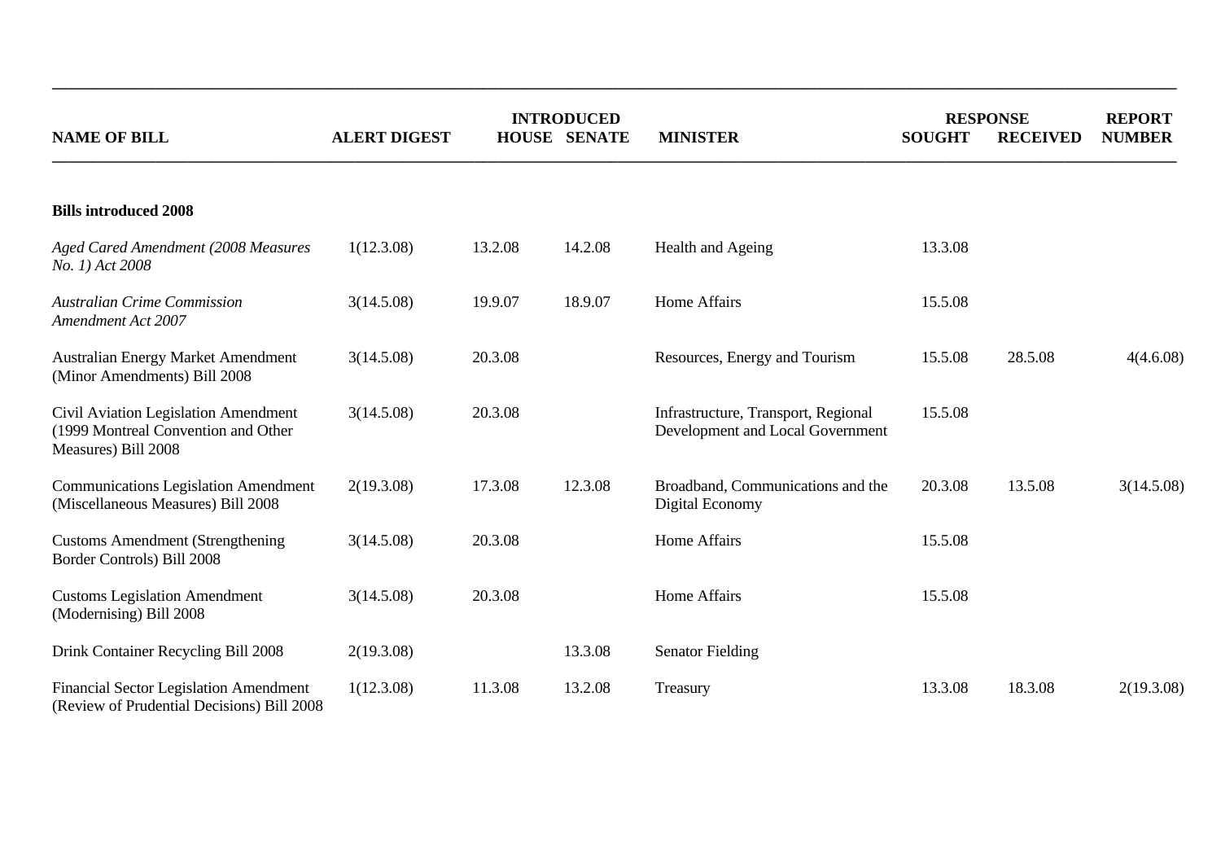| NAME OF BILL | ALERT DIGEST | INTRODUCED HOUSE | INTRODUCED SENATE | MINISTER | RESPONSE SOUGHT | RESPONSE RECEIVED | REPORT NUMBER |
|---|---|---|---|---|---|---|---|
| **Bills introduced 2008** | | | | | | | |
| *Aged Cared Amendment (2008 Measures No. 1) Act 2008* | 1(12.3.08) | 13.2.08 | 14.2.08 | Health and Ageing | 13.3.08 | | |
| *Australian Crime Commission Amendment Act 2007* | 3(14.5.08) | 19.9.07 | 18.9.07 | Home Affairs | 15.5.08 | | |
| Australian Energy Market Amendment (Minor Amendments) Bill 2008 | 3(14.5.08) | 20.3.08 | | Resources, Energy and Tourism | 15.5.08 | 28.5.08 | 4(4.6.08) |
| Civil Aviation Legislation Amendment (1999 Montreal Convention and Other Measures) Bill 2008 | 3(14.5.08) | 20.3.08 | | Infrastructure, Transport, Regional Development and Local Government | 15.5.08 | | |
| Communications Legislation Amendment (Miscellaneous Measures) Bill 2008 | 2(19.3.08) | 17.3.08 | 12.3.08 | Broadband, Communications and the Digital Economy | 20.3.08 | 13.5.08 | 3(14.5.08) |
| Customs Amendment (Strengthening Border Controls) Bill 2008 | 3(14.5.08) | 20.3.08 | | Home Affairs | 15.5.08 | | |
| Customs Legislation Amendment (Modernising) Bill 2008 | 3(14.5.08) | 20.3.08 | | Home Affairs | 15.5.08 | | |
| Drink Container Recycling Bill 2008 | 2(19.3.08) | | 13.3.08 | Senator Fielding | | | |
| Financial Sector Legislation Amendment (Review of Prudential Decisions) Bill 2008 | 1(12.3.08) | 11.3.08 | 13.2.08 | Treasury | 13.3.08 | 18.3.08 | 2(19.3.08) |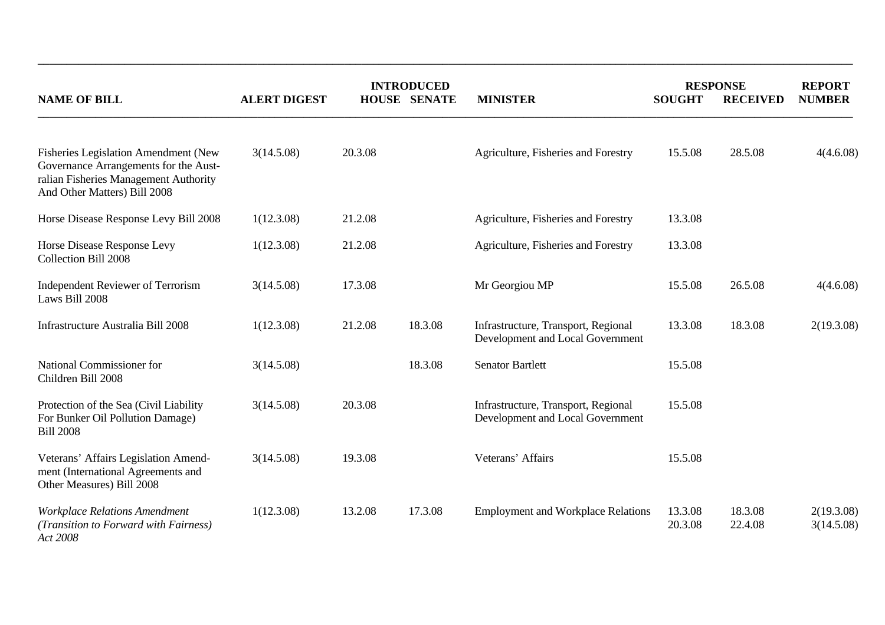| NAME OF BILL | ALERT DIGEST | INTRODUCED | | MINISTER | RESPONSE | | REPORT NUMBER |
|---|---|---|---|---|---|---|---|
| | | HOUSE | SENATE | | SOUGHT | RECEIVED | |
| Fisheries Legislation Amendment (New Governance Arrangements for the Australian Fisheries Management Authority And Other Matters) Bill 2008 | 3(14.5.08) | 20.3.08 | | Agriculture, Fisheries and Forestry | 15.5.08 | 28.5.08 | 4(4.6.08) |
| Horse Disease Response Levy Bill 2008 | 1(12.3.08) | 21.2.08 | | Agriculture, Fisheries and Forestry | 13.3.08 | | |
| Horse Disease Response Levy Collection Bill 2008 | 1(12.3.08) | 21.2.08 | | Agriculture, Fisheries and Forestry | 13.3.08 | | |
| Independent Reviewer of Terrorism Laws Bill 2008 | 3(14.5.08) | 17.3.08 | | Mr Georgiou MP | 15.5.08 | 26.5.08 | 4(4.6.08) |
| Infrastructure Australia Bill 2008 | 1(12.3.08) | 21.2.08 | 18.3.08 | Infrastructure, Transport, Regional Development and Local Government | 13.3.08 | 18.3.08 | 2(19.3.08) |
| National Commissioner for Children Bill 2008 | 3(14.5.08) | | 18.3.08 | Senator Bartlett | 15.5.08 | | |
| Protection of the Sea (Civil Liability For Bunker Oil Pollution Damage) Bill 2008 | 3(14.5.08) | 20.3.08 | | Infrastructure, Transport, Regional Development and Local Government | 15.5.08 | | |
| Veterans' Affairs Legislation Amendment (International Agreements and Other Measures) Bill 2008 | 3(14.5.08) | 19.3.08 | | Veterans' Affairs | 15.5.08 | | |
| *Workplace Relations Amendment (Transition to Forward with Fairness) Act 2008* | 1(12.3.08) | 13.2.08 | 17.3.08 | Employment and Workplace Relations | 13.3.08<br>20.3.08 | 18.3.08<br>22.4.08 | 2(19.3.08)<br>3(14.5.08) |